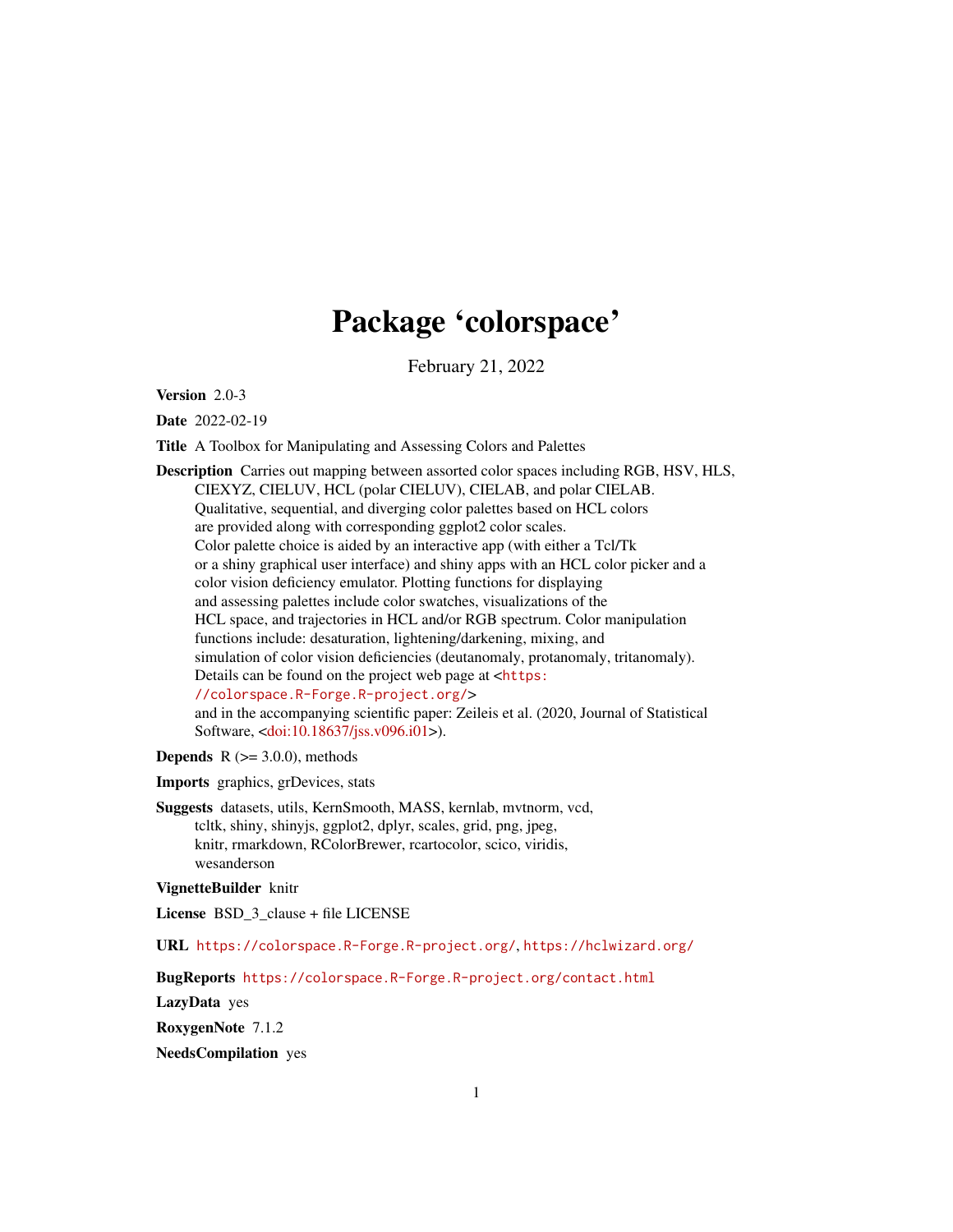# Package 'colorspace'

February 21, 2022

**Version** 2.0-3

**Date** 2022-02-19

**Title** A Toolbox for Manipulating and Assessing Colors and Palettes

**Description** Carries out mapping between assorted color spaces including RGB, HSV, HLS, CIEXYZ, CIELUV, HCL (polar CIELUV), CIELAB, and polar CIELAB. Qualitative, sequential, and diverging color palettes based on HCL colors are provided along with corresponding ggplot2 color scales. Color palette choice is aided by an interactive app (with either a Tcl/Tk or a shiny graphical user interface) and shiny apps with an HCL color picker and a color vision deficiency emulator. Plotting functions for displaying and assessing palettes include color swatches, visualizations of the HCL space, and trajectories in HCL and/or RGB spectrum. Color manipulation functions include: desaturation, lightening/darkening, mixing, and simulation of color vision deficiencies (deutanomaly, protanomaly, tritanomaly). Details can be found on the project web page at <https://colorspace.R-Forge.R-project.org/> and in the accompanying scientific paper: Zeileis et al. (2020, Journal of Statistical Software, <doi:10.18637/jss.v096.i01>).

**Depends** R (>= 3.0.0), methods

**Imports** graphics, grDevices, stats

**Suggests** datasets, utils, KernSmooth, MASS, kernlab, mvtnorm, vcd, tcltk, shiny, shinyjs, ggplot2, dplyr, scales, grid, png, jpeg, knitr, rmarkdown, RColorBrewer, rcartocolor, scico, viridis, wesanderson

**VignetteBuilder** knitr

**License** BSD_3_clause + file LICENSE

**URL** https://colorspace.R-Forge.R-project.org/, https://hclwizard.org/

**BugReports** https://colorspace.R-Forge.R-project.org/contact.html

**LazyData** yes

**RoxygenNote** 7.1.2

**NeedsCompilation** yes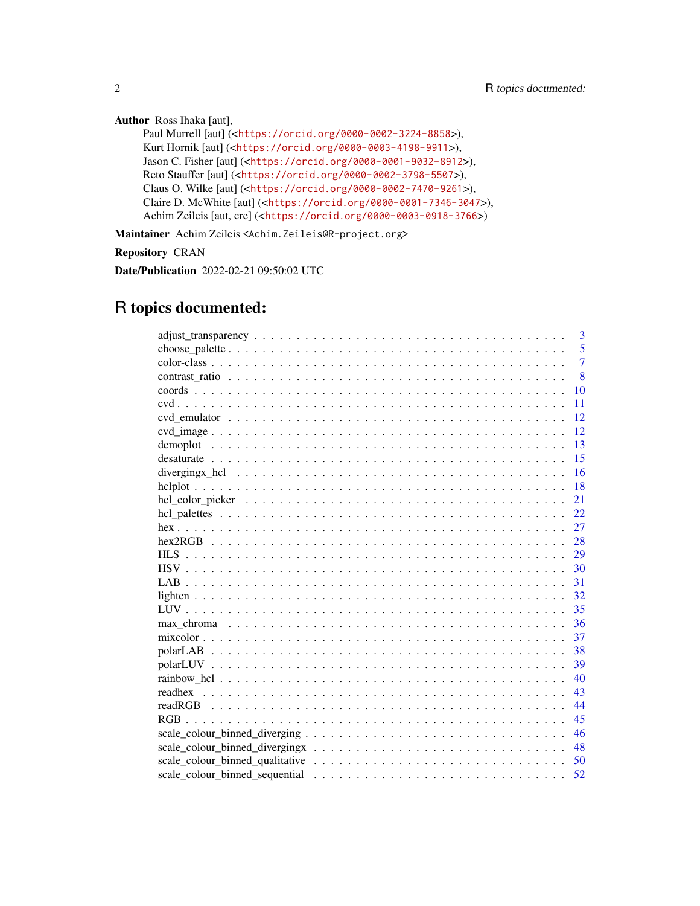**Author** Ross Ihaka [aut],
Paul Murrell [aut] (<https://orcid.org/0000-0002-3224-8858>),
Kurt Hornik [aut] (<https://orcid.org/0000-0003-4198-9911>),
Jason C. Fisher [aut] (<https://orcid.org/0000-0001-9032-8912>),
Reto Stauffer [aut] (<https://orcid.org/0000-0002-3798-5507>),
Claus O. Wilke [aut] (<https://orcid.org/0000-0002-7470-9261>),
Claire D. McWhite [aut] (<https://orcid.org/0000-0001-7346-3047>),
Achim Zeileis [aut, cre] (<https://orcid.org/0000-0003-0918-3766>)

**Maintainer** Achim Zeileis <Achim.Zeileis@R-project.org>

**Repository** CRAN

**Date/Publication** 2022-02-21 09:50:02 UTC

# R topics documented:

| | |
|---|---|
| adjust_transparency | 3 |
| choose_palette | 5 |
| color-class | 7 |
| contrast_ratio | 8 |
| coords | 10 |
| cvd | 11 |
| cvd_emulator | 12 |
| cvd_image | 12 |
| demoplot | 13 |
| desaturate | 15 |
| divergingx_hcl | 16 |
| hclplot | 18 |
| hcl_color_picker | 21 |
| hcl_palettes | 22 |
| hex | 27 |
| hex2RGB | 28 |
| HLS | 29 |
| HSV | 30 |
| LAB | 31 |
| lighten | 32 |
| LUV | 35 |
| max_chroma | 36 |
| mixcolor | 37 |
| polarLAB | 38 |
| polarLUV | 39 |
| rainbow_hcl | 40 |
| readhex | 43 |
| readRGB | 44 |
| RGB | 45 |
| scale_colour_binned_diverging | 46 |
| scale_colour_binned_divergingx | 48 |
| scale_colour_binned_qualitative | 50 |
| scale_colour_binned_sequential | 52 |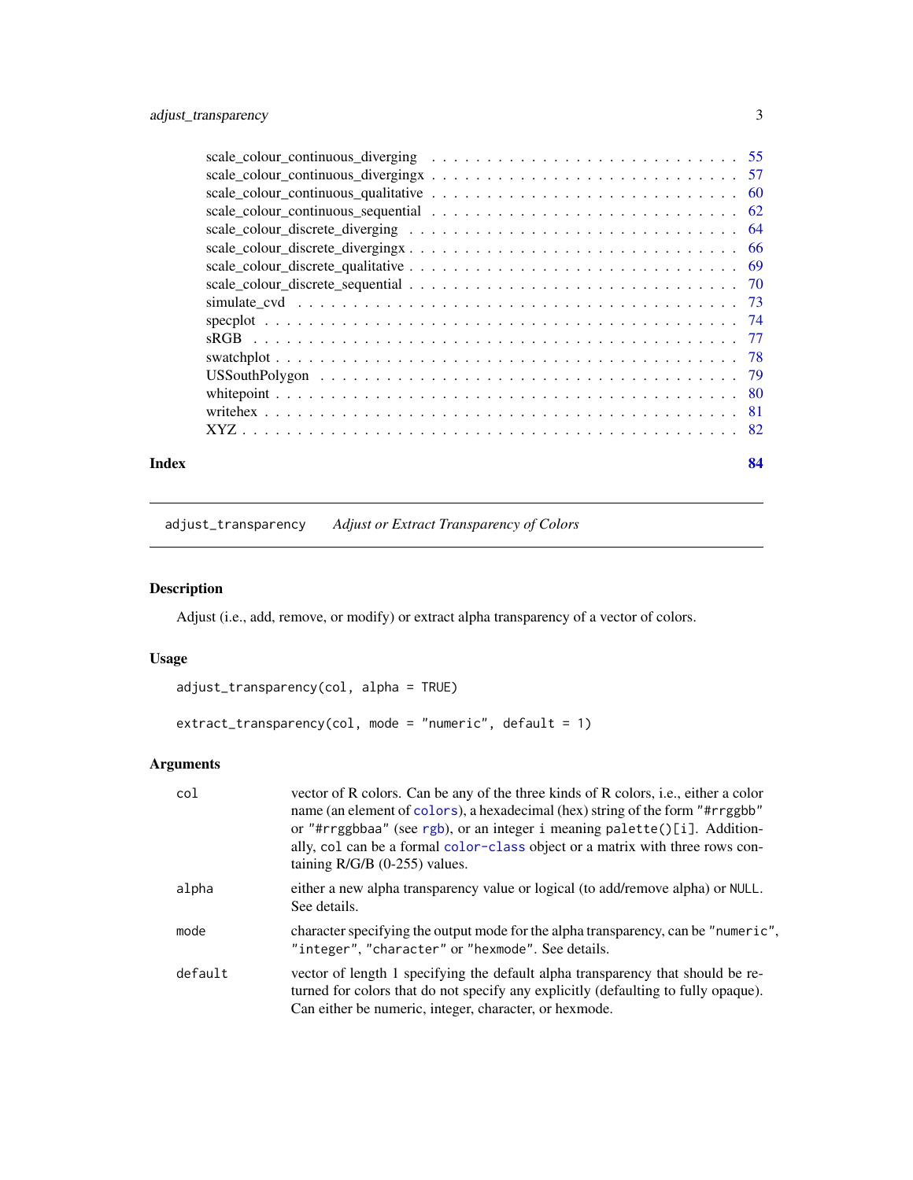| | |
|---|---|
| scale_colour_continuous_diverging | 55 |
| scale_colour_continuous_divergingx | 57 |
| scale_colour_continuous_qualitative | 60 |
| scale_colour_continuous_sequential | 62 |
| scale_colour_discrete_diverging | 64 |
| scale_colour_discrete_divergingx | 66 |
| scale_colour_discrete_qualitative | 69 |
| scale_colour_discrete_sequential | 70 |
| simulate_cvd | 73 |
| specplot | 74 |
| sRGB | 77 |
| swatchplot | 78 |
| USSouthPolygon | 79 |
| whitepoint | 80 |
| writehex | 81 |
| XYZ | 82 |

**Index** **84**

---

`adjust_transparency` *Adjust or Extract Transparency of Colors*

---

## Description

Adjust (i.e., add, remove, or modify) or extract alpha transparency of a vector of colors.

## Usage

```
adjust_transparency(col, alpha = TRUE)

extract_transparency(col, mode = "numeric", default = 1)
```

## Arguments

| | |
|---|---|
| `col` | vector of R colors. Can be any of the three kinds of R colors, i.e., either a color name (an element of `colors`), a hexadecimal (hex) string of the form `"#rrggbb"` or `"#rrggbbaa"` (see `rgb`), or an integer `i` meaning `palette()[i]`. Additionally, `col` can be a formal `color-class` object or a matrix with three rows containing R/G/B (0-255) values. |
| `alpha` | either a new alpha transparency value or logical (to add/remove alpha) or `NULL`. See details. |
| `mode` | character specifying the output mode for the alpha transparency, can be `"numeric"`, `"integer"`, `"character"` or `"hexmode"`. See details. |
| `default` | vector of length 1 specifying the default alpha transparency that should be returned for colors that do not specify any explicitly (defaulting to fully opaque). Can either be numeric, integer, character, or hexmode. |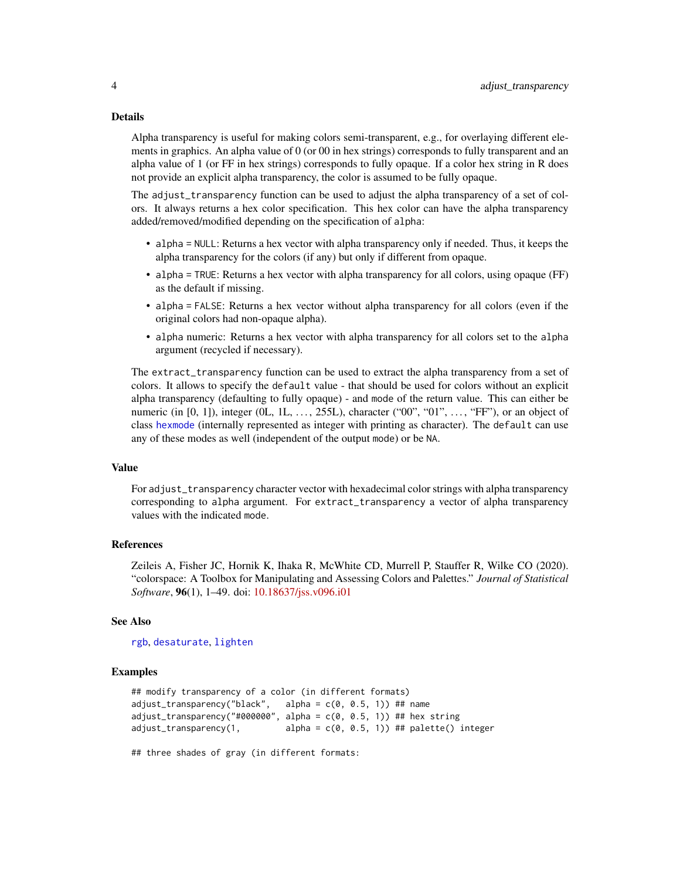### Details

Alpha transparency is useful for making colors semi-transparent, e.g., for overlaying different elements in graphics. An alpha value of 0 (or 00 in hex strings) corresponds to fully transparent and an alpha value of 1 (or FF in hex strings) corresponds to fully opaque. If a color hex string in R does not provide an explicit alpha transparency, the color is assumed to be fully opaque.

The `adjust_transparency` function can be used to adjust the alpha transparency of a set of colors. It always returns a hex color specification. This hex color can have the alpha transparency added/removed/modified depending on the specification of `alpha`:

- `alpha = NULL`: Returns a hex vector with alpha transparency only if needed. Thus, it keeps the alpha transparency for the colors (if any) but only if different from opaque.
- `alpha = TRUE`: Returns a hex vector with alpha transparency for all colors, using opaque (FF) as the default if missing.
- `alpha = FALSE`: Returns a hex vector without alpha transparency for all colors (even if the original colors had non-opaque alpha).
- `alpha` numeric: Returns a hex vector with alpha transparency for all colors set to the `alpha` argument (recycled if necessary).

The `extract_transparency` function can be used to extract the alpha transparency from a set of colors. It allows to specify the `default` value - that should be used for colors without an explicit alpha transparency (defaulting to fully opaque) - and `mode` of the return value. This can either be numeric (in [0, 1]), integer (0L, 1L, ..., 255L), character ("00", "01", ..., "FF"), or an object of class `hexmode` (internally represented as integer with printing as character). The `default` can use any of these modes as well (independent of the output `mode`) or be `NA`.

### Value

For `adjust_transparency` character vector with hexadecimal color strings with alpha transparency corresponding to `alpha` argument. For `extract_transparency` a vector of alpha transparency values with the indicated `mode`.

### References

Zeileis A, Fisher JC, Hornik K, Ihaka R, McWhite CD, Murrell P, Stauffer R, Wilke CO (2020). "colorspace: A Toolbox for Manipulating and Assessing Colors and Palettes." *Journal of Statistical Software*, **96**(1), 1–49. doi: 10.18637/jss.v096.i01

### See Also

`rgb`, `desaturate`, `lighten`

### Examples

```
## modify transparency of a color (in different formats)
adjust_transparency("black",   alpha = c(0, 0.5, 1)) ## name
adjust_transparency("#000000", alpha = c(0, 0.5, 1)) ## hex string
adjust_transparency(1,         alpha = c(0, 0.5, 1)) ## palette() integer

## three shades of gray (in different formats:
```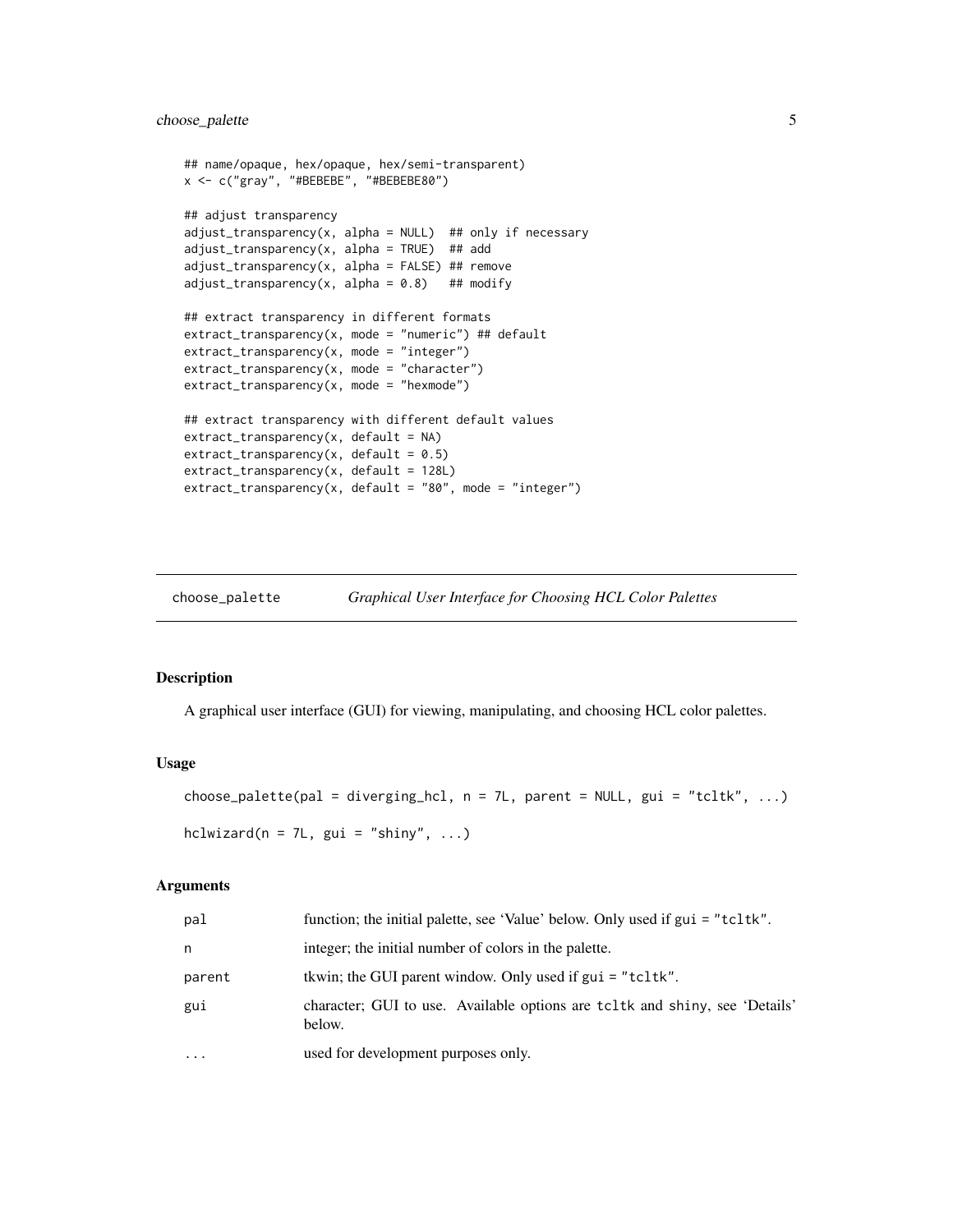```
## name/opaque, hex/opaque, hex/semi-transparent)
x <- c("gray", "#BEBEBE", "#BEBEBE80")

## adjust transparency
adjust_transparency(x, alpha = NULL)  ## only if necessary
adjust_transparency(x, alpha = TRUE)  ## add
adjust_transparency(x, alpha = FALSE) ## remove
adjust_transparency(x, alpha = 0.8)   ## modify

## extract transparency in different formats
extract_transparency(x, mode = "numeric") ## default
extract_transparency(x, mode = "integer")
extract_transparency(x, mode = "character")
extract_transparency(x, mode = "hexmode")

## extract transparency with different default values
extract_transparency(x, default = NA)
extract_transparency(x, default = 0.5)
extract_transparency(x, default = 128L)
extract_transparency(x, default = "80", mode = "integer")
```

---

## choose_palette — *Graphical User Interface for Choosing HCL Color Palettes*

### Description

A graphical user interface (GUI) for viewing, manipulating, and choosing HCL color palettes.

### Usage

```
choose_palette(pal = diverging_hcl, n = 7L, parent = NULL, gui = "tcltk", ...)

hclwizard(n = 7L, gui = "shiny", ...)
```

### Arguments

| | |
|---|---|
| `pal` | function; the initial palette, see 'Value' below. Only used if `gui = "tcltk"`. |
| `n` | integer; the initial number of colors in the palette. |
| `parent` | tkwin; the GUI parent window. Only used if `gui = "tcltk"`. |
| `gui` | character; GUI to use. Available options are `tcltk` and `shiny`, see 'Details' below. |
| `...` | used for development purposes only. |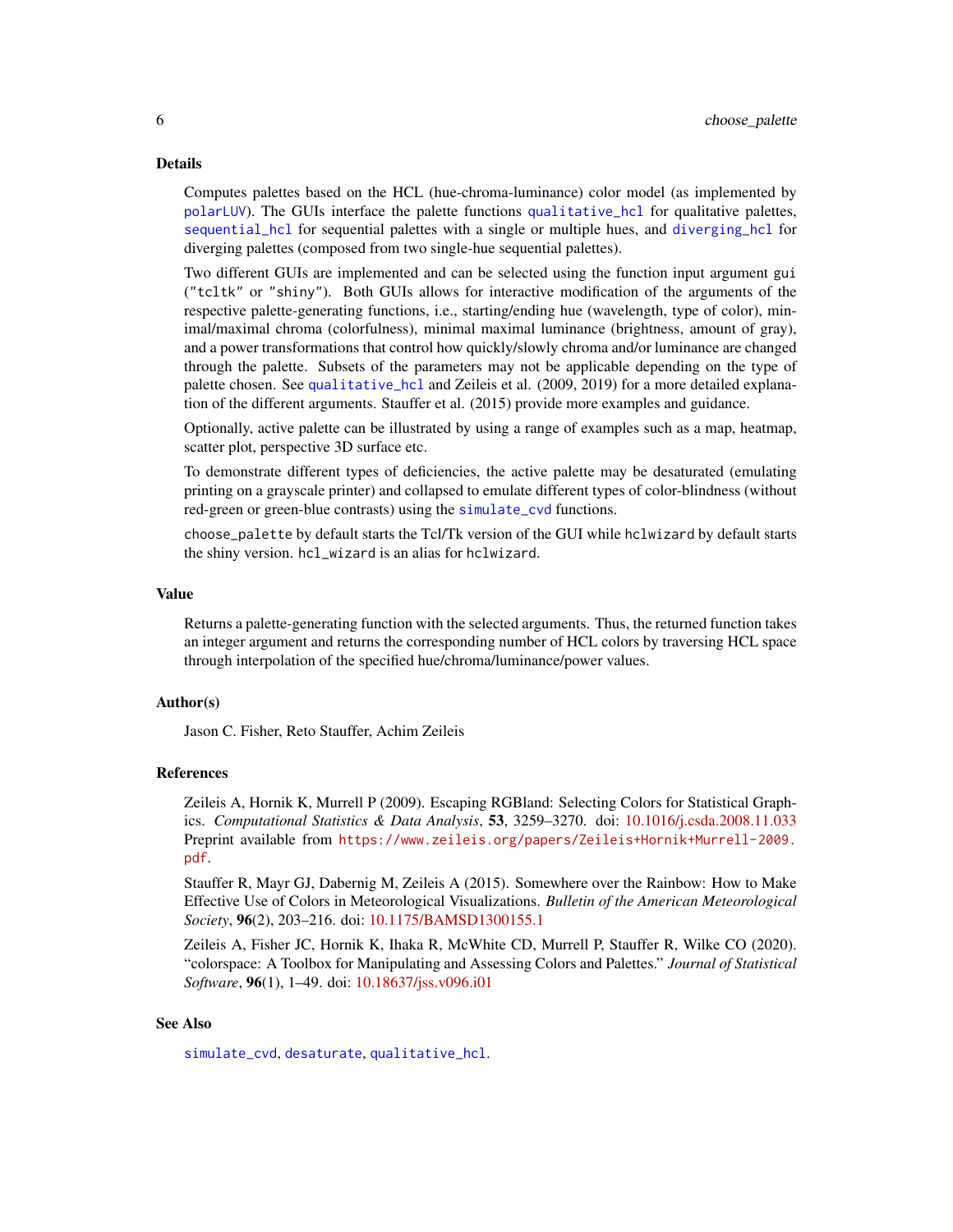## Details

Computes palettes based on the HCL (hue-chroma-luminance) color model (as implemented by `polarLUV`). The GUIs interface the palette functions `qualitative_hcl` for qualitative palettes, `sequential_hcl` for sequential palettes with a single or multiple hues, and `diverging_hcl` for diverging palettes (composed from two single-hue sequential palettes).

Two different GUIs are implemented and can be selected using the function input argument `gui` (`"tcltk"` or `"shiny"`). Both GUIs allows for interactive modification of the arguments of the respective palette-generating functions, i.e., starting/ending hue (wavelength, type of color), minimal/maximal chroma (colorfulness), minimal maximal luminance (brightness, amount of gray), and a power transformations that control how quickly/slowly chroma and/or luminance are changed through the palette. Subsets of the parameters may not be applicable depending on the type of palette chosen. See `qualitative_hcl` and Zeileis et al. (2009, 2019) for a more detailed explanation of the different arguments. Stauffer et al. (2015) provide more examples and guidance.

Optionally, active palette can be illustrated by using a range of examples such as a map, heatmap, scatter plot, perspective 3D surface etc.

To demonstrate different types of deficiencies, the active palette may be desaturated (emulating printing on a grayscale printer) and collapsed to emulate different types of color-blindness (without red-green or green-blue contrasts) using the `simulate_cvd` functions.

`choose_palette` by default starts the Tcl/Tk version of the GUI while `hclwizard` by default starts the shiny version. `hcl_wizard` is an alias for `hclwizard`.

## Value

Returns a palette-generating function with the selected arguments. Thus, the returned function takes an integer argument and returns the corresponding number of HCL colors by traversing HCL space through interpolation of the specified hue/chroma/luminance/power values.

## Author(s)

Jason C. Fisher, Reto Stauffer, Achim Zeileis

## References

Zeileis A, Hornik K, Murrell P (2009). Escaping RGBland: Selecting Colors for Statistical Graphics. *Computational Statistics & Data Analysis*, **53**, 3259–3270. doi: 10.1016/j.csda.2008.11.033 Preprint available from `https://www.zeileis.org/papers/Zeileis+Hornik+Murrell-2009.pdf`.

Stauffer R, Mayr GJ, Dabernig M, Zeileis A (2015). Somewhere over the Rainbow: How to Make Effective Use of Colors in Meteorological Visualizations. *Bulletin of the American Meteorological Society*, **96**(2), 203–216. doi: 10.1175/BAMSD1300155.1

Zeileis A, Fisher JC, Hornik K, Ihaka R, McWhite CD, Murrell P, Stauffer R, Wilke CO (2020). "colorspace: A Toolbox for Manipulating and Assessing Colors and Palettes." *Journal of Statistical Software*, **96**(1), 1–49. doi: 10.18637/jss.v096.i01

## See Also

`simulate_cvd`, `desaturate`, `qualitative_hcl`.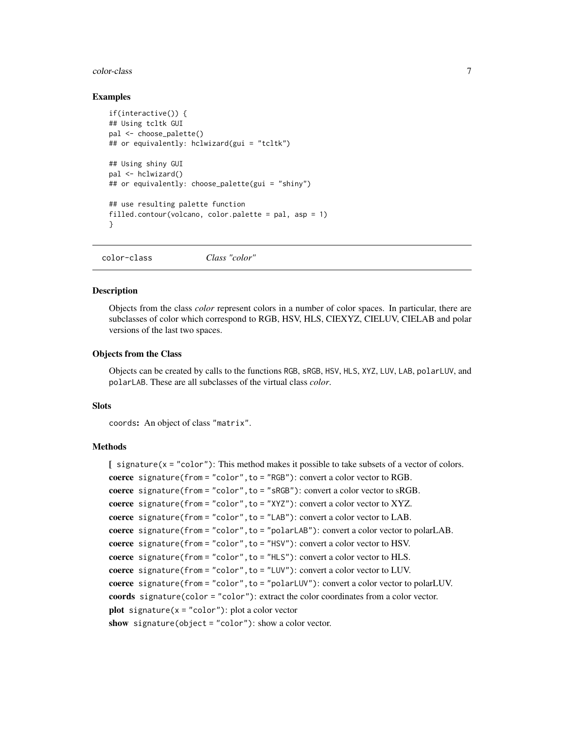### Examples

```
if(interactive()) {
## Using tcltk GUI
pal <- choose_palette()
## or equivalently: hclwizard(gui = "tcltk")

## Using shiny GUI
pal <- hclwizard()
## or equivalently: choose_palette(gui = "shiny")

## use resulting palette function
filled.contour(volcano, color.palette = pal, asp = 1)
}
```

---

## color-class *Class "color"*

---

### Description

Objects from the class *color* represent colors in a number of color spaces. In particular, there are subclasses of color which correspond to RGB, HSV, HLS, CIEXYZ, CIELUV, CIELAB and polar versions of the last two spaces.

### Objects from the Class

Objects can be created by calls to the functions `RGB`, `sRGB`, `HSV`, `HLS`, `XYZ`, `LUV`, `LAB`, `polarLUV`, and `polarLAB`. These are all subclasses of the virtual class *color*.

### Slots

`coords`**:** An object of class `"matrix"`.

### Methods

**[** `signature(x = "color")`: This method makes it possible to take subsets of a vector of colors.

**coerce** `signature(from = "color", to = "RGB")`: convert a color vector to RGB.

**coerce** `signature(from = "color", to = "sRGB")`: convert a color vector to sRGB.

**coerce** `signature(from = "color", to = "XYZ")`: convert a color vector to XYZ.

**coerce** `signature(from = "color", to = "LAB")`: convert a color vector to LAB.

**coerce** `signature(from = "color", to = "polarLAB")`: convert a color vector to polarLAB.

**coerce** `signature(from = "color", to = "HSV")`: convert a color vector to HSV.

**coerce** `signature(from = "color", to = "HLS")`: convert a color vector to HLS.

**coerce** `signature(from = "color", to = "LUV")`: convert a color vector to LUV.

**coerce** `signature(from = "color", to = "polarLUV")`: convert a color vector to polarLUV.

**coords** `signature(color = "color")`: extract the color coordinates from a color vector.

**plot** `signature(x = "color")`: plot a color vector

**show** `signature(object = "color")`: show a color vector.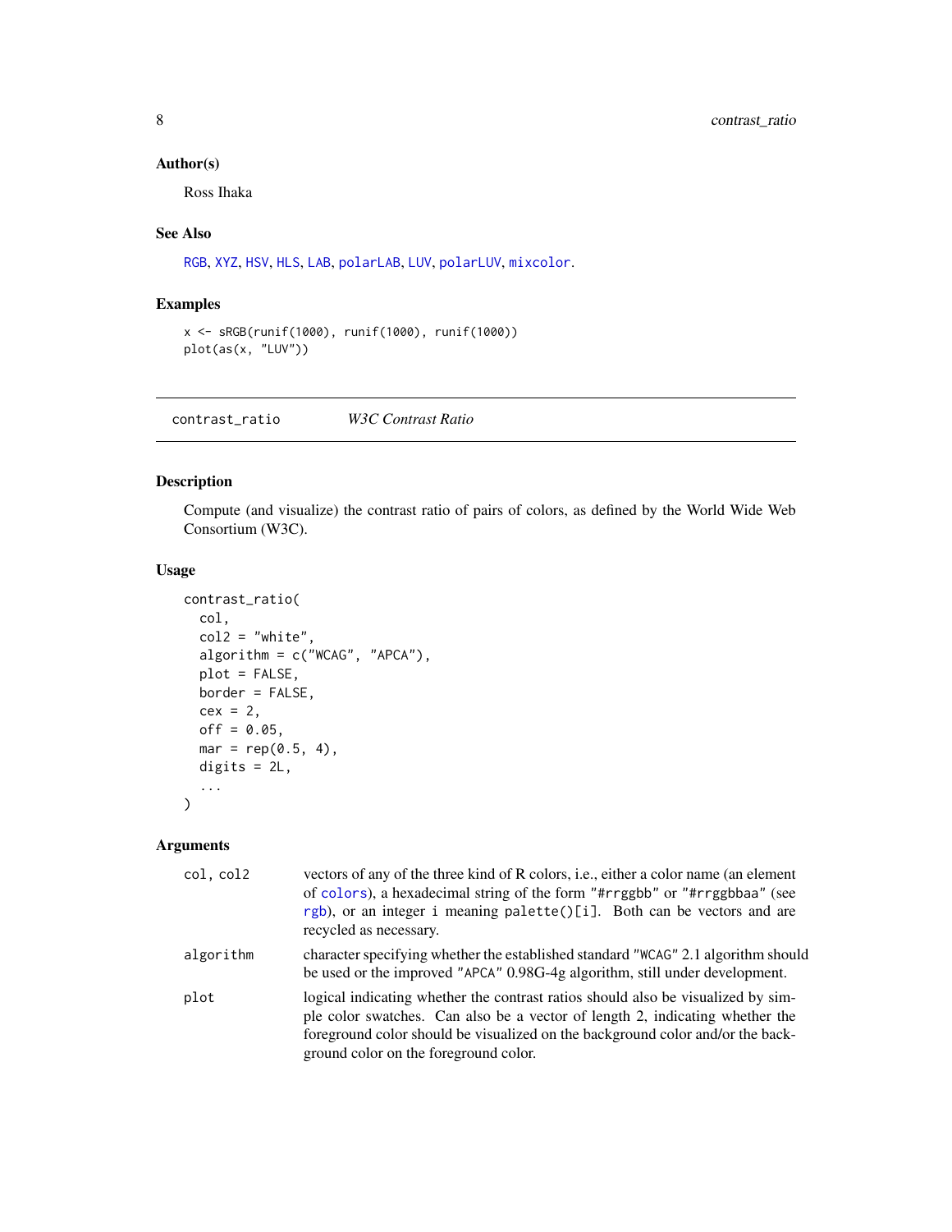### Author(s)

Ross Ihaka

### See Also

RGB, XYZ, HSV, HLS, LAB, polarLAB, LUV, polarLUV, mixcolor.

### Examples

```
x <- sRGB(runif(1000), runif(1000), runif(1000))
plot(as(x, "LUV"))
```

---

## contrast_ratio &nbsp;&nbsp;&nbsp; *W3C Contrast Ratio*

---

### Description

Compute (and visualize) the contrast ratio of pairs of colors, as defined by the World Wide Web Consortium (W3C).

### Usage

```
contrast_ratio(
  col,
  col2 = "white",
  algorithm = c("WCAG", "APCA"),
  plot = FALSE,
  border = FALSE,
  cex = 2,
  off = 0.05,
  mar = rep(0.5, 4),
  digits = 2L,
  ...
)
```

### Arguments

| | |
|---|---|
| `col, col2` | vectors of any of the three kind of R colors, i.e., either a color name (an element of `colors`), a hexadecimal string of the form `"#rrggbb"` or `"#rrggbbaa"` (see `rgb`), or an integer `i` meaning `palette()[i]`. Both can be vectors and are recycled as necessary. |
| `algorithm` | character specifying whether the established standard `"WCAG"` 2.1 algorithm should be used or the improved `"APCA"` 0.98G-4g algorithm, still under development. |
| `plot` | logical indicating whether the contrast ratios should also be visualized by simple color swatches. Can also be a vector of length 2, indicating whether the foreground color should be visualized on the background color and/or the background color on the foreground color. |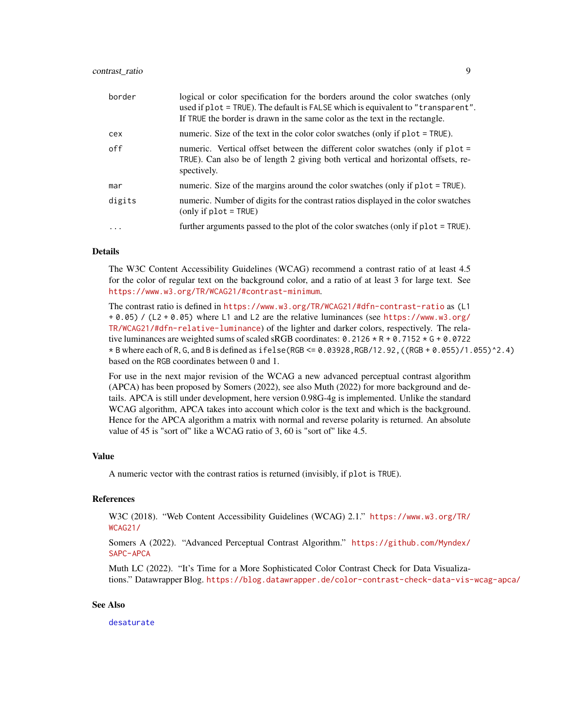| | |
|---|---|
| border | logical or color specification for the borders around the color swatches (only used if `plot = TRUE`). The default is `FALSE` which is equivalent to `"transparent"`. If `TRUE` the border is drawn in the same color as the text in the rectangle. |
| cex | numeric. Size of the text in the color color swatches (only if `plot = TRUE`). |
| off | numeric. Vertical offset between the different color swatches (only if `plot = TRUE`). Can also be of length 2 giving both vertical and horizontal offsets, respectively. |
| mar | numeric. Size of the margins around the color swatches (only if `plot = TRUE`). |
| digits | numeric. Number of digits for the contrast ratios displayed in the color swatches (only if `plot = TRUE`) |
| ... | further arguments passed to the plot of the color swatches (only if `plot = TRUE`). |

## Details

The W3C Content Accessibility Guidelines (WCAG) recommend a contrast ratio of at least 4.5 for the color of regular text on the background color, and a ratio of at least 3 for large text. See https://www.w3.org/TR/WCAG21/#contrast-minimum.

The contrast ratio is defined in https://www.w3.org/TR/WCAG21/#dfn-contrast-ratio as `(L1 + 0.05) / (L2 + 0.05)` where `L1` and `L2` are the relative luminances (see https://www.w3.org/TR/WCAG21/#dfn-relative-luminance) of the lighter and darker colors, respectively. The relative luminances are weighted sums of scaled sRGB coordinates: `0.2126 * R + 0.7152 * G + 0.0722 * B` where each of `R`, `G`, and `B` is defined as `ifelse(RGB <= 0.03928,RGB/12.92,((RGB + 0.055)/1.055)^2.4)` based on the `RGB` coordinates between 0 and 1.

For use in the next major revision of the WCAG a new advanced perceptual contrast algorithm (APCA) has been proposed by Somers (2022), see also Muth (2022) for more background and details. APCA is still under development, here version 0.98G-4g is implemented. Unlike the standard WCAG algorithm, APCA takes into account which color is the text and which is the background. Hence for the APCA algorithm a matrix with normal and reverse polarity is returned. An absolute value of 45 is "sort of" like a WCAG ratio of 3, 60 is "sort of" like 4.5.

## Value

A numeric vector with the contrast ratios is returned (invisibly, if `plot` is `TRUE`).

## References

W3C (2018). "Web Content Accessibility Guidelines (WCAG) 2.1." https://www.w3.org/TR/WCAG21/

Somers A (2022). "Advanced Perceptual Contrast Algorithm." https://github.com/Myndex/SAPC-APCA

Muth LC (2022). "It's Time for a More Sophisticated Color Contrast Check for Data Visualizations." Datawrapper Blog. https://blog.datawrapper.de/color-contrast-check-data-vis-wcag-apca/

## See Also

desaturate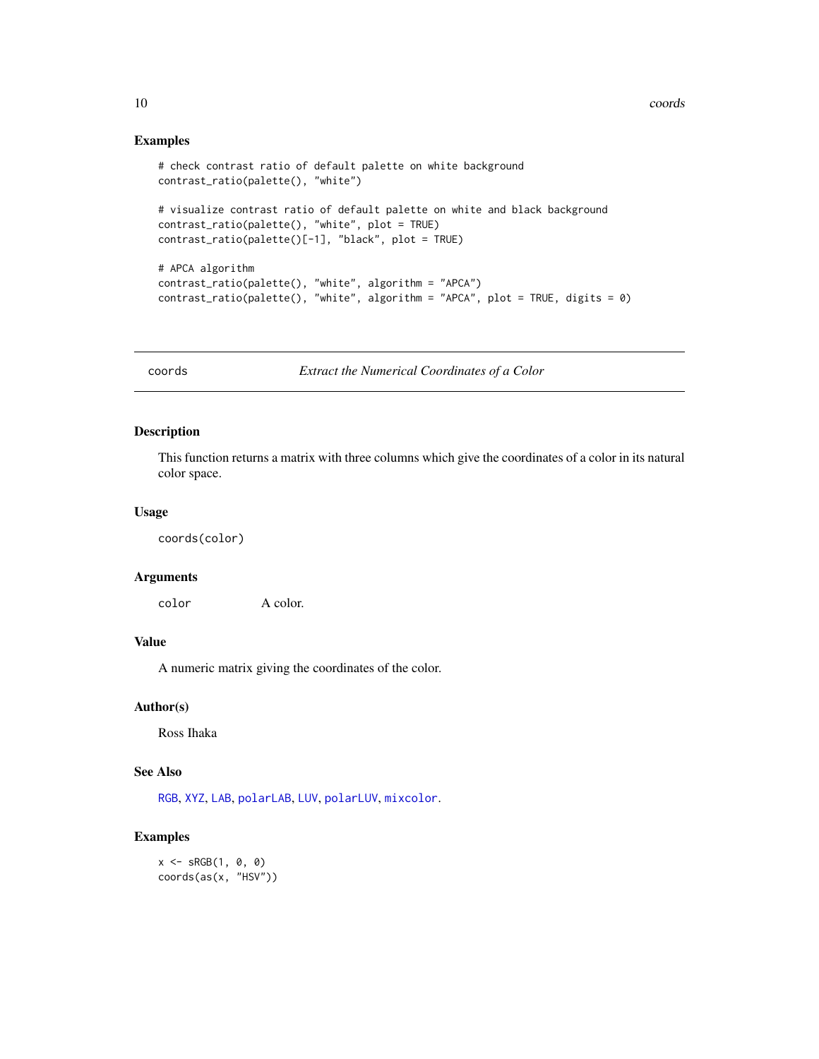### Examples

```
# check contrast ratio of default palette on white background
contrast_ratio(palette(), "white")

# visualize contrast ratio of default palette on white and black background
contrast_ratio(palette(), "white", plot = TRUE)
contrast_ratio(palette()[-1], "black", plot = TRUE)

# APCA algorithm
contrast_ratio(palette(), "white", algorithm = "APCA")
contrast_ratio(palette(), "white", algorithm = "APCA", plot = TRUE, digits = 0)
```

---

## coords — *Extract the Numerical Coordinates of a Color*

### Description

This function returns a matrix with three columns which give the coordinates of a color in its natural color space.

### Usage

```
coords(color)
```

### Arguments

| | |
|---|---|
| color | A color. |

### Value

A numeric matrix giving the coordinates of the color.

### Author(s)

Ross Ihaka

### See Also

RGB, XYZ, LAB, polarLAB, LUV, polarLUV, mixcolor.

### Examples

```
x <- sRGB(1, 0, 0)
coords(as(x, "HSV"))
```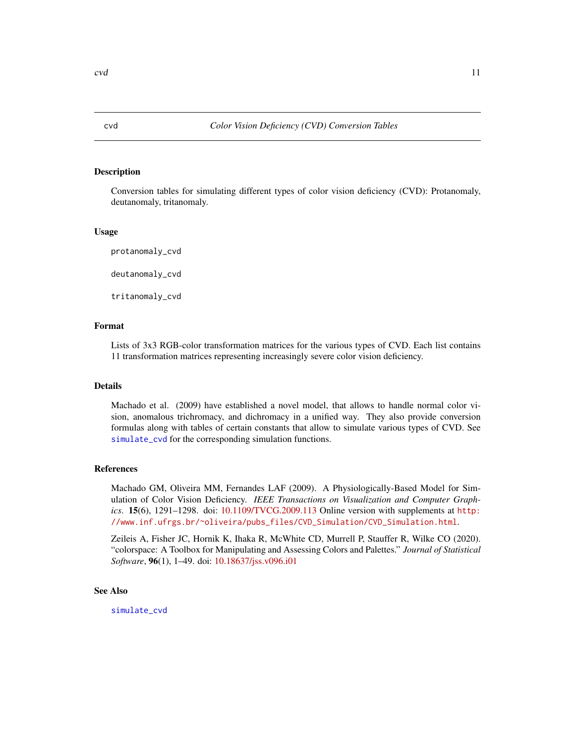# cvd — *Color Vision Deficiency (CVD) Conversion Tables*

## Description

Conversion tables for simulating different types of color vision deficiency (CVD): Protanomaly, deutanomaly, tritanomaly.

## Usage

```
protanomaly_cvd

deutanomaly_cvd

tritanomaly_cvd
```

## Format

Lists of 3x3 RGB-color transformation matrices for the various types of CVD. Each list contains 11 transformation matrices representing increasingly severe color vision deficiency.

## Details

Machado et al. (2009) have established a novel model, that allows to handle normal color vision, anomalous trichromacy, and dichromacy in a unified way. They also provide conversion formulas along with tables of certain constants that allow to simulate various types of CVD. See `simulate_cvd` for the corresponding simulation functions.

## References

Machado GM, Oliveira MM, Fernandes LAF (2009). A Physiologically-Based Model for Simulation of Color Vision Deficiency. *IEEE Transactions on Visualization and Computer Graphics*. **15**(6), 1291–1298. doi: 10.1109/TVCG.2009.113 Online version with supplements at `http://www.inf.ufrgs.br/~oliveira/pubs_files/CVD_Simulation/CVD_Simulation.html`.

Zeileis A, Fisher JC, Hornik K, Ihaka R, McWhite CD, Murrell P, Stauffer R, Wilke CO (2020). "colorspace: A Toolbox for Manipulating and Assessing Colors and Palettes." *Journal of Statistical Software*, **96**(1), 1–49. doi: 10.18637/jss.v096.i01

## See Also

`simulate_cvd`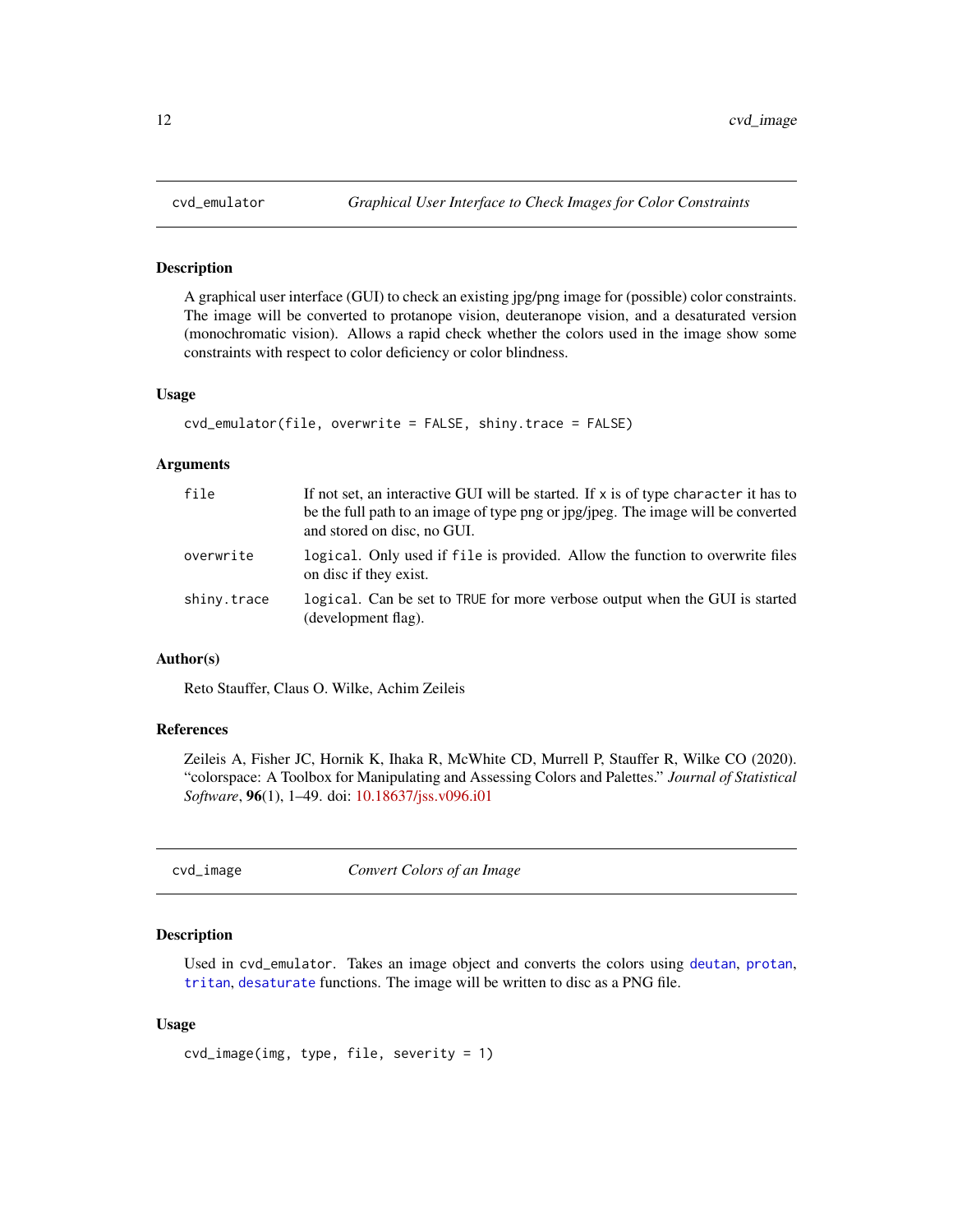## cvd_emulator — *Graphical User Interface to Check Images for Color Constraints*

### Description

A graphical user interface (GUI) to check an existing jpg/png image for (possible) color constraints. The image will be converted to protanope vision, deuteranope vision, and a desaturated version (monochromatic vision). Allows a rapid check whether the colors used in the image show some constraints with respect to color deficiency or color blindness.

### Usage

```
cvd_emulator(file, overwrite = FALSE, shiny.trace = FALSE)
```

### Arguments

| | |
|---|---|
| `file` | If not set, an interactive GUI will be started. If `x` is of type `character` it has to be the full path to an image of type png or jpg/jpeg. The image will be converted and stored on disc, no GUI. |
| `overwrite` | `logical`. Only used if `file` is provided. Allow the function to overwrite files on disc if they exist. |
| `shiny.trace` | `logical`. Can be set to `TRUE` for more verbose output when the GUI is started (development flag). |

### Author(s)

Reto Stauffer, Claus O. Wilke, Achim Zeileis

### References

Zeileis A, Fisher JC, Hornik K, Ihaka R, McWhite CD, Murrell P, Stauffer R, Wilke CO (2020). "colorspace: A Toolbox for Manipulating and Assessing Colors and Palettes." *Journal of Statistical Software*, **96**(1), 1–49. doi: 10.18637/jss.v096.i01

## cvd_image — *Convert Colors of an Image*

### Description

Used in `cvd_emulator`. Takes an image object and converts the colors using `deutan`, `protan`, `tritan`, `desaturate` functions. The image will be written to disc as a PNG file.

### Usage

```
cvd_image(img, type, file, severity = 1)
```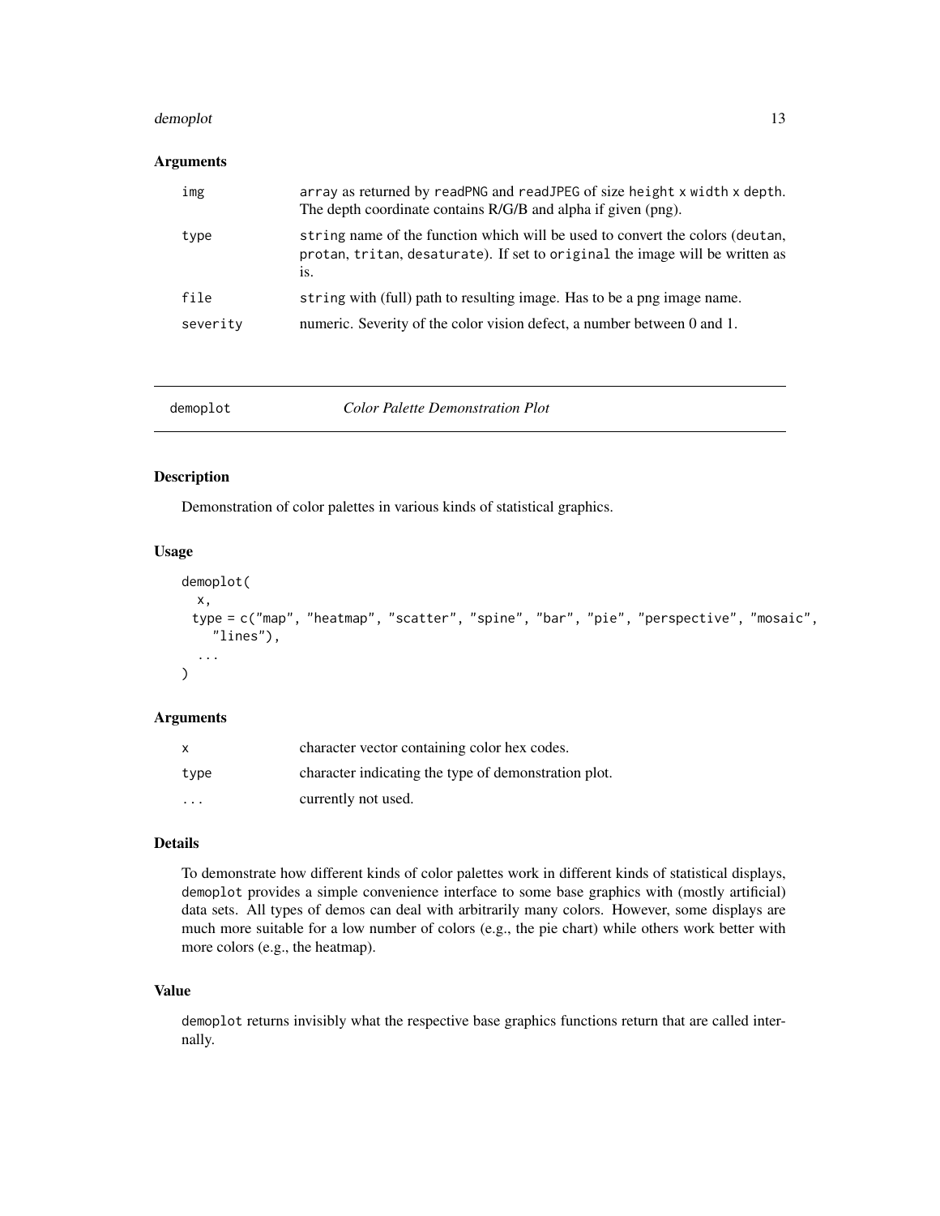### Arguments

| | |
|---|---|
| img | array as returned by readPNG and readJPEG of size height x width x depth. The depth coordinate contains R/G/B and alpha if given (png). |
| type | string name of the function which will be used to convert the colors (deutan, protan, tritan, desaturate). If set to original the image will be written as is. |
| file | string with (full) path to resulting image. Has to be a png image name. |
| severity | numeric. Severity of the color vision defect, a number between 0 and 1. |

---

## demoplot *Color Palette Demonstration Plot*

### Description

Demonstration of color palettes in various kinds of statistical graphics.

### Usage

```
demoplot(
  x,
  type = c("map", "heatmap", "scatter", "spine", "bar", "pie", "perspective", "mosaic",
    "lines"),
  ...
)
```

### Arguments

| | |
|---|---|
| x | character vector containing color hex codes. |
| type | character indicating the type of demonstration plot. |
| ... | currently not used. |

### Details

To demonstrate how different kinds of color palettes work in different kinds of statistical displays, demoplot provides a simple convenience interface to some base graphics with (mostly artificial) data sets. All types of demos can deal with arbitrarily many colors. However, some displays are much more suitable for a low number of colors (e.g., the pie chart) while others work better with more colors (e.g., the heatmap).

### Value

demoplot returns invisibly what the respective base graphics functions return that are called internally.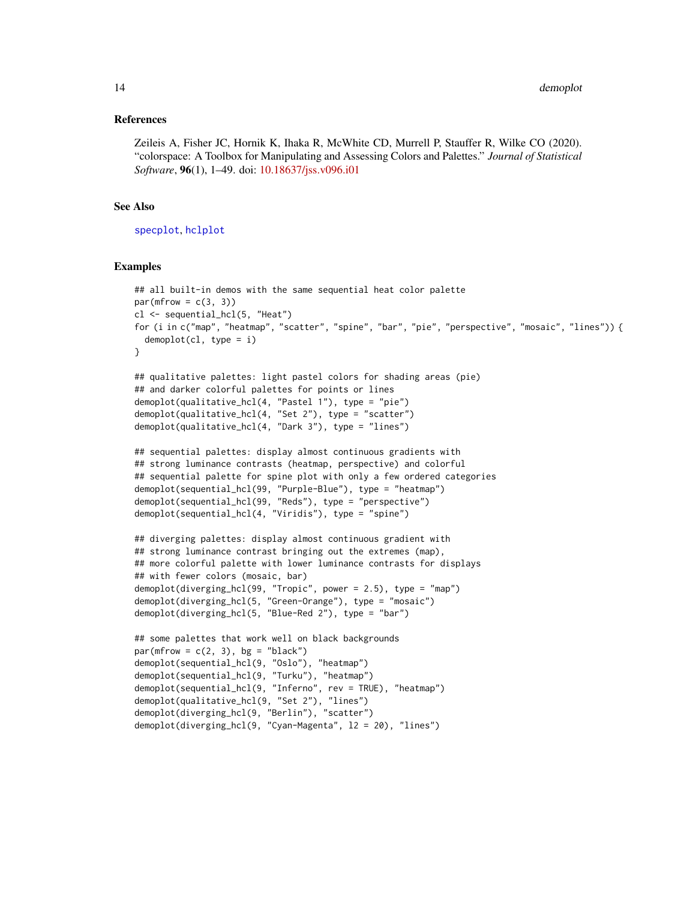### References

Zeileis A, Fisher JC, Hornik K, Ihaka R, McWhite CD, Murrell P, Stauffer R, Wilke CO (2020). "colorspace: A Toolbox for Manipulating and Assessing Colors and Palettes." *Journal of Statistical Software*, **96**(1), 1–49. doi: 10.18637/jss.v096.i01

### See Also

specplot, hclplot

### Examples

```
## all built-in demos with the same sequential heat color palette
par(mfrow = c(3, 3))
cl <- sequential_hcl(5, "Heat")
for (i in c("map", "heatmap", "scatter", "spine", "bar", "pie", "perspective", "mosaic", "lines")) {
  demoplot(cl, type = i)
}

## qualitative palettes: light pastel colors for shading areas (pie)
## and darker colorful palettes for points or lines
demoplot(qualitative_hcl(4, "Pastel 1"), type = "pie")
demoplot(qualitative_hcl(4, "Set 2"), type = "scatter")
demoplot(qualitative_hcl(4, "Dark 3"), type = "lines")

## sequential palettes: display almost continuous gradients with
## strong luminance contrasts (heatmap, perspective) and colorful
## sequential palette for spine plot with only a few ordered categories
demoplot(sequential_hcl(99, "Purple-Blue"), type = "heatmap")
demoplot(sequential_hcl(99, "Reds"), type = "perspective")
demoplot(sequential_hcl(4, "Viridis"), type = "spine")

## diverging palettes: display almost continuous gradient with
## strong luminance contrast bringing out the extremes (map),
## more colorful palette with lower luminance contrasts for displays
## with fewer colors (mosaic, bar)
demoplot(diverging_hcl(99, "Tropic", power = 2.5), type = "map")
demoplot(diverging_hcl(5, "Green-Orange"), type = "mosaic")
demoplot(diverging_hcl(5, "Blue-Red 2"), type = "bar")

## some palettes that work well on black backgrounds
par(mfrow = c(2, 3), bg = "black")
demoplot(sequential_hcl(9, "Oslo"), "heatmap")
demoplot(sequential_hcl(9, "Turku"), "heatmap")
demoplot(sequential_hcl(9, "Inferno", rev = TRUE), "heatmap")
demoplot(qualitative_hcl(9, "Set 2"), "lines")
demoplot(diverging_hcl(9, "Berlin"), "scatter")
demoplot(diverging_hcl(9, "Cyan-Magenta", l2 = 20), "lines")
```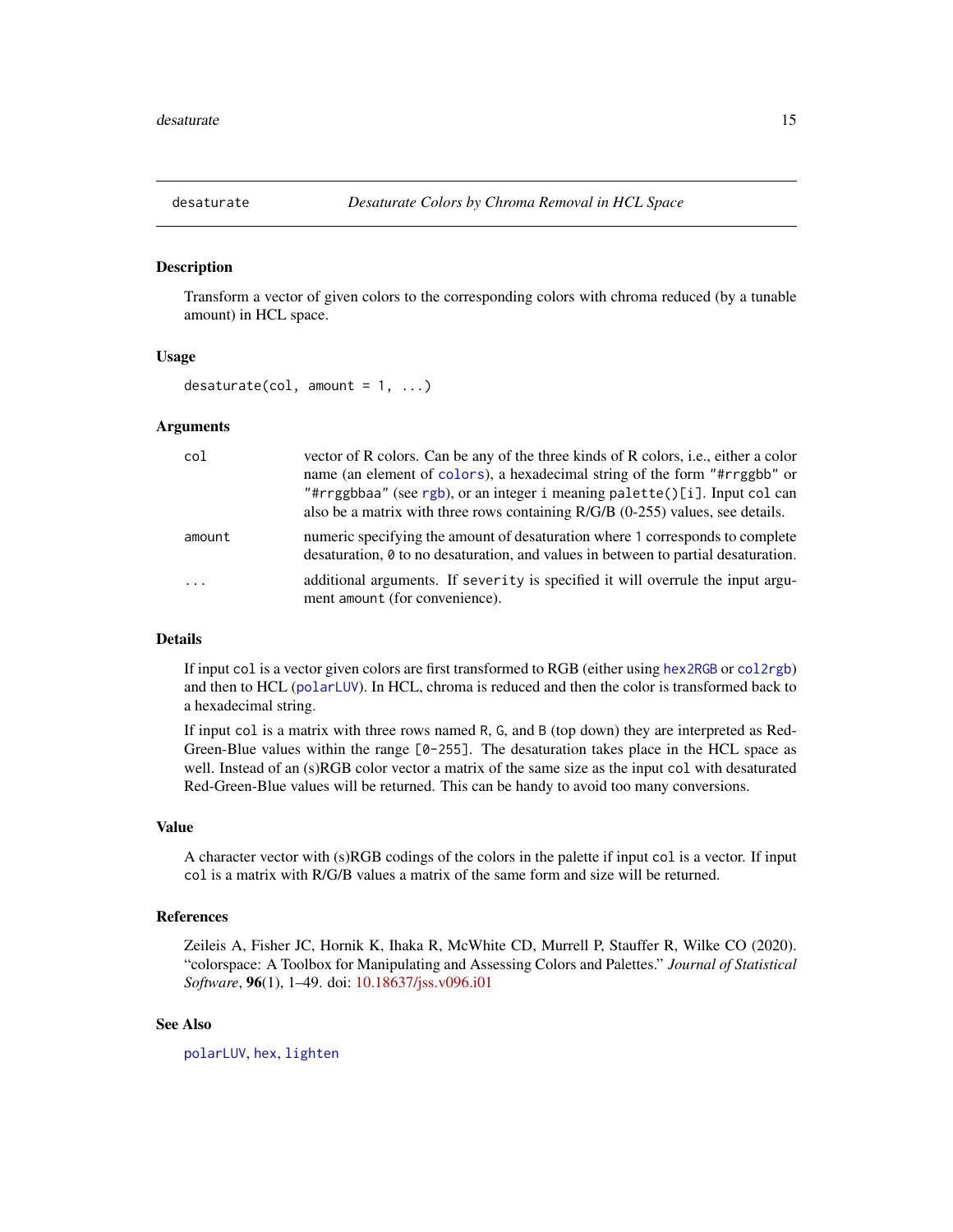## desaturate — *Desaturate Colors by Chroma Removal in HCL Space*

### Description

Transform a vector of given colors to the corresponding colors with chroma reduced (by a tunable amount) in HCL space.

### Usage

```
desaturate(col, amount = 1, ...)
```

### Arguments

| | |
|---|---|
| `col` | vector of R colors. Can be any of the three kinds of R colors, i.e., either a color name (an element of `colors`), a hexadecimal string of the form `"#rrggbb"` or `"#rrggbbaa"` (see `rgb`), or an integer `i` meaning `palette()[i]`. Input `col` can also be a matrix with three rows containing R/G/B (0-255) values, see details. |
| `amount` | numeric specifying the amount of desaturation where `1` corresponds to complete desaturation, `0` to no desaturation, and values in between to partial desaturation. |
| `...` | additional arguments. If `severity` is specified it will overrule the input argument `amount` (for convenience). |

### Details

If input `col` is a vector given colors are first transformed to RGB (either using `hex2RGB` or `col2rgb`) and then to HCL (`polarLUV`). In HCL, chroma is reduced and then the color is transformed back to a hexadecimal string.

If input `col` is a matrix with three rows named `R`, `G`, and `B` (top down) they are interpreted as Red-Green-Blue values within the range `[0-255]`. The desaturation takes place in the HCL space as well. Instead of an (s)RGB color vector a matrix of the same size as the input `col` with desaturated Red-Green-Blue values will be returned. This can be handy to avoid too many conversions.

### Value

A character vector with (s)RGB codings of the colors in the palette if input `col` is a vector. If input `col` is a matrix with R/G/B values a matrix of the same form and size will be returned.

### References

Zeileis A, Fisher JC, Hornik K, Ihaka R, McWhite CD, Murrell P, Stauffer R, Wilke CO (2020). "colorspace: A Toolbox for Manipulating and Assessing Colors and Palettes." *Journal of Statistical Software*, **96**(1), 1–49. doi: 10.18637/jss.v096.i01

### See Also

`polarLUV`, `hex`, `lighten`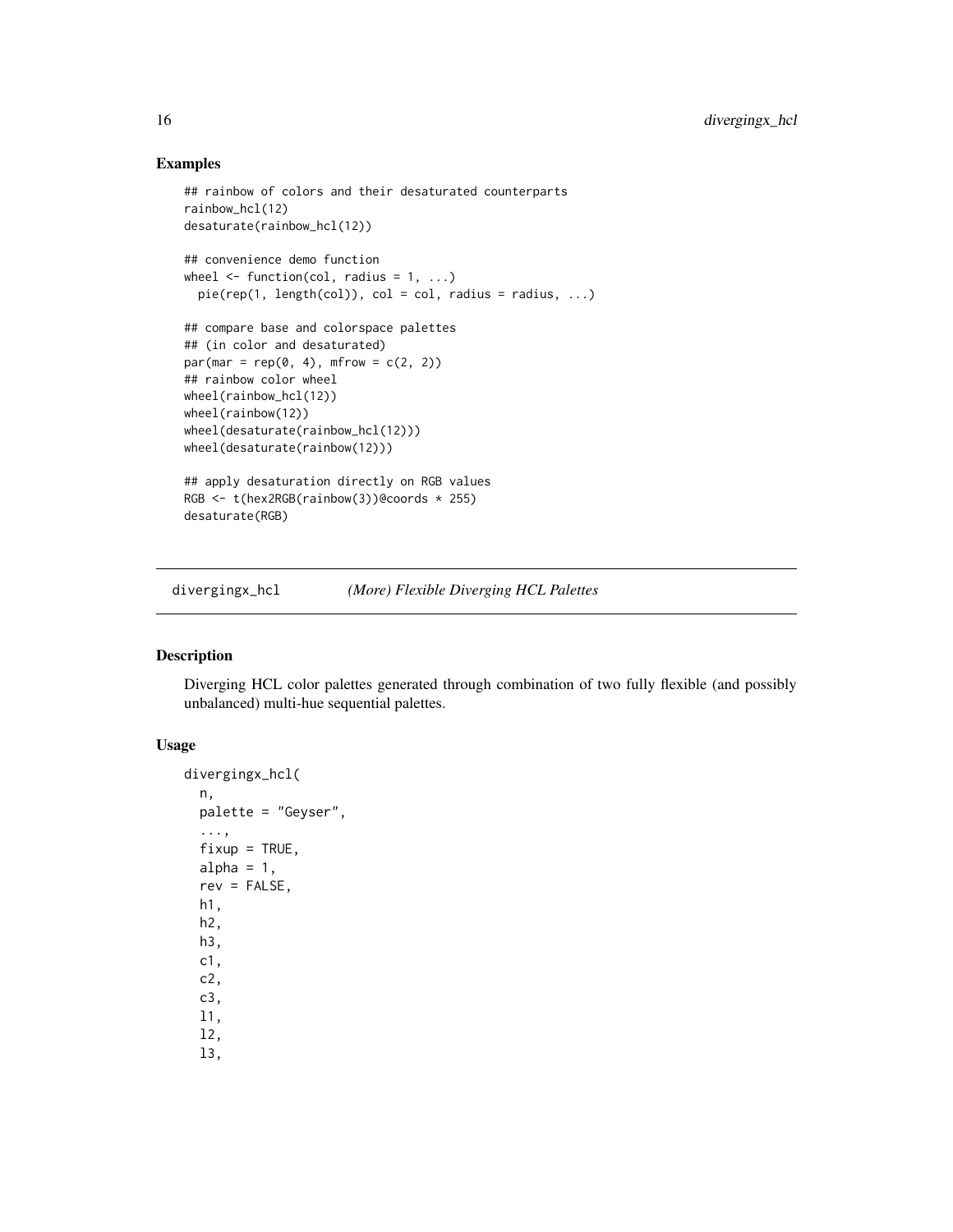## Examples

```
## rainbow of colors and their desaturated counterparts
rainbow_hcl(12)
desaturate(rainbow_hcl(12))

## convenience demo function
wheel <- function(col, radius = 1, ...)
  pie(rep(1, length(col)), col = col, radius = radius, ...)

## compare base and colorspace palettes
## (in color and desaturated)
par(mar = rep(0, 4), mfrow = c(2, 2))
## rainbow color wheel
wheel(rainbow_hcl(12))
wheel(rainbow(12))
wheel(desaturate(rainbow_hcl(12)))
wheel(desaturate(rainbow(12)))

## apply desaturation directly on RGB values
RGB <- t(hex2RGB(rainbow(3))@coords * 255)
desaturate(RGB)
```

---

divergingx_hcl *(More) Flexible Diverging HCL Palettes*

---

## Description

Diverging HCL color palettes generated through combination of two fully flexible (and possibly unbalanced) multi-hue sequential palettes.

## Usage

```
divergingx_hcl(
  n,
  palette = "Geyser",
  ...,
  fixup = TRUE,
  alpha = 1,
  rev = FALSE,
  h1,
  h2,
  h3,
  c1,
  c2,
  c3,
  l1,
  l2,
  l3,
```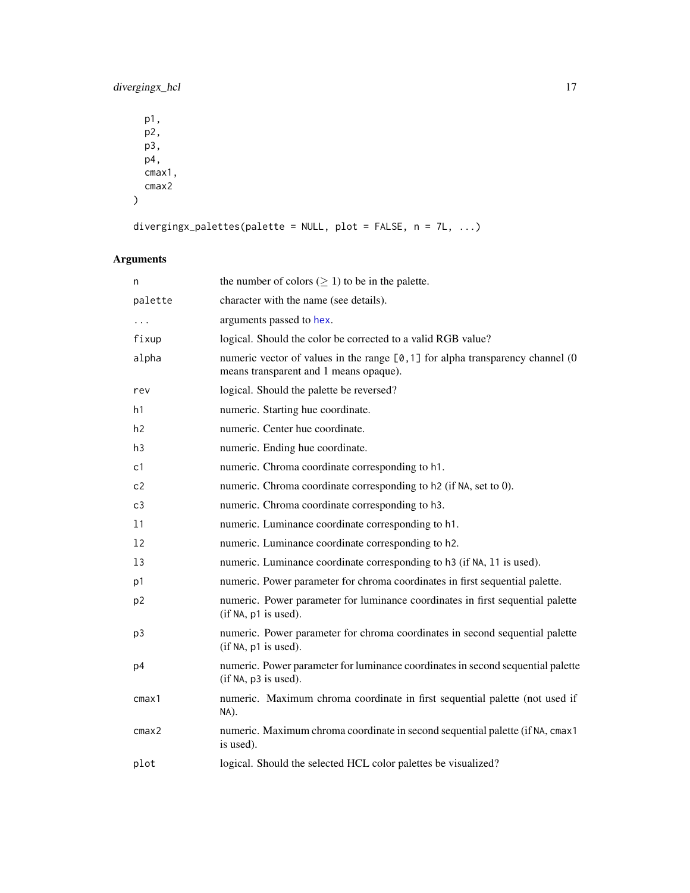```
  p1,
  p2,
  p3,
  p4,
  cmax1,
  cmax2
)

divergingx_palettes(palette = NULL, plot = FALSE, n = 7L, ...)
```

## Arguments

| | |
|---|---|
| n | the number of colors ($\geq 1$) to be in the palette. |
| palette | character with the name (see details). |
| ... | arguments passed to hex. |
| fixup | logical. Should the color be corrected to a valid RGB value? |
| alpha | numeric vector of values in the range [0,1] for alpha transparency channel (0 means transparent and 1 means opaque). |
| rev | logical. Should the palette be reversed? |
| h1 | numeric. Starting hue coordinate. |
| h2 | numeric. Center hue coordinate. |
| h3 | numeric. Ending hue coordinate. |
| c1 | numeric. Chroma coordinate corresponding to h1. |
| c2 | numeric. Chroma coordinate corresponding to h2 (if NA, set to 0). |
| c3 | numeric. Chroma coordinate corresponding to h3. |
| l1 | numeric. Luminance coordinate corresponding to h1. |
| l2 | numeric. Luminance coordinate corresponding to h2. |
| l3 | numeric. Luminance coordinate corresponding to h3 (if NA, l1 is used). |
| p1 | numeric. Power parameter for chroma coordinates in first sequential palette. |
| p2 | numeric. Power parameter for luminance coordinates in first sequential palette (if NA, p1 is used). |
| p3 | numeric. Power parameter for chroma coordinates in second sequential palette (if NA, p1 is used). |
| p4 | numeric. Power parameter for luminance coordinates in second sequential palette (if NA, p3 is used). |
| cmax1 | numeric. Maximum chroma coordinate in first sequential palette (not used if NA). |
| cmax2 | numeric. Maximum chroma coordinate in second sequential palette (if NA, cmax1 is used). |
| plot | logical. Should the selected HCL color palettes be visualized? |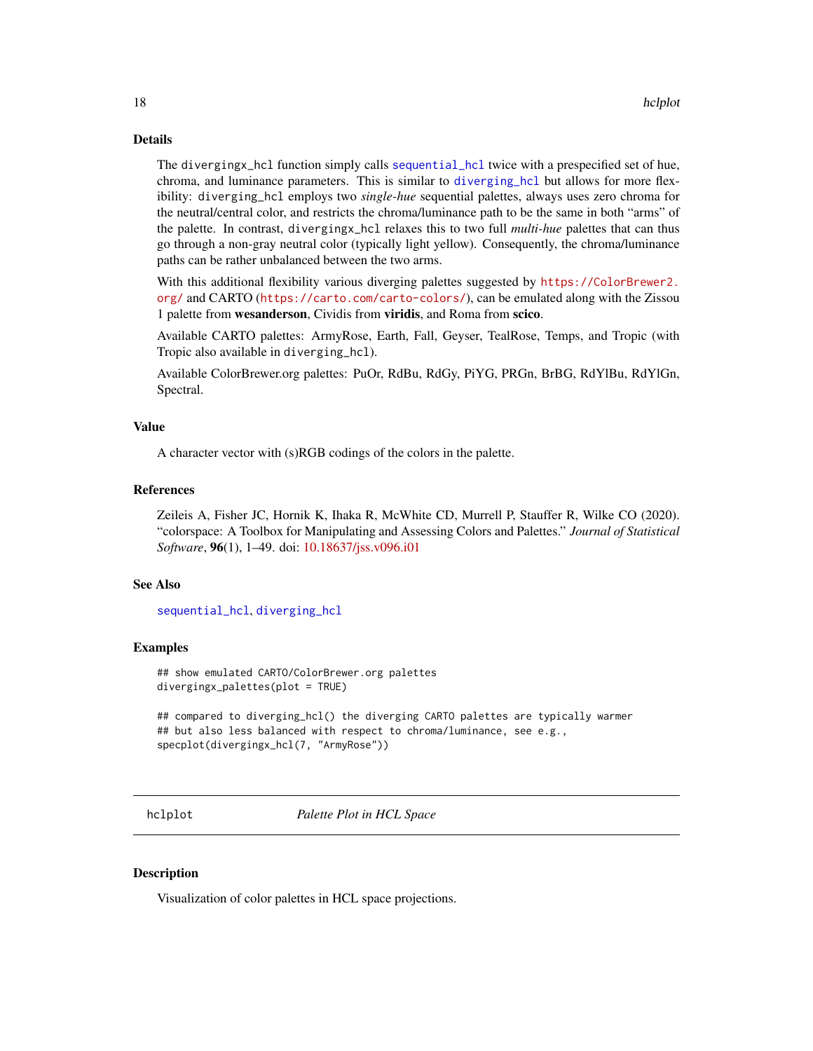## Details

The `divergingx_hcl` function simply calls `sequential_hcl` twice with a prespecified set of hue, chroma, and luminance parameters. This is similar to `diverging_hcl` but allows for more flexibility: `diverging_hcl` employs two *single-hue* sequential palettes, always uses zero chroma for the neutral/central color, and restricts the chroma/luminance path to be the same in both "arms" of the palette. In contrast, `divergingx_hcl` relaxes this to two full *multi-hue* palettes that can thus go through a non-gray neutral color (typically light yellow). Consequently, the chroma/luminance paths can be rather unbalanced between the two arms.

With this additional flexibility various diverging palettes suggested by https://ColorBrewer2.org/ and CARTO (https://carto.com/carto-colors/), can be emulated along with the Zissou 1 palette from **wesanderson**, Cividis from **viridis**, and Roma from **scico**.

Available CARTO palettes: ArmyRose, Earth, Fall, Geyser, TealRose, Temps, and Tropic (with Tropic also available in `diverging_hcl`).

Available ColorBrewer.org palettes: PuOr, RdBu, RdGy, PiYG, PRGn, BrBG, RdYlBu, RdYlGn, Spectral.

## Value

A character vector with (s)RGB codings of the colors in the palette.

## References

Zeileis A, Fisher JC, Hornik K, Ihaka R, McWhite CD, Murrell P, Stauffer R, Wilke CO (2020). "colorspace: A Toolbox for Manipulating and Assessing Colors and Palettes." *Journal of Statistical Software*, **96**(1), 1–49. doi: 10.18637/jss.v096.i01

## See Also

`sequential_hcl`, `diverging_hcl`

## Examples

```
## show emulated CARTO/ColorBrewer.org palettes
divergingx_palettes(plot = TRUE)

## compared to diverging_hcl() the diverging CARTO palettes are typically warmer
## but also less balanced with respect to chroma/luminance, see e.g.,
specplot(divergingx_hcl(7, "ArmyRose"))
```

---

# hclplot — *Palette Plot in HCL Space*

## Description

Visualization of color palettes in HCL space projections.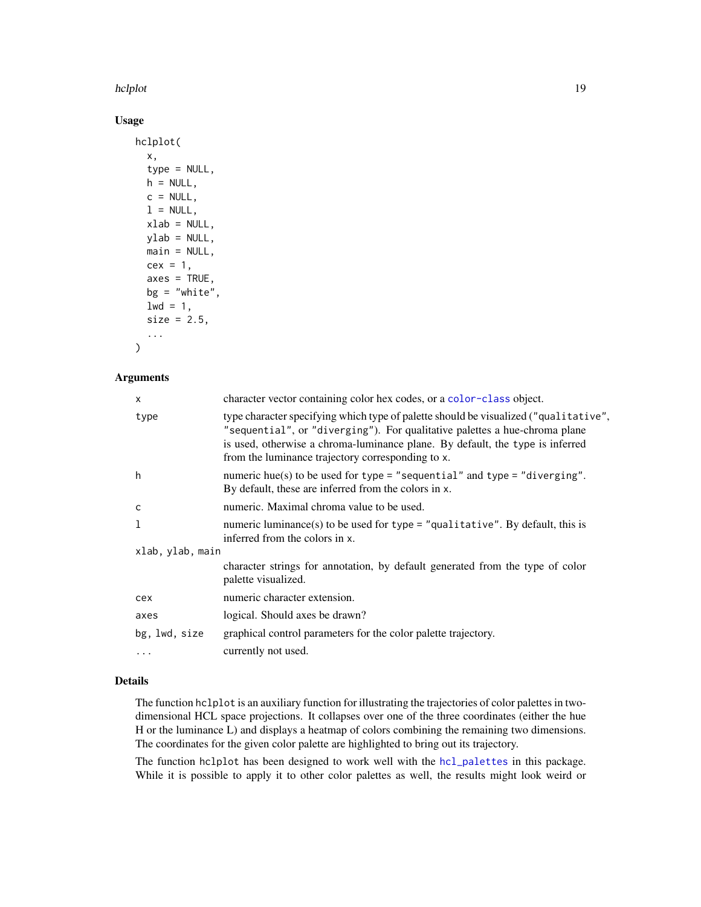## Usage

```
hclplot(
  x,
  type = NULL,
  h = NULL,
  c = NULL,
  l = NULL,
  xlab = NULL,
  ylab = NULL,
  main = NULL,
  cex = 1,
  axes = TRUE,
  bg = "white",
  lwd = 1,
  size = 2.5,
  ...
)
```

## Arguments

| | |
|---|---|
| `x` | character vector containing color hex codes, or a `color-class` object. |
| `type` | type character specifying which type of palette should be visualized (`"qualitative"`, `"sequential"`, or `"diverging"`). For qualitative palettes a hue-chroma plane is used, otherwise a chroma-luminance plane. By default, the `type` is inferred from the luminance trajectory corresponding to `x`. |
| `h` | numeric hue(s) to be used for `type = "sequential"` and `type = "diverging"`. By default, these are inferred from the colors in `x`. |
| `c` | numeric. Maximal chroma value to be used. |
| `l` | numeric luminance(s) to be used for `type = "qualitative"`. By default, this is inferred from the colors in `x`. |
| `xlab, ylab, main` | character strings for annotation, by default generated from the type of color palette visualized. |
| `cex` | numeric character extension. |
| `axes` | logical. Should axes be drawn? |
| `bg, lwd, size` | graphical control parameters for the color palette trajectory. |
| `...` | currently not used. |

## Details

The function `hclplot` is an auxiliary function for illustrating the trajectories of color palettes in two-dimensional HCL space projections. It collapses over one of the three coordinates (either the hue H or the luminance L) and displays a heatmap of colors combining the remaining two dimensions. The coordinates for the given color palette are highlighted to bring out its trajectory.

The function `hclplot` has been designed to work well with the `hcl_palettes` in this package. While it is possible to apply it to other color palettes as well, the results might look weird or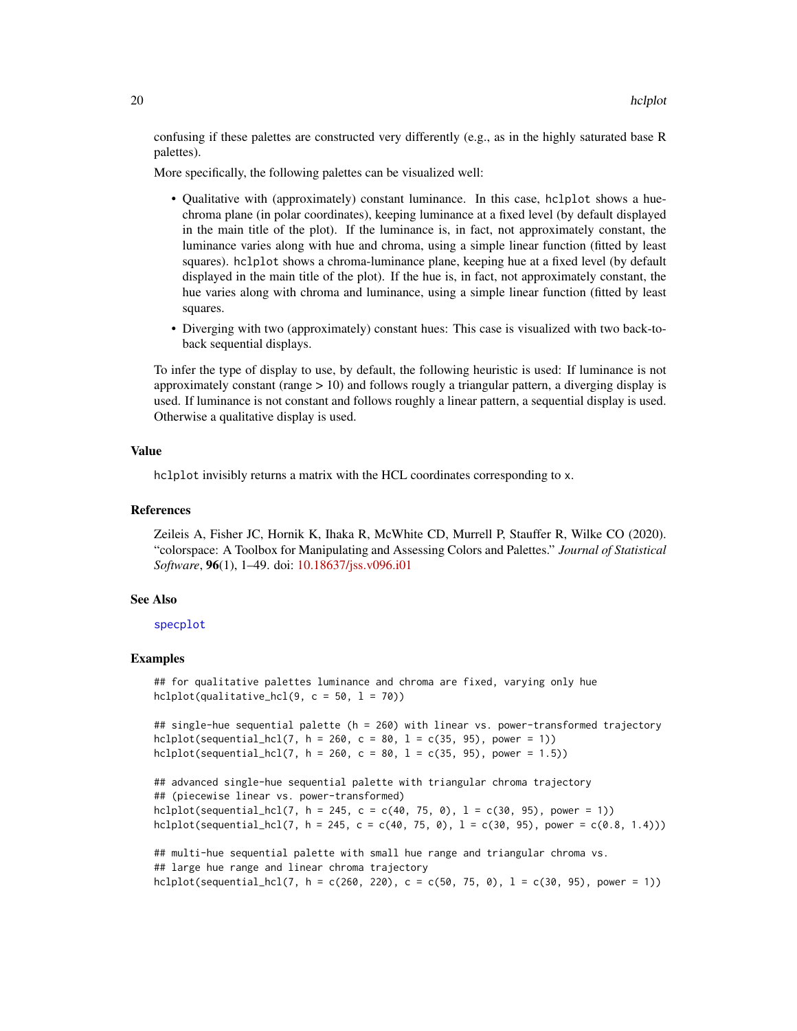confusing if these palettes are constructed very differently (e.g., as in the highly saturated base R palettes).

More specifically, the following palettes can be visualized well:

- Qualitative with (approximately) constant luminance. In this case, `hclplot` shows a hue-chroma plane (in polar coordinates), keeping luminance at a fixed level (by default displayed in the main title of the plot). If the luminance is, in fact, not approximately constant, the luminance varies along with hue and chroma, using a simple linear function (fitted by least squares). `hclplot` shows a chroma-luminance plane, keeping hue at a fixed level (by default displayed in the main title of the plot). If the hue is, in fact, not approximately constant, the hue varies along with chroma and luminance, using a simple linear function (fitted by least squares.
- Diverging with two (approximately) constant hues: This case is visualized with two back-to-back sequential displays.

To infer the type of display to use, by default, the following heuristic is used: If luminance is not approximately constant (range > 10) and follows rougly a triangular pattern, a diverging display is used. If luminance is not constant and follows roughly a linear pattern, a sequential display is used. Otherwise a qualitative display is used.

### Value

`hclplot` invisibly returns a matrix with the HCL coordinates corresponding to `x`.

### References

Zeileis A, Fisher JC, Hornik K, Ihaka R, McWhite CD, Murrell P, Stauffer R, Wilke CO (2020). "colorspace: A Toolbox for Manipulating and Assessing Colors and Palettes." *Journal of Statistical Software*, **96**(1), 1–49. doi: 10.18637/jss.v096.i01

### See Also

specplot

### Examples

```
## for qualitative palettes luminance and chroma are fixed, varying only hue
hclplot(qualitative_hcl(9, c = 50, l = 70))

## single-hue sequential palette (h = 260) with linear vs. power-transformed trajectory
hclplot(sequential_hcl(7, h = 260, c = 80, l = c(35, 95), power = 1))
hclplot(sequential_hcl(7, h = 260, c = 80, l = c(35, 95), power = 1.5))

## advanced single-hue sequential palette with triangular chroma trajectory
## (piecewise linear vs. power-transformed)
hclplot(sequential_hcl(7, h = 245, c = c(40, 75, 0), l = c(30, 95), power = 1))
hclplot(sequential_hcl(7, h = 245, c = c(40, 75, 0), l = c(30, 95), power = c(0.8, 1.4)))

## multi-hue sequential palette with small hue range and triangular chroma vs.
## large hue range and linear chroma trajectory
hclplot(sequential_hcl(7, h = c(260, 220), c = c(50, 75, 0), l = c(30, 95), power = 1))
```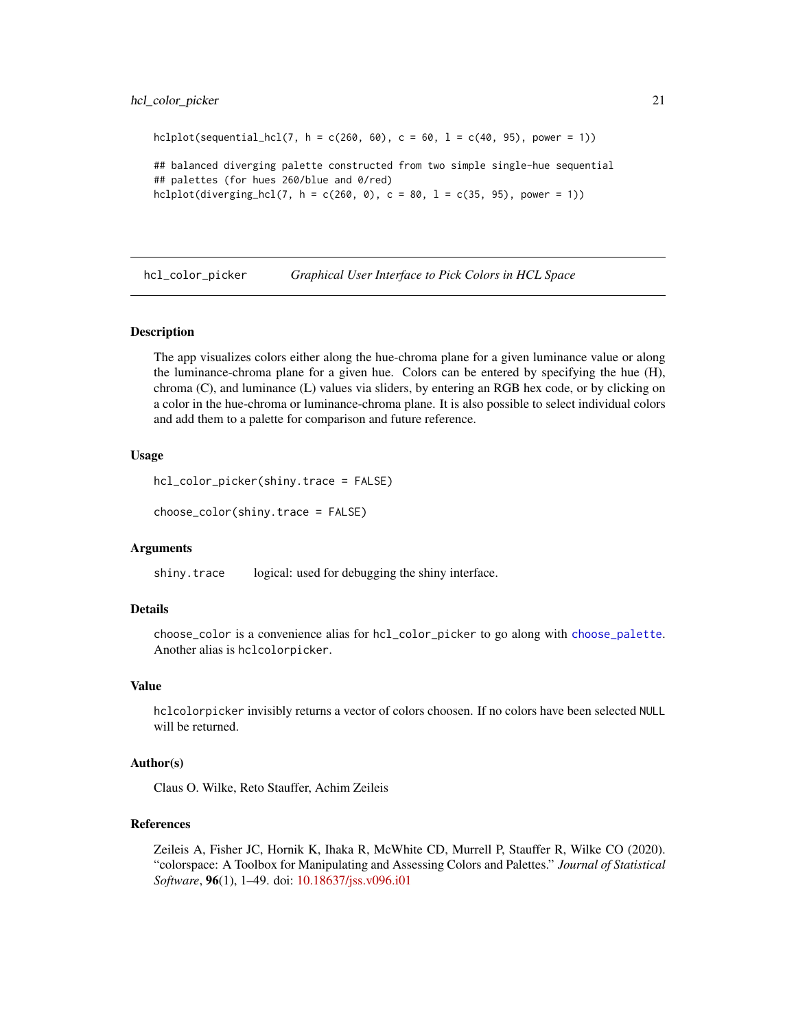```
hclplot(sequential_hcl(7, h = c(260, 60), c = 60, l = c(40, 95), power = 1))

## balanced diverging palette constructed from two simple single-hue sequential
## palettes (for hues 260/blue and 0/red)
hclplot(diverging_hcl(7, h = c(260, 0), c = 80, l = c(35, 95), power = 1))
```

---

## hcl_color_picker — *Graphical User Interface to Pick Colors in HCL Space*

---

### Description

The app visualizes colors either along the hue-chroma plane for a given luminance value or along the luminance-chroma plane for a given hue. Colors can be entered by specifying the hue (H), chroma (C), and luminance (L) values via sliders, by entering an RGB hex code, or by clicking on a color in the hue-chroma or luminance-chroma plane. It is also possible to select individual colors and add them to a palette for comparison and future reference.

### Usage

```
hcl_color_picker(shiny.trace = FALSE)

choose_color(shiny.trace = FALSE)
```

### Arguments

| | |
|---|---|
| `shiny.trace` | logical: used for debugging the shiny interface. |

### Details

`choose_color` is a convenience alias for `hcl_color_picker` to go along with `choose_palette`. Another alias is `hclcolorpicker`.

### Value

`hclcolorpicker` invisibly returns a vector of colors choosen. If no colors have been selected `NULL` will be returned.

### Author(s)

Claus O. Wilke, Reto Stauffer, Achim Zeileis

### References

Zeileis A, Fisher JC, Hornik K, Ihaka R, McWhite CD, Murrell P, Stauffer R, Wilke CO (2020). "colorspace: A Toolbox for Manipulating and Assessing Colors and Palettes." *Journal of Statistical Software*, **96**(1), 1–49. doi: 10.18637/jss.v096.i01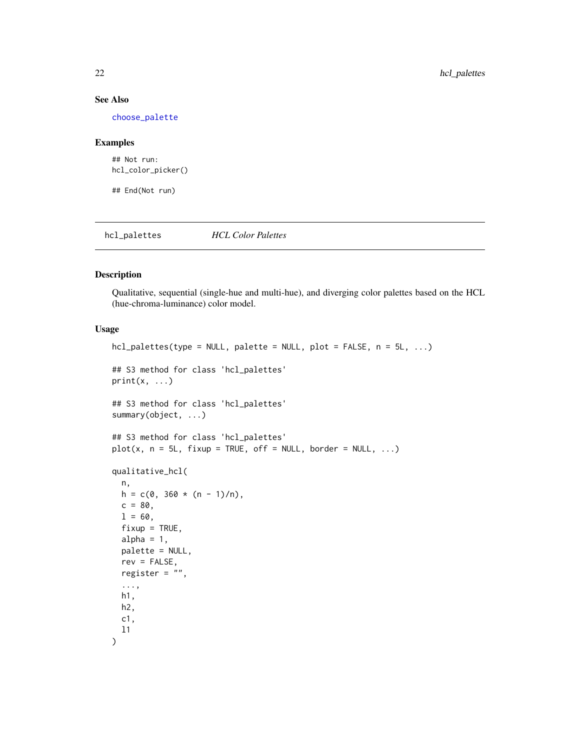### See Also

`choose_palette`

### Examples

```
## Not run:
hcl_color_picker()

## End(Not run)
```

---

## hcl_palettes *HCL Color Palettes*

---

### Description

Qualitative, sequential (single-hue and multi-hue), and diverging color palettes based on the HCL (hue-chroma-luminance) color model.

### Usage

```
hcl_palettes(type = NULL, palette = NULL, plot = FALSE, n = 5L, ...)

## S3 method for class 'hcl_palettes'
print(x, ...)

## S3 method for class 'hcl_palettes'
summary(object, ...)

## S3 method for class 'hcl_palettes'
plot(x, n = 5L, fixup = TRUE, off = NULL, border = NULL, ...)

qualitative_hcl(
  n,
  h = c(0, 360 * (n - 1)/n),
  c = 80,
  l = 60,
  fixup = TRUE,
  alpha = 1,
  palette = NULL,
  rev = FALSE,
  register = "",
  ...,
  h1,
  h2,
  c1,
  l1
)
```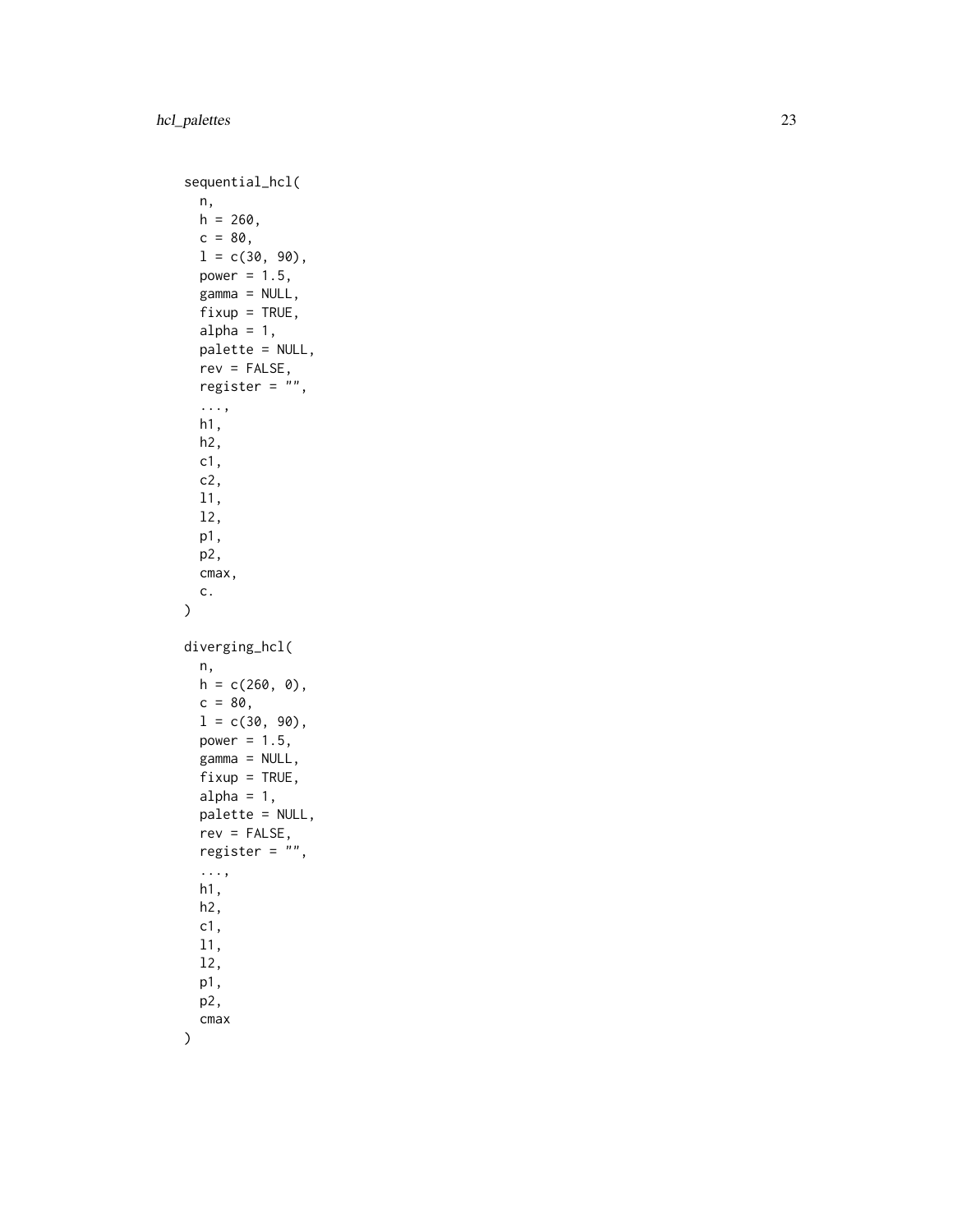```
sequential_hcl(
  n,
  h = 260,
  c = 80,
  l = c(30, 90),
  power = 1.5,
  gamma = NULL,
  fixup = TRUE,
  alpha = 1,
  palette = NULL,
  rev = FALSE,
  register = "",
  ...,
  h1,
  h2,
  c1,
  c2,
  l1,
  l2,
  p1,
  p2,
  cmax,
  c.
)

diverging_hcl(
  n,
  h = c(260, 0),
  c = 80,
  l = c(30, 90),
  power = 1.5,
  gamma = NULL,
  fixup = TRUE,
  alpha = 1,
  palette = NULL,
  rev = FALSE,
  register = "",
  ...,
  h1,
  h2,
  c1,
  l1,
  l2,
  p1,
  p2,
  cmax
)
```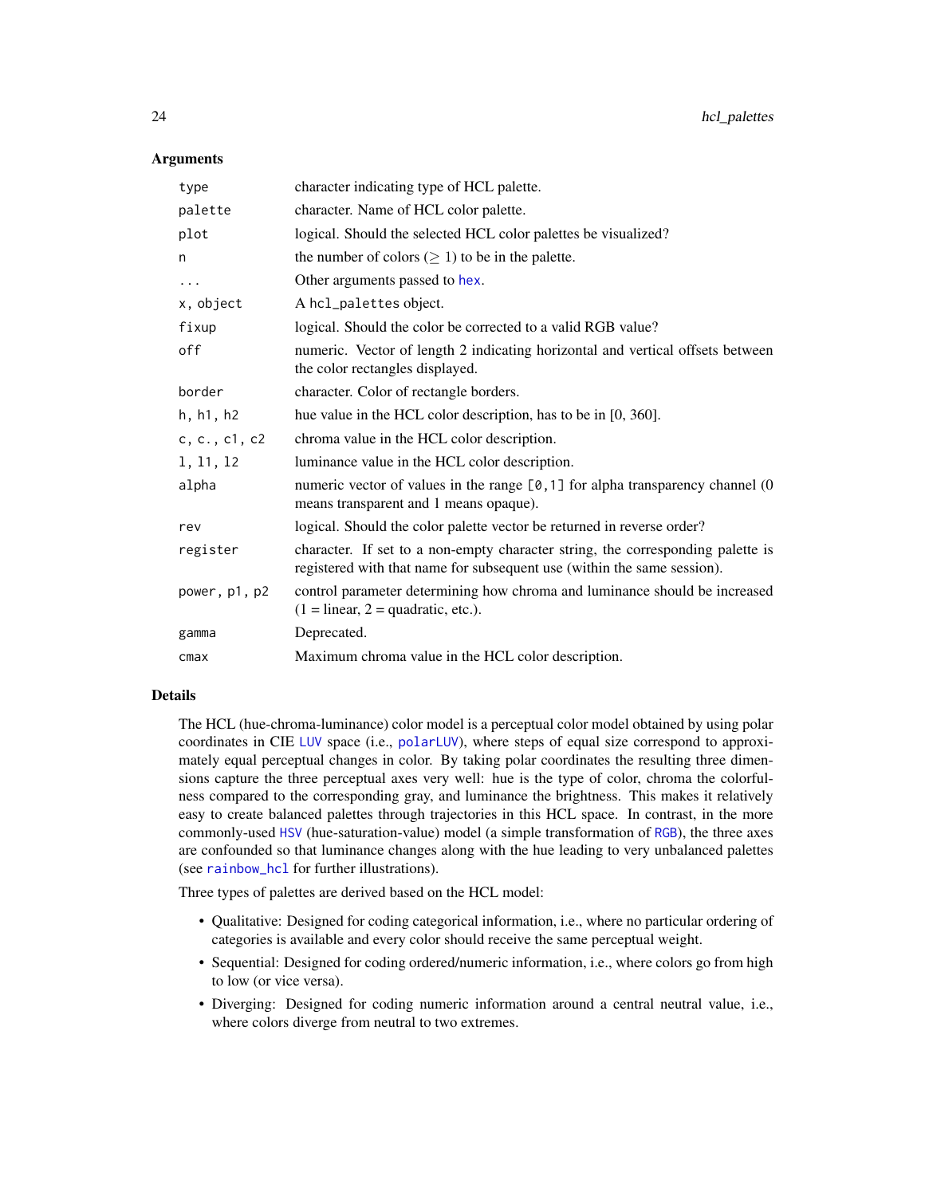### Arguments

| | |
|---|---|
| `type` | character indicating type of HCL palette. |
| `palette` | character. Name of HCL color palette. |
| `plot` | logical. Should the selected HCL color palettes be visualized? |
| `n` | the number of colors ($\geq 1$) to be in the palette. |
| `...` | Other arguments passed to `hex`. |
| `x, object` | A `hcl_palettes` object. |
| `fixup` | logical. Should the color be corrected to a valid RGB value? |
| `off` | numeric. Vector of length 2 indicating horizontal and vertical offsets between the color rectangles displayed. |
| `border` | character. Color of rectangle borders. |
| `h, h1, h2` | hue value in the HCL color description, has to be in [0, 360]. |
| `c, c., c1, c2` | chroma value in the HCL color description. |
| `l, l1, l2` | luminance value in the HCL color description. |
| `alpha` | numeric vector of values in the range `[0,1]` for alpha transparency channel (0 means transparent and 1 means opaque). |
| `rev` | logical. Should the color palette vector be returned in reverse order? |
| `register` | character. If set to a non-empty character string, the corresponding palette is registered with that name for subsequent use (within the same session). |
| `power, p1, p2` | control parameter determining how chroma and luminance should be increased (1 = linear, 2 = quadratic, etc.). |
| `gamma` | Deprecated. |
| `cmax` | Maximum chroma value in the HCL color description. |

### Details

The HCL (hue-chroma-luminance) color model is a perceptual color model obtained by using polar coordinates in CIE `LUV` space (i.e., `polarLUV`), where steps of equal size correspond to approximately equal perceptual changes in color. By taking polar coordinates the resulting three dimensions capture the three perceptual axes very well: hue is the type of color, chroma the colorfulness compared to the corresponding gray, and luminance the brightness. This makes it relatively easy to create balanced palettes through trajectories in this HCL space. In contrast, in the more commonly-used `HSV` (hue-saturation-value) model (a simple transformation of `RGB`), the three axes are confounded so that luminance changes along with the hue leading to very unbalanced palettes (see `rainbow_hcl` for further illustrations).

Three types of palettes are derived based on the HCL model:

- Qualitative: Designed for coding categorical information, i.e., where no particular ordering of categories is available and every color should receive the same perceptual weight.
- Sequential: Designed for coding ordered/numeric information, i.e., where colors go from high to low (or vice versa).
- Diverging: Designed for coding numeric information around a central neutral value, i.e., where colors diverge from neutral to two extremes.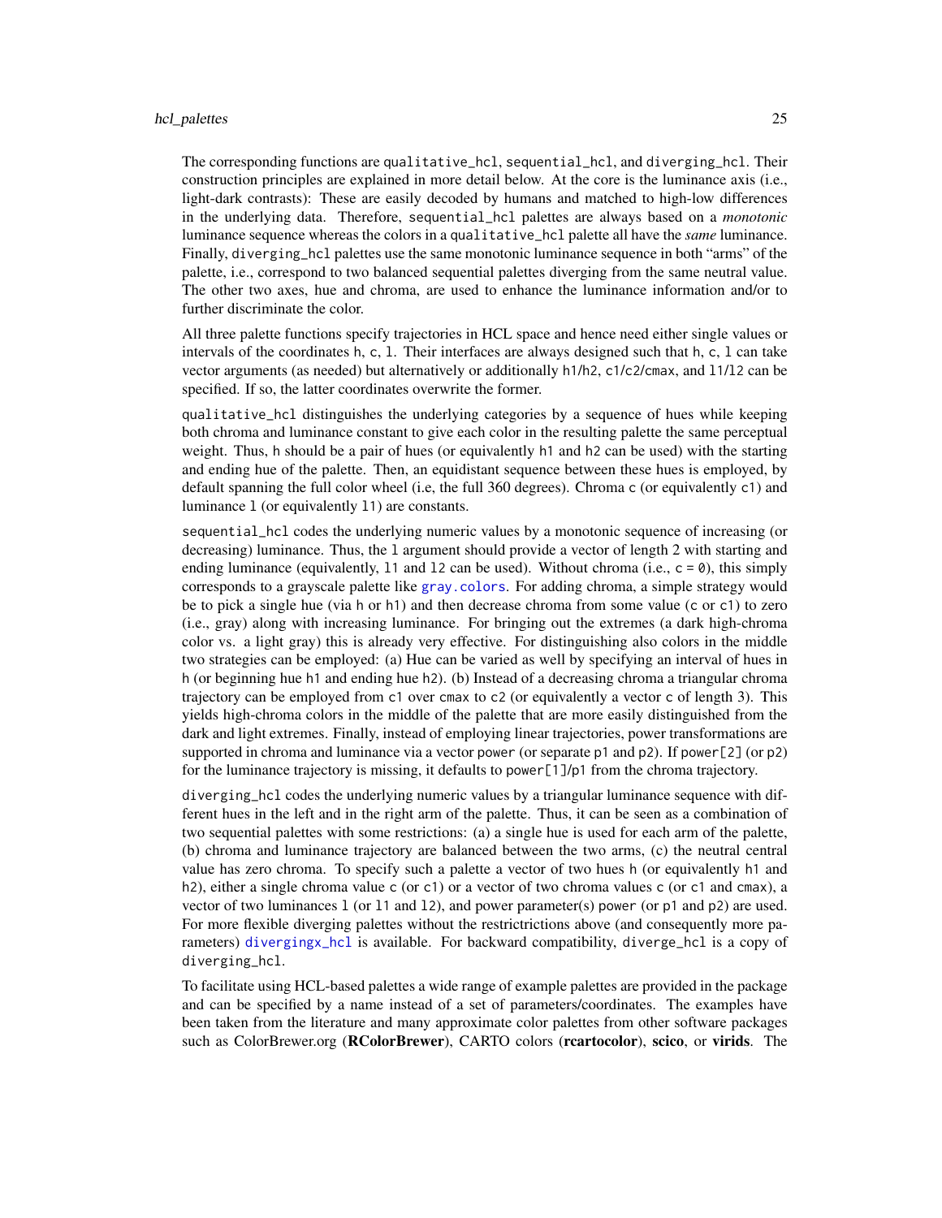The corresponding functions are `qualitative_hcl`, `sequential_hcl`, and `diverging_hcl`. Their construction principles are explained in more detail below. At the core is the luminance axis (i.e., light-dark contrasts): These are easily decoded by humans and matched to high-low differences in the underlying data. Therefore, `sequential_hcl` palettes are always based on a *monotonic* luminance sequence whereas the colors in a `qualitative_hcl` palette all have the *same* luminance. Finally, `diverging_hcl` palettes use the same monotonic luminance sequence in both "arms" of the palette, i.e., correspond to two balanced sequential palettes diverging from the same neutral value. The other two axes, hue and chroma, are used to enhance the luminance information and/or to further discriminate the color.

All three palette functions specify trajectories in HCL space and hence need either single values or intervals of the coordinates `h`, `c`, `l`. Their interfaces are always designed such that `h`, `c`, `l` can take vector arguments (as needed) but alternatively or additionally `h1`/`h2`, `c1`/`c2`/`cmax`, and `l1`/`l2` can be specified. If so, the latter coordinates overwrite the former.

`qualitative_hcl` distinguishes the underlying categories by a sequence of hues while keeping both chroma and luminance constant to give each color in the resulting palette the same perceptual weight. Thus, `h` should be a pair of hues (or equivalently `h1` and `h2` can be used) with the starting and ending hue of the palette. Then, an equidistant sequence between these hues is employed, by default spanning the full color wheel (i.e, the full 360 degrees). Chroma `c` (or equivalently `c1`) and luminance `l` (or equivalently `l1`) are constants.

`sequential_hcl` codes the underlying numeric values by a monotonic sequence of increasing (or decreasing) luminance. Thus, the `l` argument should provide a vector of length 2 with starting and ending luminance (equivalently, `l1` and `l2` can be used). Without chroma (i.e., `c = 0`), this simply corresponds to a grayscale palette like `gray.colors`. For adding chroma, a simple strategy would be to pick a single hue (via `h` or `h1`) and then decrease chroma from some value (`c` or `c1`) to zero (i.e., gray) along with increasing luminance. For bringing out the extremes (a dark high-chroma color vs. a light gray) this is already very effective. For distinguishing also colors in the middle two strategies can be employed: (a) Hue can be varied as well by specifying an interval of hues in `h` (or beginning hue `h1` and ending hue `h2`). (b) Instead of a decreasing chroma a triangular chroma trajectory can be employed from `c1` over `cmax` to `c2` (or equivalently a vector `c` of length 3). This yields high-chroma colors in the middle of the palette that are more easily distinguished from the dark and light extremes. Finally, instead of employing linear trajectories, power transformations are supported in chroma and luminance via a vector `power` (or separate `p1` and `p2`). If `power[2]` (or `p2`) for the luminance trajectory is missing, it defaults to `power[1]`/`p1` from the chroma trajectory.

`diverging_hcl` codes the underlying numeric values by a triangular luminance sequence with different hues in the left and in the right arm of the palette. Thus, it can be seen as a combination of two sequential palettes with some restrictions: (a) a single hue is used for each arm of the palette, (b) chroma and luminance trajectory are balanced between the two arms, (c) the neutral central value has zero chroma. To specify such a palette a vector of two hues `h` (or equivalently `h1` and `h2`), either a single chroma value `c` (or `c1`) or a vector of two chroma values `c` (or `c1` and `cmax`), a vector of two luminances `l` (or `l1` and `l2`), and power parameter(s) `power` (or `p1` and `p2`) are used. For more flexible diverging palettes without the restrictrictions above (and consequently more parameters) `divergingx_hcl` is available. For backward compatibility, `diverge_hcl` is a copy of `diverging_hcl`.

To facilitate using HCL-based palettes a wide range of example palettes are provided in the package and can be specified by a name instead of a set of parameters/coordinates. The examples have been taken from the literature and many approximate color palettes from other software packages such as ColorBrewer.org (**RColorBrewer**), CARTO colors (**rcartocolor**), **scico**, or **virids**. The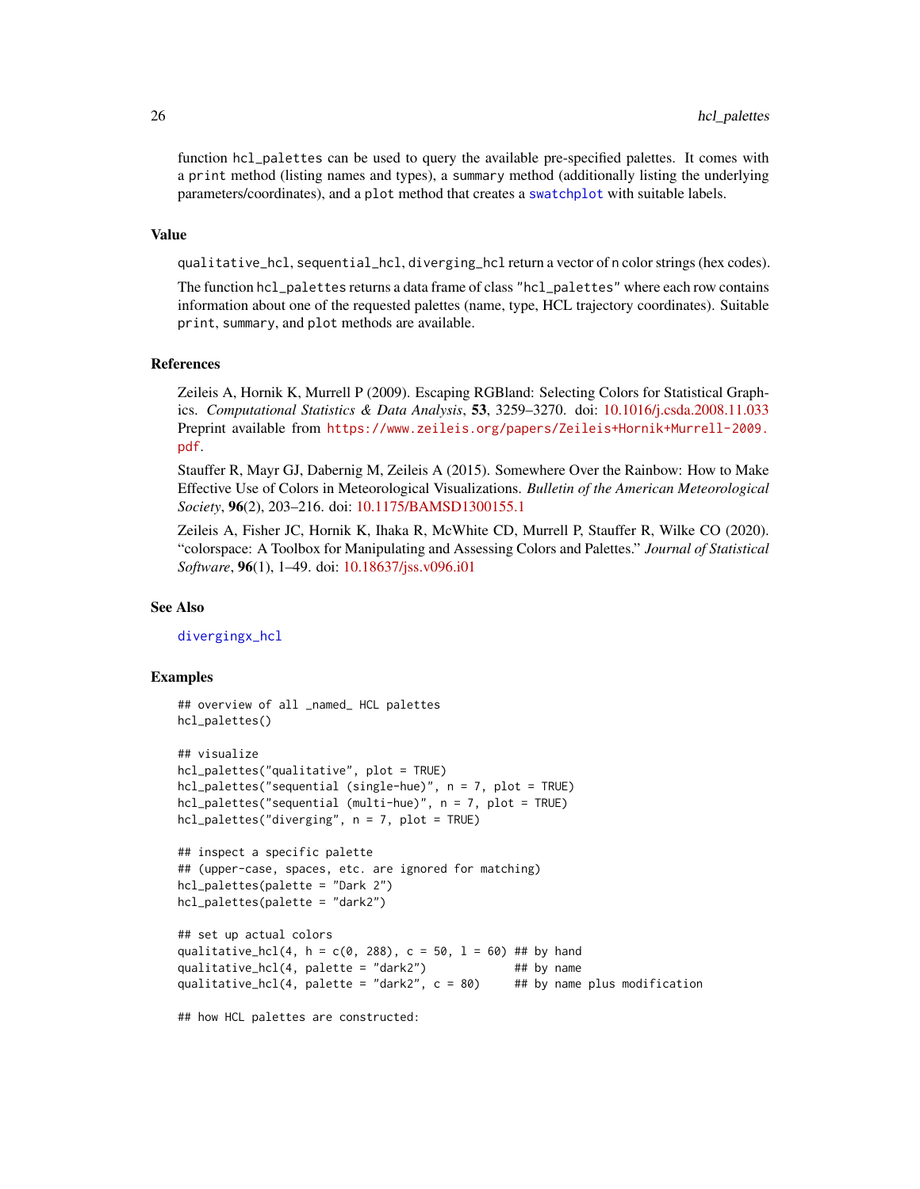function hcl_palettes can be used to query the available pre-specified palettes. It comes with a print method (listing names and types), a summary method (additionally listing the underlying parameters/coordinates), and a plot method that creates a swatchplot with suitable labels.

## Value

qualitative_hcl, sequential_hcl, diverging_hcl return a vector of n color strings (hex codes).

The function hcl_palettes returns a data frame of class "hcl_palettes" where each row contains information about one of the requested palettes (name, type, HCL trajectory coordinates). Suitable print, summary, and plot methods are available.

## References

Zeileis A, Hornik K, Murrell P (2009). Escaping RGBland: Selecting Colors for Statistical Graphics. *Computational Statistics & Data Analysis*, **53**, 3259–3270. doi: 10.1016/j.csda.2008.11.033 Preprint available from https://www.zeileis.org/papers/Zeileis+Hornik+Murrell-2009.pdf.

Stauffer R, Mayr GJ, Dabernig M, Zeileis A (2015). Somewhere Over the Rainbow: How to Make Effective Use of Colors in Meteorological Visualizations. *Bulletin of the American Meteorological Society*, **96**(2), 203–216. doi: 10.1175/BAMSD1300155.1

Zeileis A, Fisher JC, Hornik K, Ihaka R, McWhite CD, Murrell P, Stauffer R, Wilke CO (2020). "colorspace: A Toolbox for Manipulating and Assessing Colors and Palettes." *Journal of Statistical Software*, **96**(1), 1–49. doi: 10.18637/jss.v096.i01

## See Also

divergingx_hcl

## Examples

```
## overview of all _named_ HCL palettes
hcl_palettes()

## visualize
hcl_palettes("qualitative", plot = TRUE)
hcl_palettes("sequential (single-hue)", n = 7, plot = TRUE)
hcl_palettes("sequential (multi-hue)", n = 7, plot = TRUE)
hcl_palettes("diverging", n = 7, plot = TRUE)

## inspect a specific palette
## (upper-case, spaces, etc. are ignored for matching)
hcl_palettes(palette = "Dark 2")
hcl_palettes(palette = "dark2")

## set up actual colors
qualitative_hcl(4, h = c(0, 288), c = 50, l = 60) ## by hand
qualitative_hcl(4, palette = "dark2")             ## by name
qualitative_hcl(4, palette = "dark2", c = 80)     ## by name plus modification

## how HCL palettes are constructed:
```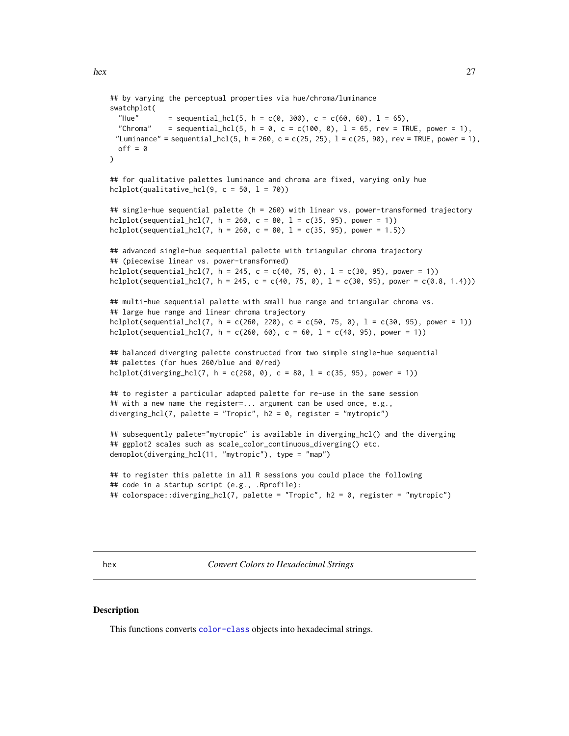```
## by varying the perceptual properties via hue/chroma/luminance
swatchplot(
  "Hue"       = sequential_hcl(5, h = c(0, 300), c = c(60, 60), l = 65),
  "Chroma"    = sequential_hcl(5, h = 0, c = c(100, 0), l = 65, rev = TRUE, power = 1),
 "Luminance" = sequential_hcl(5, h = 260, c = c(25, 25), l = c(25, 90), rev = TRUE, power = 1),
  off = 0
)

## for qualitative palettes luminance and chroma are fixed, varying only hue
hclplot(qualitative_hcl(9, c = 50, l = 70))

## single-hue sequential palette (h = 260) with linear vs. power-transformed trajectory
hclplot(sequential_hcl(7, h = 260, c = 80, l = c(35, 95), power = 1))
hclplot(sequential_hcl(7, h = 260, c = 80, l = c(35, 95), power = 1.5))

## advanced single-hue sequential palette with triangular chroma trajectory
## (piecewise linear vs. power-transformed)
hclplot(sequential_hcl(7, h = 245, c = c(40, 75, 0), l = c(30, 95), power = 1))
hclplot(sequential_hcl(7, h = 245, c = c(40, 75, 0), l = c(30, 95), power = c(0.8, 1.4)))

## multi-hue sequential palette with small hue range and triangular chroma vs.
## large hue range and linear chroma trajectory
hclplot(sequential_hcl(7, h = c(260, 220), c = c(50, 75, 0), l = c(30, 95), power = 1))
hclplot(sequential_hcl(7, h = c(260, 60), c = 60, l = c(40, 95), power = 1))

## balanced diverging palette constructed from two simple single-hue sequential
## palettes (for hues 260/blue and 0/red)
hclplot(diverging_hcl(7, h = c(260, 0), c = 80, l = c(35, 95), power = 1))

## to register a particular adapted palette for re-use in the same session
## with a new name the register=... argument can be used once, e.g.,
diverging_hcl(7, palette = "Tropic", h2 = 0, register = "mytropic")

## subsequently palete="mytropic" is available in diverging_hcl() and the diverging
## ggplot2 scales such as scale_color_continuous_diverging() etc.
demoplot(diverging_hcl(11, "mytropic"), type = "map")

## to register this palette in all R sessions you could place the following
## code in a startup script (e.g., .Rprofile):
## colorspace::diverging_hcl(7, palette = "Tropic", h2 = 0, register = "mytropic")
```

---

hex | *Convert Colors to Hexadecimal Strings*

---

## Description

This functions converts color-class objects into hexadecimal strings.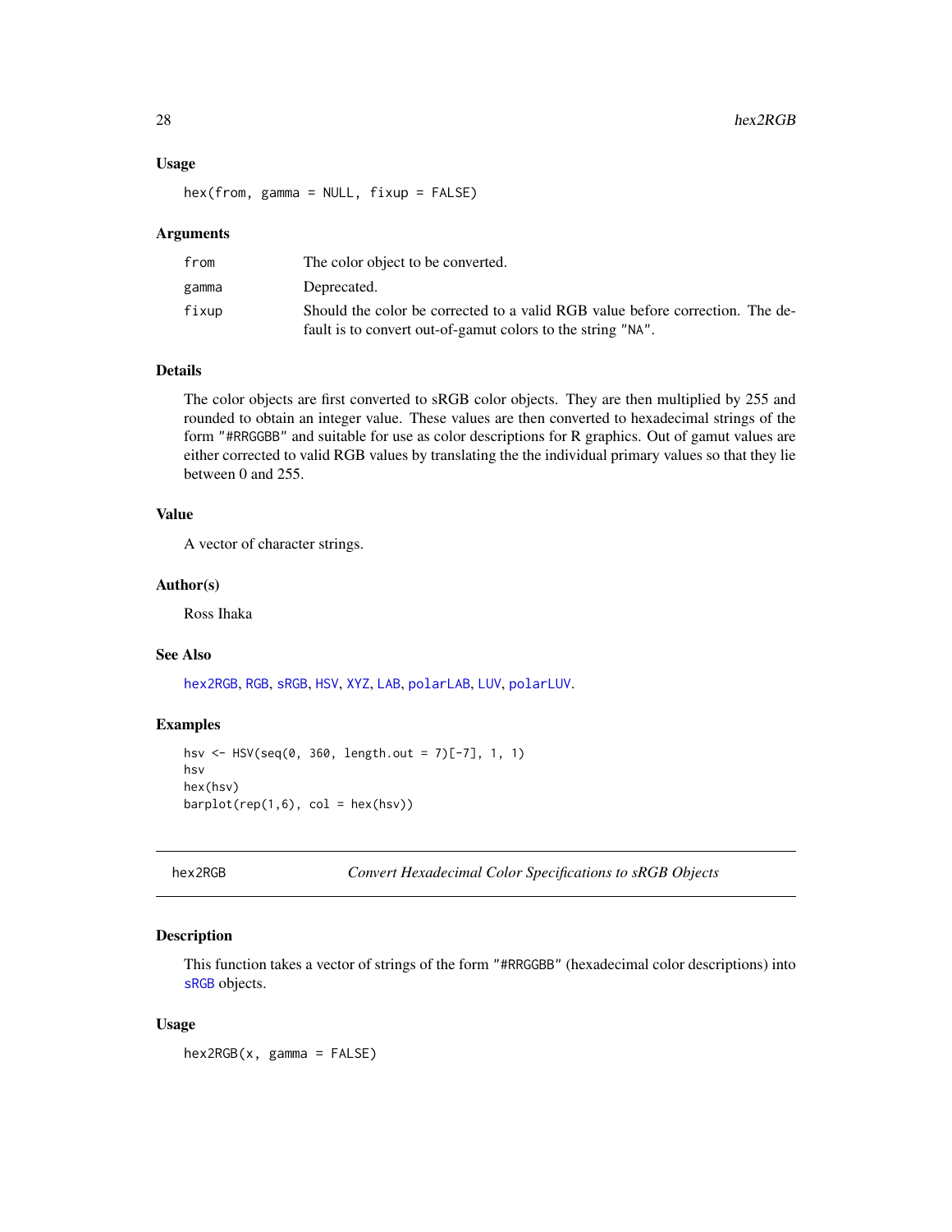### Usage

```
hex(from, gamma = NULL, fixup = FALSE)
```

### Arguments

| | |
|---|---|
| `from` | The color object to be converted. |
| `gamma` | Deprecated. |
| `fixup` | Should the color be corrected to a valid RGB value before correction. The default is to convert out-of-gamut colors to the string "NA". |

### Details

The color objects are first converted to sRGB color objects. They are then multiplied by 255 and rounded to obtain an integer value. These values are then converted to hexadecimal strings of the form "#RRGGBB" and suitable for use as color descriptions for R graphics. Out of gamut values are either corrected to valid RGB values by translating the the individual primary values so that they lie between 0 and 255.

### Value

A vector of character strings.

### Author(s)

Ross Ihaka

### See Also

hex2RGB, RGB, sRGB, HSV, XYZ, LAB, polarLAB, LUV, polarLUV.

### Examples

```
hsv <- HSV(seq(0, 360, length.out = 7)[-7], 1, 1)
hsv
hex(hsv)
barplot(rep(1,6), col = hex(hsv))
```

---

## hex2RGB — *Convert Hexadecimal Color Specifications to sRGB Objects*

### Description

This function takes a vector of strings of the form "#RRGGBB" (hexadecimal color descriptions) into sRGB objects.

### Usage

```
hex2RGB(x, gamma = FALSE)
```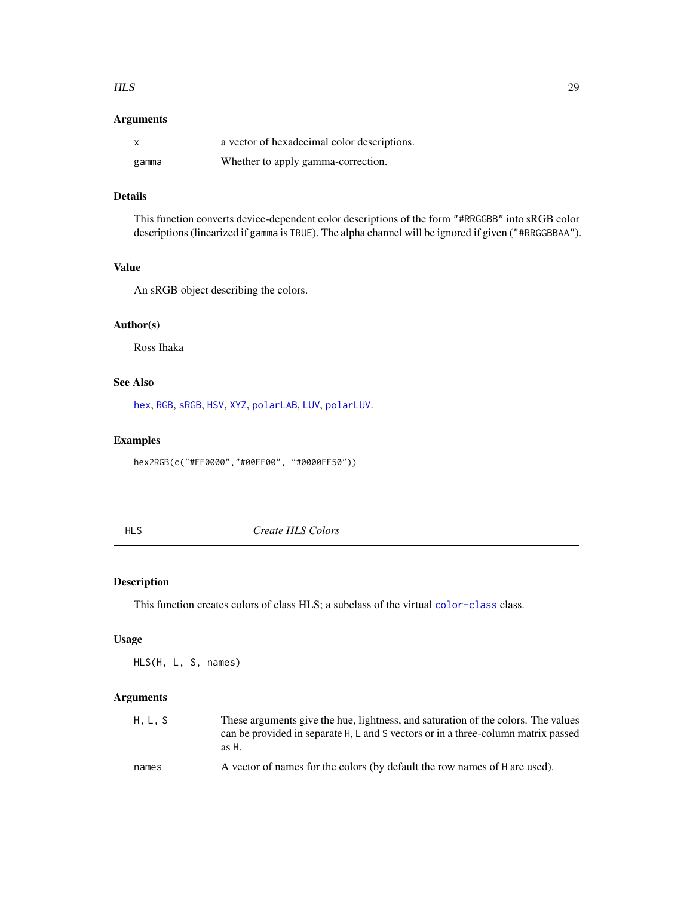### Arguments

| | |
|---|---|
| x | a vector of hexadecimal color descriptions. |
| gamma | Whether to apply gamma-correction. |

### Details

This function converts device-dependent color descriptions of the form "#RRGGBB" into sRGB color descriptions (linearized if gamma is TRUE). The alpha channel will be ignored if given ("#RRGGBBAA").

### Value

An sRGB object describing the colors.

### Author(s)

Ross Ihaka

### See Also

hex, RGB, sRGB, HSV, XYZ, polarLAB, LUV, polarLUV.

### Examples

```
hex2RGB(c("#FF0000","#00FF00", "#0000FF50"))
```

---

## HLS *Create HLS Colors*

### Description

This function creates colors of class HLS; a subclass of the virtual color-class class.

### Usage

```
HLS(H, L, S, names)
```

### Arguments

| | |
|---|---|
| H, L, S | These arguments give the hue, lightness, and saturation of the colors. The values can be provided in separate H, L and S vectors or in a three-column matrix passed as H. |
| names | A vector of names for the colors (by default the row names of H are used). |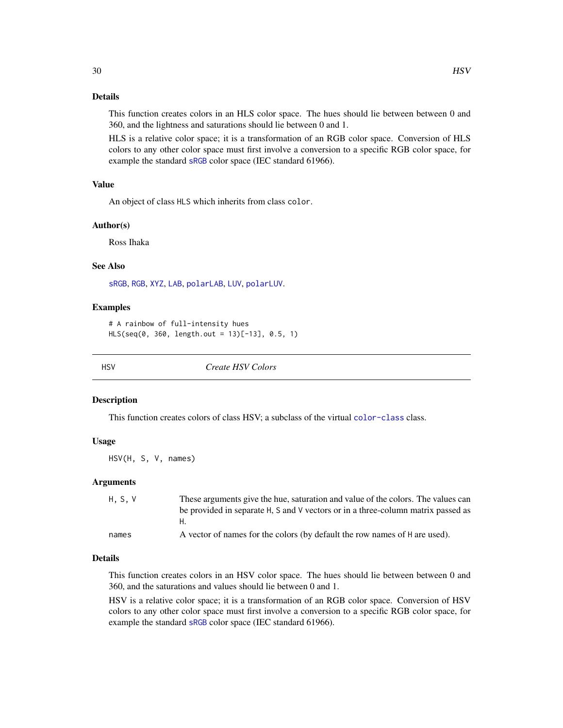### Details

This function creates colors in an HLS color space. The hues should lie between between 0 and 360, and the lightness and saturations should lie between 0 and 1.

HLS is a relative color space; it is a transformation of an RGB color space. Conversion of HLS colors to any other color space must first involve a conversion to a specific RGB color space, for example the standard `sRGB` color space (IEC standard 61966).

### Value

An object of class `HLS` which inherits from class `color`.

### Author(s)

Ross Ihaka

### See Also

`sRGB`, `RGB`, `XYZ`, `LAB`, `polarLAB`, `LUV`, `polarLUV`.

### Examples

```
# A rainbow of full-intensity hues
HLS(seq(0, 360, length.out = 13)[-13], 0.5, 1)
```

---

## HSV — *Create HSV Colors*

---

### Description

This function creates colors of class HSV; a subclass of the virtual `color-class` class.

### Usage

```
HSV(H, S, V, names)
```

### Arguments

| | |
|---|---|
| `H, S, V` | These arguments give the hue, saturation and value of the colors. The values can be provided in separate `H`, `S` and `V` vectors or in a three-column matrix passed as `H`. |
| `names` | A vector of names for the colors (by default the row names of `H` are used). |

### Details

This function creates colors in an HSV color space. The hues should lie between between 0 and 360, and the saturations and values should lie between 0 and 1.

HSV is a relative color space; it is a transformation of an RGB color space. Conversion of HSV colors to any other color space must first involve a conversion to a specific RGB color space, for example the standard `sRGB` color space (IEC standard 61966).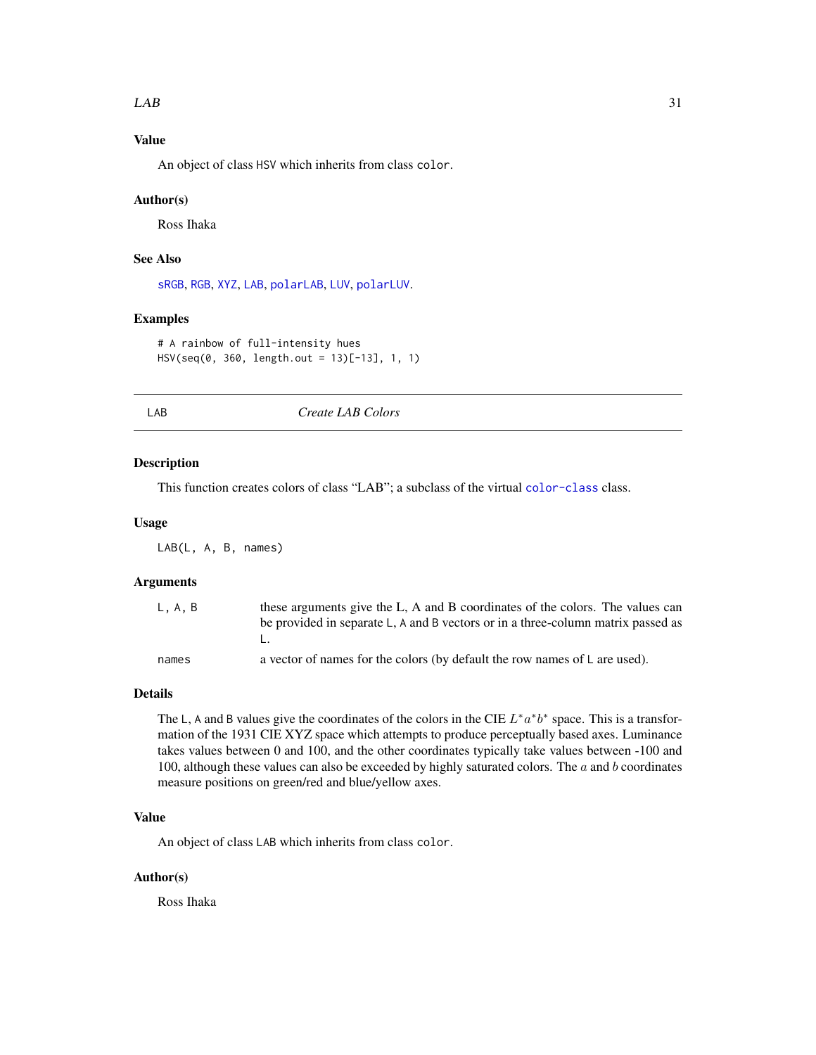### Value

An object of class HSV which inherits from class color.

### Author(s)

Ross Ihaka

### See Also

sRGB, RGB, XYZ, LAB, polarLAB, LUV, polarLUV.

### Examples

```
# A rainbow of full-intensity hues
HSV(seq(0, 360, length.out = 13)[-13], 1, 1)
```

---

## LAB — *Create LAB Colors*

---

### Description

This function creates colors of class "LAB"; a subclass of the virtual color-class class.

### Usage

```
LAB(L, A, B, names)
```

### Arguments

| | |
|---|---|
| L, A, B | these arguments give the L, A and B coordinates of the colors. The values can be provided in separate L, A and B vectors or in a three-column matrix passed as L. |
| names | a vector of names for the colors (by default the row names of L are used). |

### Details

The L, A and B values give the coordinates of the colors in the CIE $L^*a^*b^*$ space. This is a transformation of the 1931 CIE XYZ space which attempts to produce perceptually based axes. Luminance takes values between 0 and 100, and the other coordinates typically take values between -100 and 100, although these values can also be exceeded by highly saturated colors. The $a$ and $b$ coordinates measure positions on green/red and blue/yellow axes.

### Value

An object of class LAB which inherits from class color.

### Author(s)

Ross Ihaka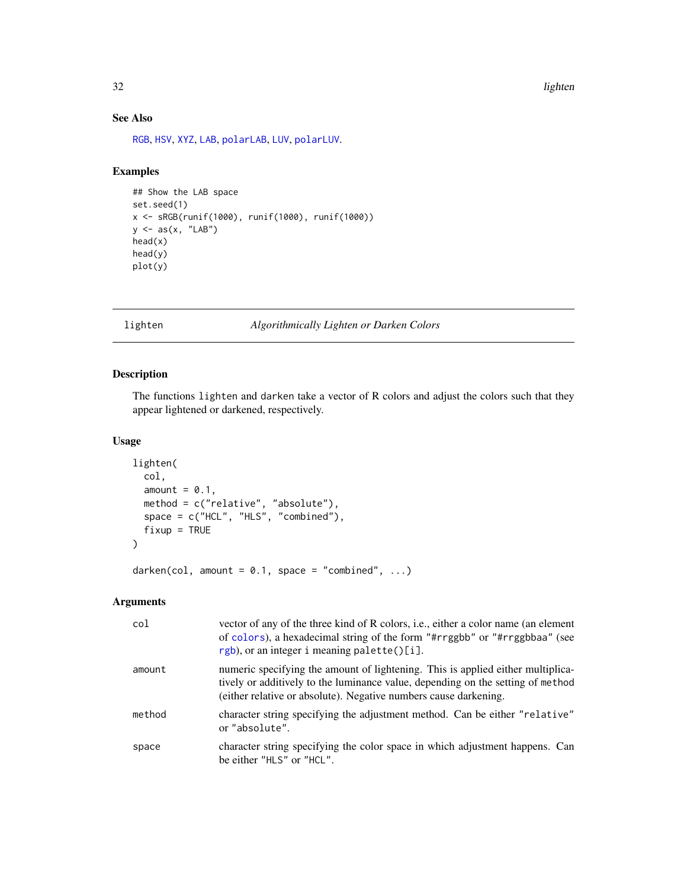### See Also

RGB, HSV, XYZ, LAB, polarLAB, LUV, polarLUV.

### Examples

```
## Show the LAB space
set.seed(1)
x <- sRGB(runif(1000), runif(1000), runif(1000))
y <- as(x, "LAB")
head(x)
head(y)
plot(y)
```

---

## lighten — *Algorithmically Lighten or Darken Colors*

### Description

The functions `lighten` and `darken` take a vector of R colors and adjust the colors such that they appear lightened or darkened, respectively.

### Usage

```
lighten(
  col,
  amount = 0.1,
  method = c("relative", "absolute"),
  space = c("HCL", "HLS", "combined"),
  fixup = TRUE
)

darken(col, amount = 0.1, space = "combined", ...)
```

### Arguments

| | |
|---|---|
| `col` | vector of any of the three kind of R colors, i.e., either a color name (an element of `colors`), a hexadecimal string of the form `"#rrggbb"` or `"#rrggbbaa"` (see `rgb`), or an integer `i` meaning `palette()[i]`. |
| `amount` | numeric specifying the amount of lightening. This is applied either multiplicatively or additively to the luminance value, depending on the setting of `method` (either relative or absolute). Negative numbers cause darkening. |
| `method` | character string specifying the adjustment method. Can be either `"relative"` or `"absolute"`. |
| `space` | character string specifying the color space in which adjustment happens. Can be either `"HLS"` or `"HCL"`. |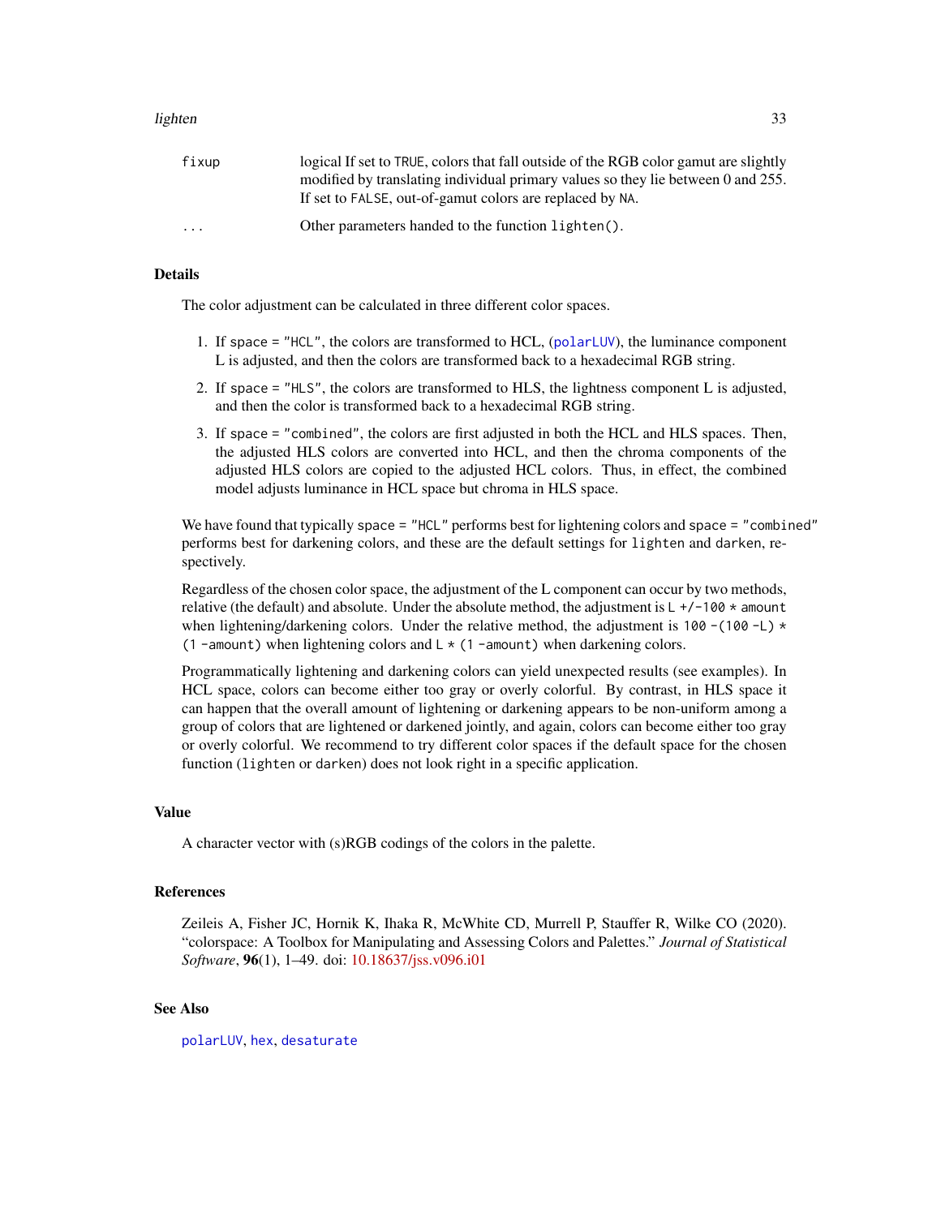| | |
|---|---|
| `fixup` | logical If set to `TRUE`, colors that fall outside of the RGB color gamut are slightly modified by translating individual primary values so they lie between 0 and 255. If set to `FALSE`, out-of-gamut colors are replaced by `NA`. |
| `...` | Other parameters handed to the function `lighten()`. |

## Details

The color adjustment can be calculated in three different color spaces.

1. If `space = "HCL"`, the colors are transformed to HCL, (`polarLUV`), the luminance component L is adjusted, and then the colors are transformed back to a hexadecimal RGB string.
2. If `space = "HLS"`, the colors are transformed to HLS, the lightness component L is adjusted, and then the color is transformed back to a hexadecimal RGB string.
3. If `space = "combined"`, the colors are first adjusted in both the HCL and HLS spaces. Then, the adjusted HLS colors are converted into HCL, and then the chroma components of the adjusted HLS colors are copied to the adjusted HCL colors. Thus, in effect, the combined model adjusts luminance in HCL space but chroma in HLS space.

We have found that typically `space = "HCL"` performs best for lightening colors and `space = "combined"` performs best for darkening colors, and these are the default settings for `lighten` and `darken`, respectively.

Regardless of the chosen color space, the adjustment of the L component can occur by two methods, relative (the default) and absolute. Under the absolute method, the adjustment is `L +/-100 * amount` when lightening/darkening colors. Under the relative method, the adjustment is `100 -(100 -L) * (1 -amount)` when lightening colors and `L * (1 -amount)` when darkening colors.

Programmatically lightening and darkening colors can yield unexpected results (see examples). In HCL space, colors can become either too gray or overly colorful. By contrast, in HLS space it can happen that the overall amount of lightening or darkening appears to be non-uniform among a group of colors that are lightened or darkened jointly, and again, colors can become either too gray or overly colorful. We recommend to try different color spaces if the default space for the chosen function (`lighten` or `darken`) does not look right in a specific application.

## Value

A character vector with (s)RGB codings of the colors in the palette.

## References

Zeileis A, Fisher JC, Hornik K, Ihaka R, McWhite CD, Murrell P, Stauffer R, Wilke CO (2020). "colorspace: A Toolbox for Manipulating and Assessing Colors and Palettes." *Journal of Statistical Software*, **96**(1), 1–49. doi: 10.18637/jss.v096.i01

## See Also

`polarLUV`, `hex`, `desaturate`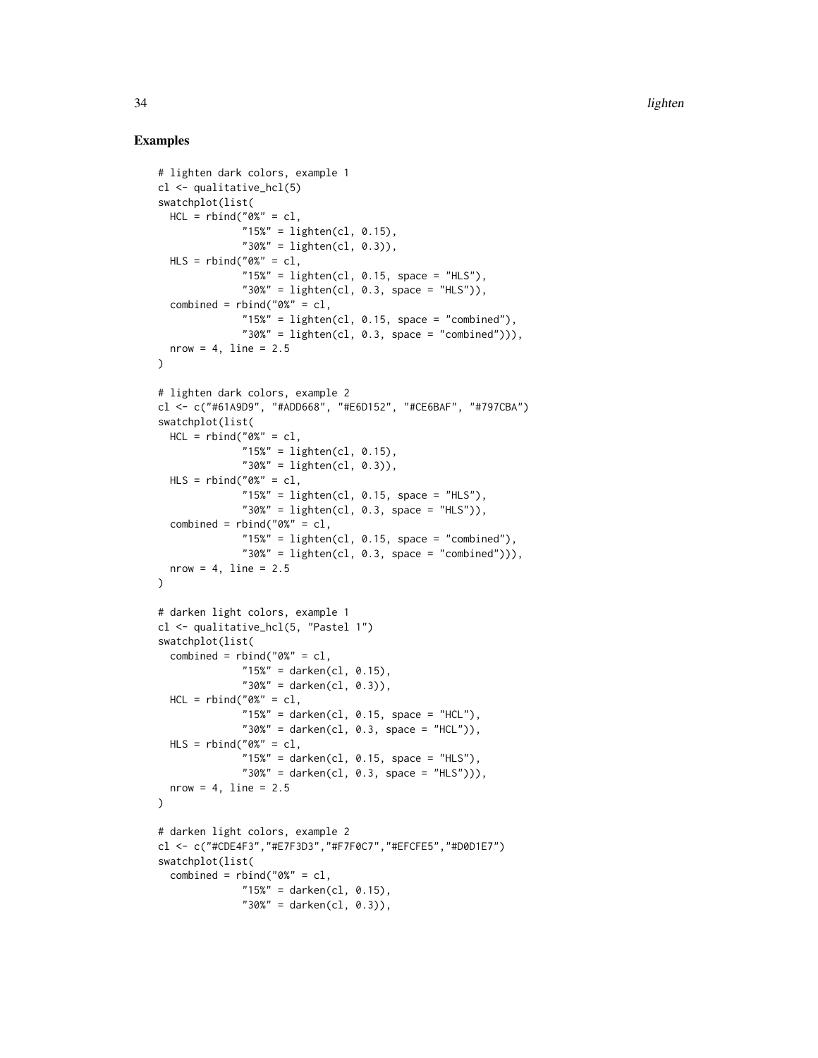## Examples

```
# lighten dark colors, example 1
cl <- qualitative_hcl(5)
swatchplot(list(
  HCL = rbind("0%" = cl,
              "15%" = lighten(cl, 0.15),
              "30%" = lighten(cl, 0.3)),
  HLS = rbind("0%" = cl,
              "15%" = lighten(cl, 0.15, space = "HLS"),
              "30%" = lighten(cl, 0.3, space = "HLS")),
  combined = rbind("0%" = cl,
              "15%" = lighten(cl, 0.15, space = "combined"),
              "30%" = lighten(cl, 0.3, space = "combined"))),
  nrow = 4, line = 2.5
)

# lighten dark colors, example 2
cl <- c("#61A9D9", "#ADD668", "#E6D152", "#CE6BAF", "#797CBA")
swatchplot(list(
  HCL = rbind("0%" = cl,
              "15%" = lighten(cl, 0.15),
              "30%" = lighten(cl, 0.3)),
  HLS = rbind("0%" = cl,
              "15%" = lighten(cl, 0.15, space = "HLS"),
              "30%" = lighten(cl, 0.3, space = "HLS")),
  combined = rbind("0%" = cl,
              "15%" = lighten(cl, 0.15, space = "combined"),
              "30%" = lighten(cl, 0.3, space = "combined"))),
  nrow = 4, line = 2.5
)

# darken light colors, example 1
cl <- qualitative_hcl(5, "Pastel 1")
swatchplot(list(
  combined = rbind("0%" = cl,
              "15%" = darken(cl, 0.15),
              "30%" = darken(cl, 0.3)),
  HCL = rbind("0%" = cl,
              "15%" = darken(cl, 0.15, space = "HCL"),
              "30%" = darken(cl, 0.3, space = "HCL")),
  HLS = rbind("0%" = cl,
              "15%" = darken(cl, 0.15, space = "HLS"),
              "30%" = darken(cl, 0.3, space = "HLS"))),
  nrow = 4, line = 2.5
)

# darken light colors, example 2
cl <- c("#CDE4F3","#E7F3D3","#F7F0C7","#EFCFE5","#D0D1E7")
swatchplot(list(
  combined = rbind("0%" = cl,
              "15%" = darken(cl, 0.15),
              "30%" = darken(cl, 0.3)),
```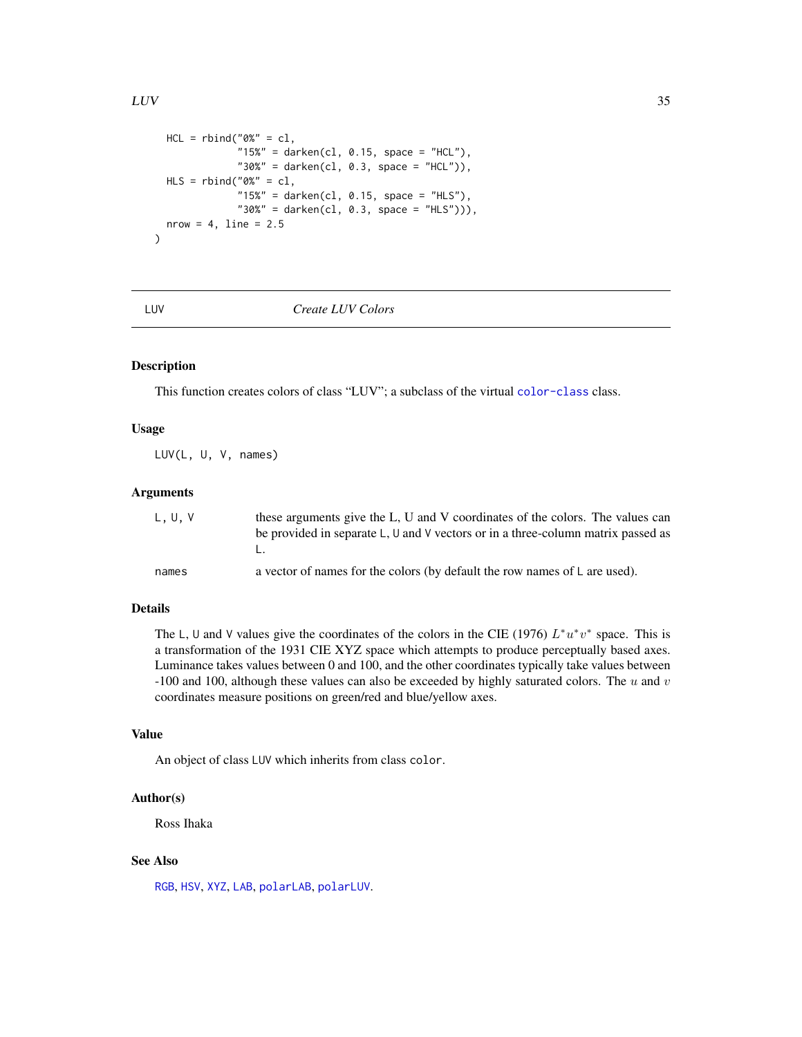```
  HCL = rbind("0%" = cl,
              "15%" = darken(cl, 0.15, space = "HCL"),
              "30%" = darken(cl, 0.3, space = "HCL")),
  HLS = rbind("0%" = cl,
              "15%" = darken(cl, 0.15, space = "HLS"),
              "30%" = darken(cl, 0.3, space = "HLS"))),
  nrow = 4, line = 2.5
)
```

---

## LUV — *Create LUV Colors*

---

### Description

This function creates colors of class "LUV"; a subclass of the virtual `color-class` class.

### Usage

```
LUV(L, U, V, names)
```

### Arguments

| | |
|---|---|
| `L, U, V` | these arguments give the L, U and V coordinates of the colors. The values can be provided in separate `L`, `U` and `V` vectors or in a three-column matrix passed as `L`. |
| `names` | a vector of names for the colors (by default the row names of `L` are used). |

### Details

The `L`, `U` and `V` values give the coordinates of the colors in the CIE (1976) $L^*u^*v^*$ space. This is a transformation of the 1931 CIE XYZ space which attempts to produce perceptually based axes. Luminance takes values between 0 and 100, and the other coordinates typically take values between -100 and 100, although these values can also be exceeded by highly saturated colors. The $u$ and $v$ coordinates measure positions on green/red and blue/yellow axes.

### Value

An object of class `LUV` which inherits from class `color`.

### Author(s)

Ross Ihaka

### See Also

`RGB`, `HSV`, `XYZ`, `LAB`, `polarLAB`, `polarLUV`.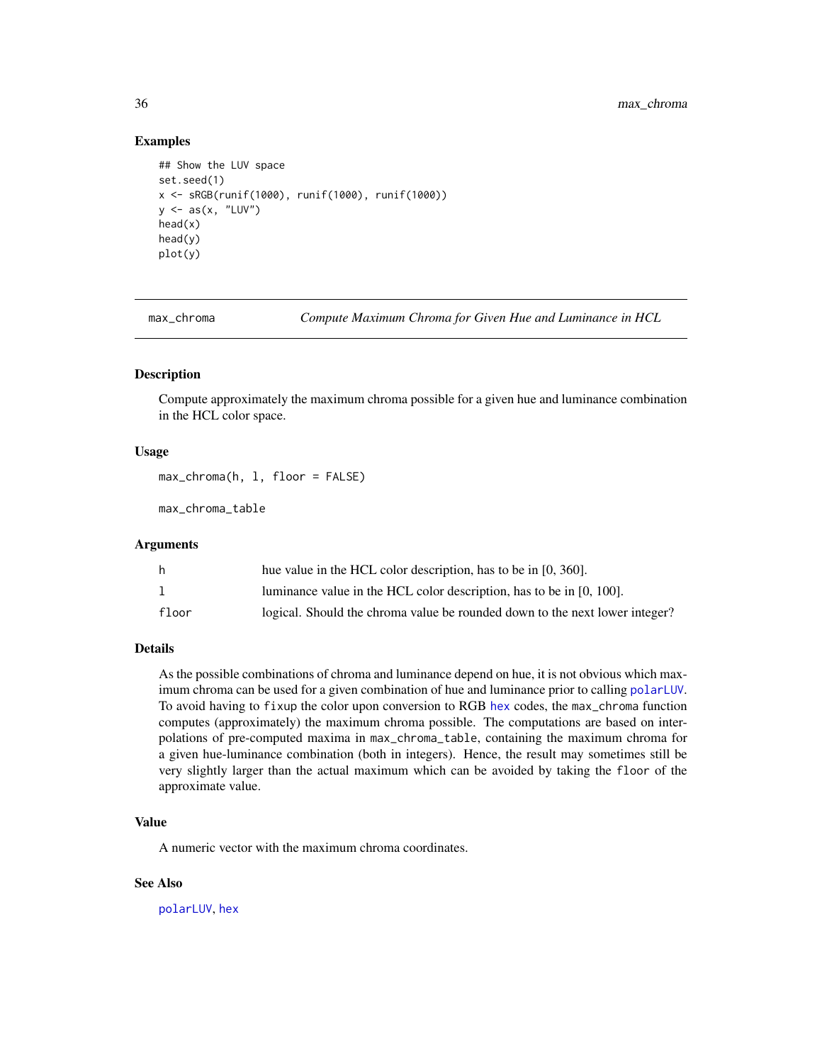### Examples

```
## Show the LUV space
set.seed(1)
x <- sRGB(runif(1000), runif(1000), runif(1000))
y <- as(x, "LUV")
head(x)
head(y)
plot(y)
```

---

## max_chroma — *Compute Maximum Chroma for Given Hue and Luminance in HCL*

### Description

Compute approximately the maximum chroma possible for a given hue and luminance combination in the HCL color space.

### Usage

```
max_chroma(h, l, floor = FALSE)

max_chroma_table
```

### Arguments

| | |
|---|---|
| `h` | hue value in the HCL color description, has to be in [0, 360]. |
| `l` | luminance value in the HCL color description, has to be in [0, 100]. |
| `floor` | logical. Should the chroma value be rounded down to the next lower integer? |

### Details

As the possible combinations of chroma and luminance depend on hue, it is not obvious which maximum chroma can be used for a given combination of hue and luminance prior to calling `polarLUV`. To avoid having to `fixup` the color upon conversion to RGB `hex` codes, the `max_chroma` function computes (approximately) the maximum chroma possible. The computations are based on interpolations of pre-computed maxima in `max_chroma_table`, containing the maximum chroma for a given hue-luminance combination (both in integers). Hence, the result may sometimes still be very slightly larger than the actual maximum which can be avoided by taking the `floor` of the approximate value.

### Value

A numeric vector with the maximum chroma coordinates.

### See Also

`polarLUV`, `hex`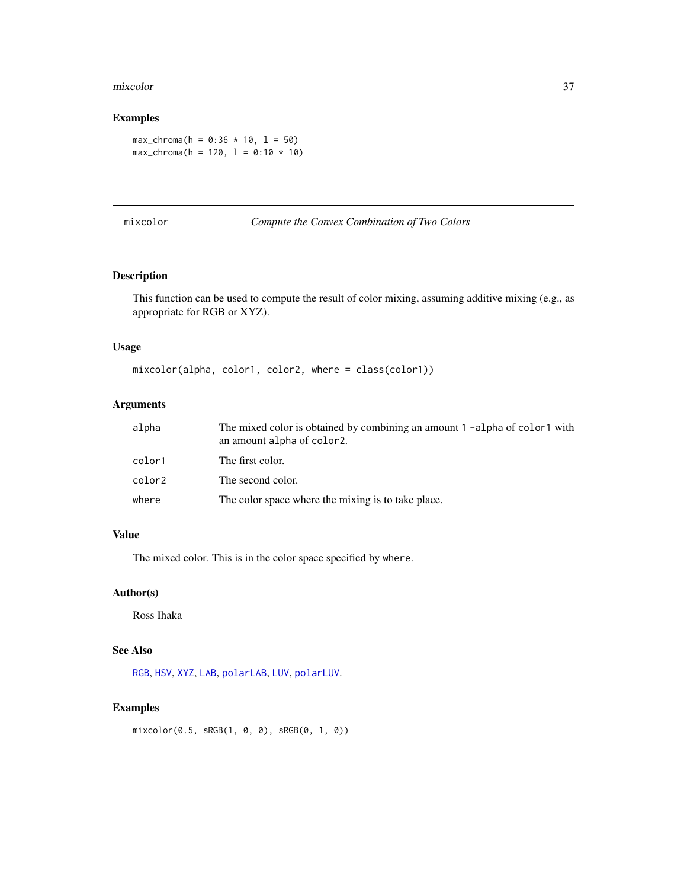## Examples

```
max_chroma(h = 0:36 * 10, l = 50)
max_chroma(h = 120, l = 0:10 * 10)
```

---

# mixcolor *Compute the Convex Combination of Two Colors*

---

## Description

This function can be used to compute the result of color mixing, assuming additive mixing (e.g., as appropriate for RGB or XYZ).

## Usage

```
mixcolor(alpha, color1, color2, where = class(color1))
```

## Arguments

| | |
|---|---|
| `alpha` | The mixed color is obtained by combining an amount `1 -alpha` of `color1` with an amount `alpha` of `color2`. |
| `color1` | The first color. |
| `color2` | The second color. |
| `where` | The color space where the mixing is to take place. |

## Value

The mixed color. This is in the color space specified by `where`.

## Author(s)

Ross Ihaka

## See Also

`RGB`, `HSV`, `XYZ`, `LAB`, `polarLAB`, `LUV`, `polarLUV`.

## Examples

```
mixcolor(0.5, sRGB(1, 0, 0), sRGB(0, 1, 0))
```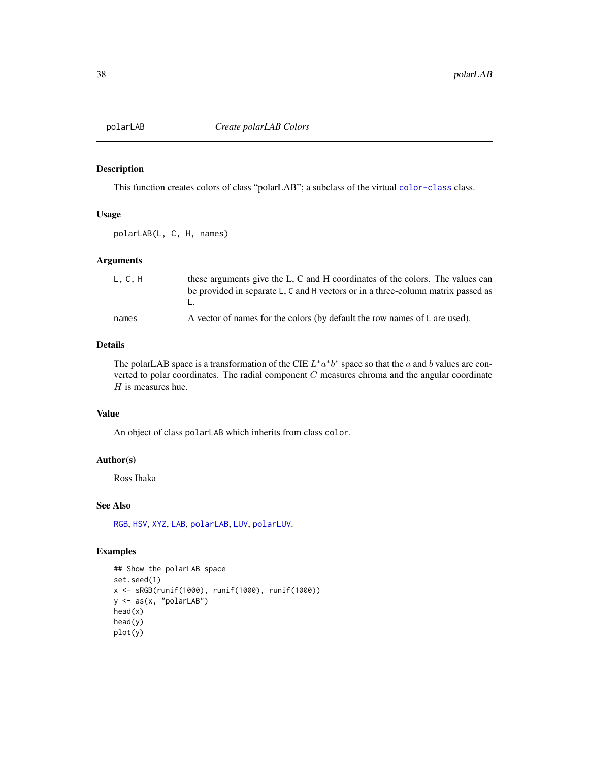# polarLAB — *Create polarLAB Colors*

## Description

This function creates colors of class "polarLAB"; a subclass of the virtual `color-class` class.

## Usage

```
polarLAB(L, C, H, names)
```

## Arguments

| | |
|---|---|
| `L, C, H` | these arguments give the L, C and H coordinates of the colors. The values can be provided in separate `L`, `C` and `H` vectors or in a three-column matrix passed as `L`. |
| `names` | A vector of names for the colors (by default the row names of `L` are used). |

## Details

The polarLAB space is a transformation of the CIE $L^*a^*b^*$ space so that the $a$ and $b$ values are converted to polar coordinates. The radial component $C$ measures chroma and the angular coordinate $H$ is measures hue.

## Value

An object of class `polarLAB` which inherits from class `color`.

## Author(s)

Ross Ihaka

## See Also

`RGB`, `HSV`, `XYZ`, `LAB`, `polarLAB`, `LUV`, `polarLUV`.

## Examples

```
## Show the polarLAB space
set.seed(1)
x <- sRGB(runif(1000), runif(1000), runif(1000))
y <- as(x, "polarLAB")
head(x)
head(y)
plot(y)
```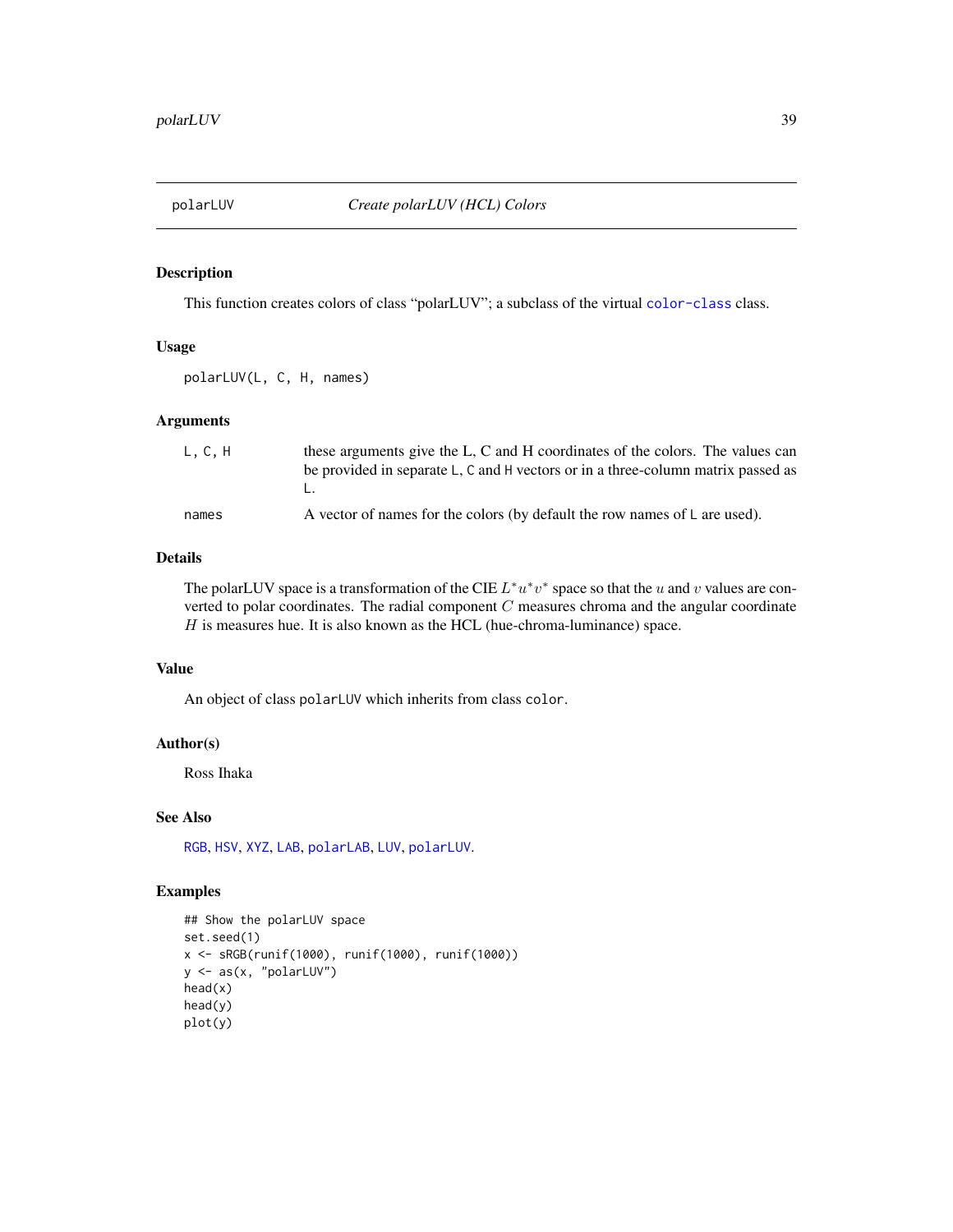# polarLUV — *Create polarLUV (HCL) Colors*

## Description

This function creates colors of class "polarLUV"; a subclass of the virtual `color-class` class.

## Usage

```
polarLUV(L, C, H, names)
```

## Arguments

| | |
|---|---|
| `L, C, H` | these arguments give the L, C and H coordinates of the colors. The values can be provided in separate `L`, `C` and `H` vectors or in a three-column matrix passed as `L`. |
| `names` | A vector of names for the colors (by default the row names of `L` are used). |

## Details

The polarLUV space is a transformation of the CIE $L^*u^*v^*$ space so that the $u$ and $v$ values are converted to polar coordinates. The radial component $C$ measures chroma and the angular coordinate $H$ is measures hue. It is also known as the HCL (hue-chroma-luminance) space.

## Value

An object of class `polarLUV` which inherits from class `color`.

## Author(s)

Ross Ihaka

## See Also

`RGB`, `HSV`, `XYZ`, `LAB`, `polarLAB`, `LUV`, `polarLUV`.

## Examples

```
## Show the polarLUV space
set.seed(1)
x <- sRGB(runif(1000), runif(1000), runif(1000))
y <- as(x, "polarLUV")
head(x)
head(y)
plot(y)
```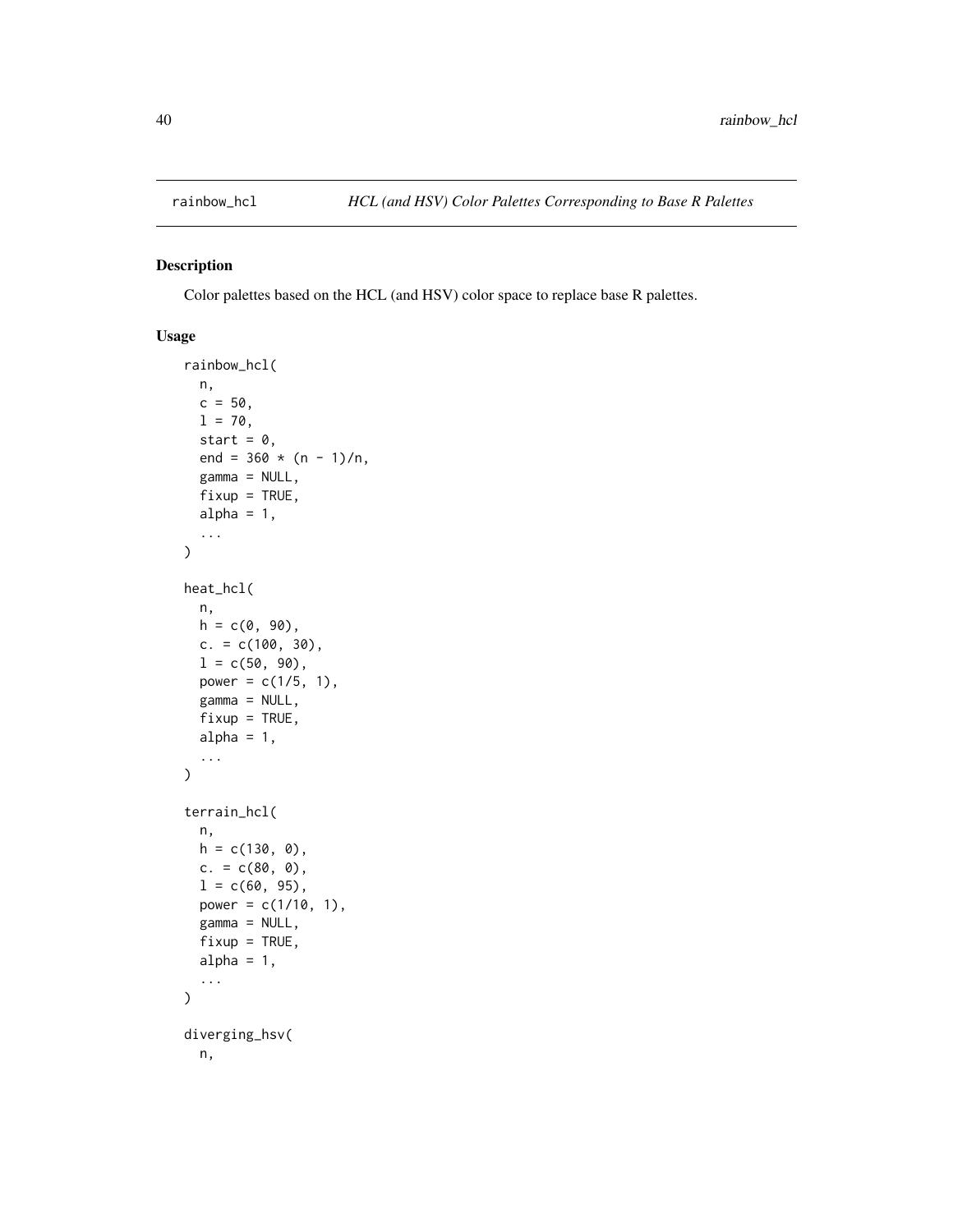`rainbow_hcl` *HCL (and HSV) Color Palettes Corresponding to Base R Palettes*

## Description

Color palettes based on the HCL (and HSV) color space to replace base R palettes.

## Usage

```
rainbow_hcl(
  n,
  c = 50,
  l = 70,
  start = 0,
  end = 360 * (n - 1)/n,
  gamma = NULL,
  fixup = TRUE,
  alpha = 1,
  ...
)

heat_hcl(
  n,
  h = c(0, 90),
  c. = c(100, 30),
  l = c(50, 90),
  power = c(1/5, 1),
  gamma = NULL,
  fixup = TRUE,
  alpha = 1,
  ...
)

terrain_hcl(
  n,
  h = c(130, 0),
  c. = c(80, 0),
  l = c(60, 95),
  power = c(1/10, 1),
  gamma = NULL,
  fixup = TRUE,
  alpha = 1,
  ...
)

diverging_hsv(
  n,
```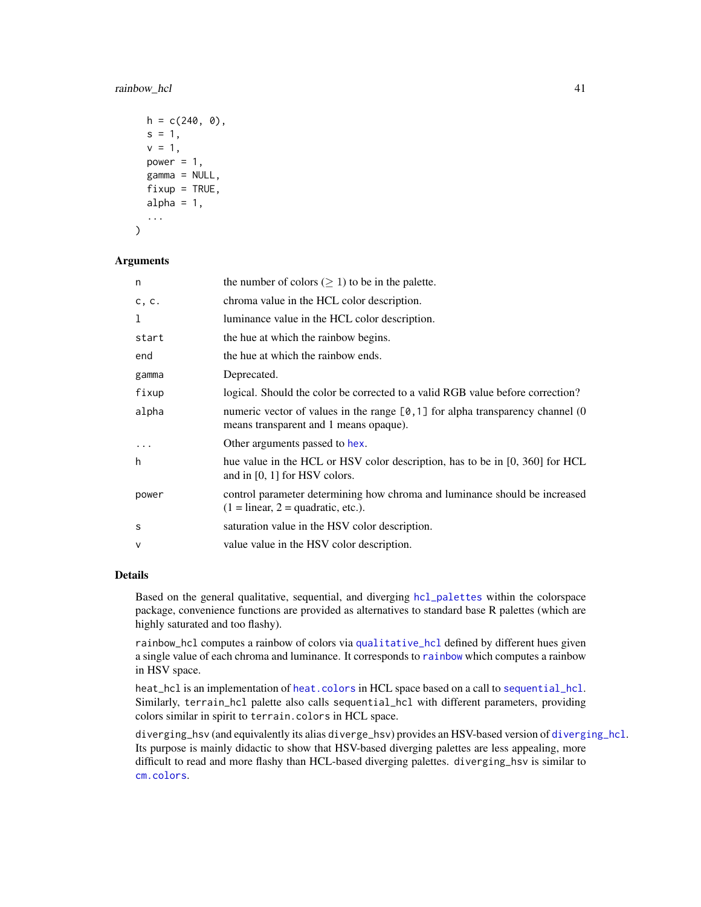```
  h = c(240, 0),
  s = 1,
  v = 1,
  power = 1,
  gamma = NULL,
  fixup = TRUE,
  alpha = 1,
  ...
)
```

## Arguments

| | |
|---|---|
| n | the number of colors ($\geq$ 1) to be in the palette. |
| c, c. | chroma value in the HCL color description. |
| l | luminance value in the HCL color description. |
| start | the hue at which the rainbow begins. |
| end | the hue at which the rainbow ends. |
| gamma | Deprecated. |
| fixup | logical. Should the color be corrected to a valid RGB value before correction? |
| alpha | numeric vector of values in the range `[0,1]` for alpha transparency channel (0 means transparent and 1 means opaque). |
| ... | Other arguments passed to `hex`. |
| h | hue value in the HCL or HSV color description, has to be in [0, 360] for HCL and in [0, 1] for HSV colors. |
| power | control parameter determining how chroma and luminance should be increased (1 = linear, 2 = quadratic, etc.). |
| s | saturation value in the HSV color description. |
| v | value value in the HSV color description. |

## Details

Based on the general qualitative, sequential, and diverging `hcl_palettes` within the colorspace package, convenience functions are provided as alternatives to standard base R palettes (which are highly saturated and too flashy).

`rainbow_hcl` computes a rainbow of colors via `qualitative_hcl` defined by different hues given a single value of each chroma and luminance. It corresponds to `rainbow` which computes a rainbow in HSV space.

`heat_hcl` is an implementation of `heat.colors` in HCL space based on a call to `sequential_hcl`. Similarly, `terrain_hcl` palette also calls `sequential_hcl` with different parameters, providing colors similar in spirit to `terrain.colors` in HCL space.

`diverging_hsv` (and equivalently its alias `diverge_hsv`) provides an HSV-based version of `diverging_hcl`. Its purpose is mainly didactic to show that HSV-based diverging palettes are less appealing, more difficult to read and more flashy than HCL-based diverging palettes. `diverging_hsv` is similar to `cm.colors`.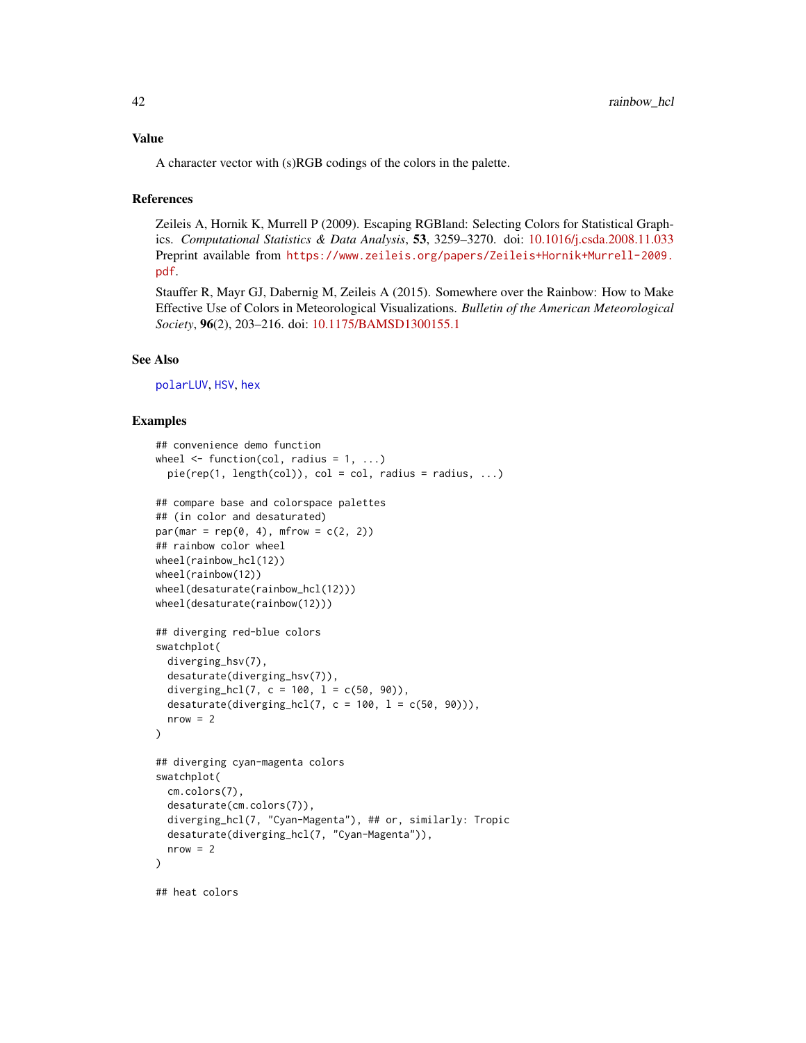### Value

A character vector with (s)RGB codings of the colors in the palette.

### References

Zeileis A, Hornik K, Murrell P (2009). Escaping RGBland: Selecting Colors for Statistical Graphics. *Computational Statistics & Data Analysis*, **53**, 3259–3270. doi: 10.1016/j.csda.2008.11.033 Preprint available from https://www.zeileis.org/papers/Zeileis+Hornik+Murrell-2009.pdf.

Stauffer R, Mayr GJ, Dabernig M, Zeileis A (2015). Somewhere over the Rainbow: How to Make Effective Use of Colors in Meteorological Visualizations. *Bulletin of the American Meteorological Society*, **96**(2), 203–216. doi: 10.1175/BAMSD1300155.1

### See Also

polarLUV, HSV, hex

### Examples

```
## convenience demo function
wheel <- function(col, radius = 1, ...)
  pie(rep(1, length(col)), col = col, radius = radius, ...)

## compare base and colorspace palettes
## (in color and desaturated)
par(mar = rep(0, 4), mfrow = c(2, 2))
## rainbow color wheel
wheel(rainbow_hcl(12))
wheel(rainbow(12))
wheel(desaturate(rainbow_hcl(12)))
wheel(desaturate(rainbow(12)))

## diverging red-blue colors
swatchplot(
  diverging_hsv(7),
  desaturate(diverging_hsv(7)),
  diverging_hcl(7, c = 100, l = c(50, 90)),
  desaturate(diverging_hcl(7, c = 100, l = c(50, 90))),
  nrow = 2
)

## diverging cyan-magenta colors
swatchplot(
  cm.colors(7),
  desaturate(cm.colors(7)),
  diverging_hcl(7, "Cyan-Magenta"), ## or, similarly: Tropic
  desaturate(diverging_hcl(7, "Cyan-Magenta")),
  nrow = 2
)

## heat colors
```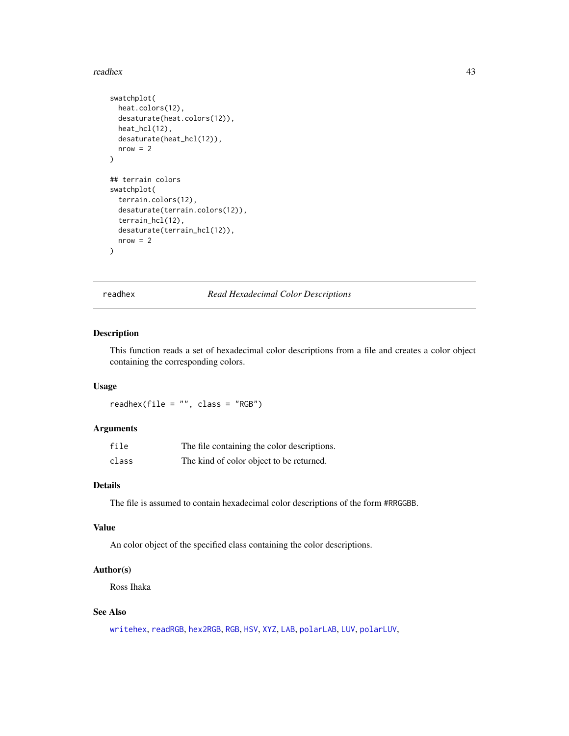```
swatchplot(
  heat.colors(12),
  desaturate(heat.colors(12)),
  heat_hcl(12),
  desaturate(heat_hcl(12)),
  nrow = 2
)

## terrain colors
swatchplot(
  terrain.colors(12),
  desaturate(terrain.colors(12)),
  terrain_hcl(12),
  desaturate(terrain_hcl(12)),
  nrow = 2
)
```

## readhex — *Read Hexadecimal Color Descriptions*

### Description

This function reads a set of hexadecimal color descriptions from a file and creates a color object containing the corresponding colors.

### Usage

```
readhex(file = "", class = "RGB")
```

### Arguments

| | |
|---|---|
| file | The file containing the color descriptions. |
| class | The kind of color object to be returned. |

### Details

The file is assumed to contain hexadecimal color descriptions of the form #RRGGBB.

### Value

An color object of the specified class containing the color descriptions.

### Author(s)

Ross Ihaka

### See Also

writehex, readRGB, hex2RGB, RGB, HSV, XYZ, LAB, polarLAB, LUV, polarLUV,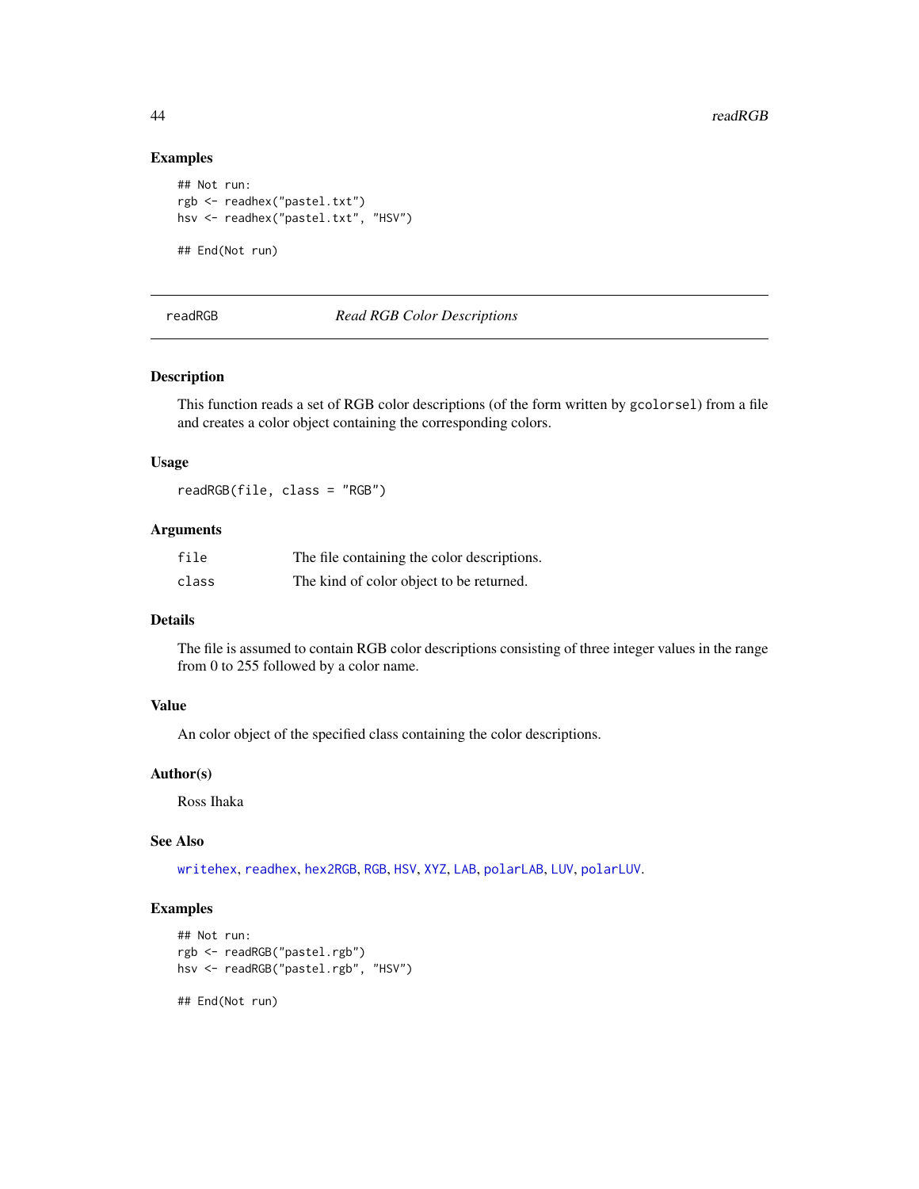## Examples

```
## Not run:
rgb <- readhex("pastel.txt")
hsv <- readhex("pastel.txt", "HSV")

## End(Not run)
```

---

readRGB &nbsp;&nbsp;&nbsp;&nbsp;&nbsp;&nbsp;&nbsp;&nbsp; *Read RGB Color Descriptions*

---

## Description

This function reads a set of RGB color descriptions (of the form written by `gcolorsel`) from a file and creates a color object containing the corresponding colors.

## Usage

```
readRGB(file, class = "RGB")
```

## Arguments

| | |
|---|---|
| `file` | The file containing the color descriptions. |
| `class` | The kind of color object to be returned. |

## Details

The file is assumed to contain RGB color descriptions consisting of three integer values in the range from 0 to 255 followed by a color name.

## Value

An color object of the specified class containing the color descriptions.

## Author(s)

Ross Ihaka

## See Also

`writehex`, `readhex`, `hex2RGB`, `RGB`, `HSV`, `XYZ`, `LAB`, `polarLAB`, `LUV`, `polarLUV`.

## Examples

```
## Not run:
rgb <- readRGB("pastel.rgb")
hsv <- readRGB("pastel.rgb", "HSV")

## End(Not run)
```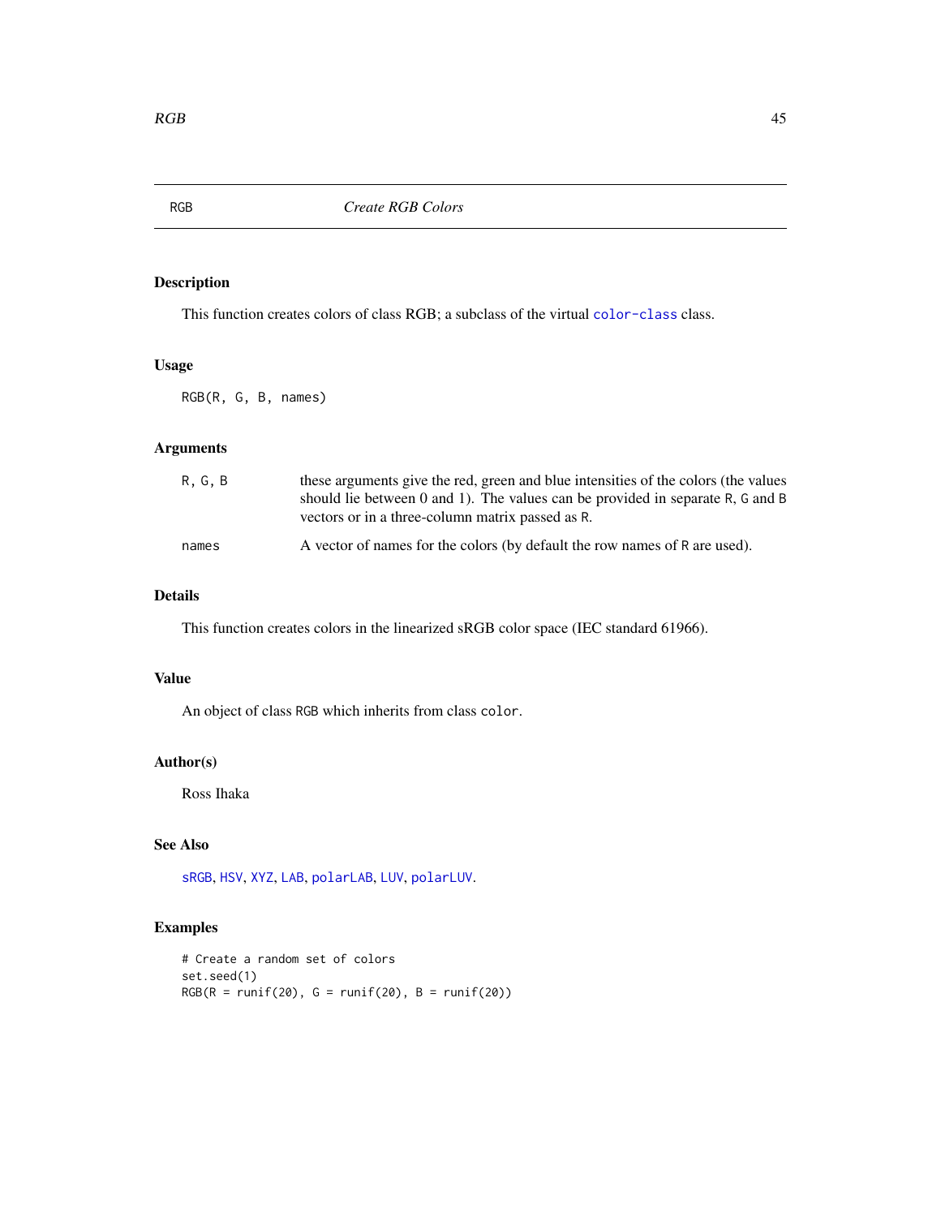RGB *Create RGB Colors*

## Description

This function creates colors of class RGB; a subclass of the virtual `color-class` class.

## Usage

```
RGB(R, G, B, names)
```

## Arguments

| | |
|---|---|
| `R, G, B` | these arguments give the red, green and blue intensities of the colors (the values should lie between 0 and 1). The values can be provided in separate `R`, `G` and `B` vectors or in a three-column matrix passed as `R`. |
| `names` | A vector of names for the colors (by default the row names of `R` are used). |

## Details

This function creates colors in the linearized sRGB color space (IEC standard 61966).

## Value

An object of class `RGB` which inherits from class `color`.

## Author(s)

Ross Ihaka

## See Also

`sRGB`, `HSV`, `XYZ`, `LAB`, `polarLAB`, `LUV`, `polarLUV`.

## Examples

```
# Create a random set of colors
set.seed(1)
RGB(R = runif(20), G = runif(20), B = runif(20))
```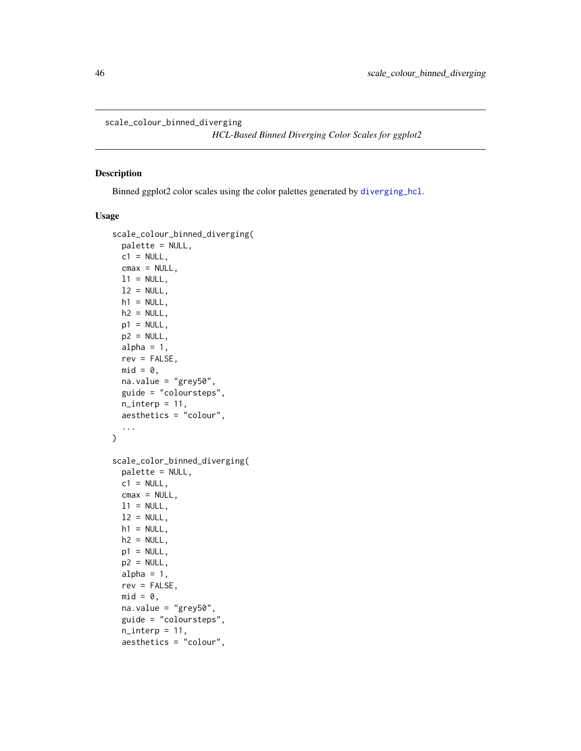scale_colour_binned_diverging

*HCL-Based Binned Diverging Color Scales for ggplot2*

## Description

Binned ggplot2 color scales using the color palettes generated by diverging_hcl.

## Usage

```
scale_colour_binned_diverging(
  palette = NULL,
  c1 = NULL,
  cmax = NULL,
  l1 = NULL,
  l2 = NULL,
  h1 = NULL,
  h2 = NULL,
  p1 = NULL,
  p2 = NULL,
  alpha = 1,
  rev = FALSE,
  mid = 0,
  na.value = "grey50",
  guide = "coloursteps",
  n_interp = 11,
  aesthetics = "colour",
  ...
)

scale_color_binned_diverging(
  palette = NULL,
  c1 = NULL,
  cmax = NULL,
  l1 = NULL,
  l2 = NULL,
  h1 = NULL,
  h2 = NULL,
  p1 = NULL,
  p2 = NULL,
  alpha = 1,
  rev = FALSE,
  mid = 0,
  na.value = "grey50",
  guide = "coloursteps",
  n_interp = 11,
  aesthetics = "colour",
```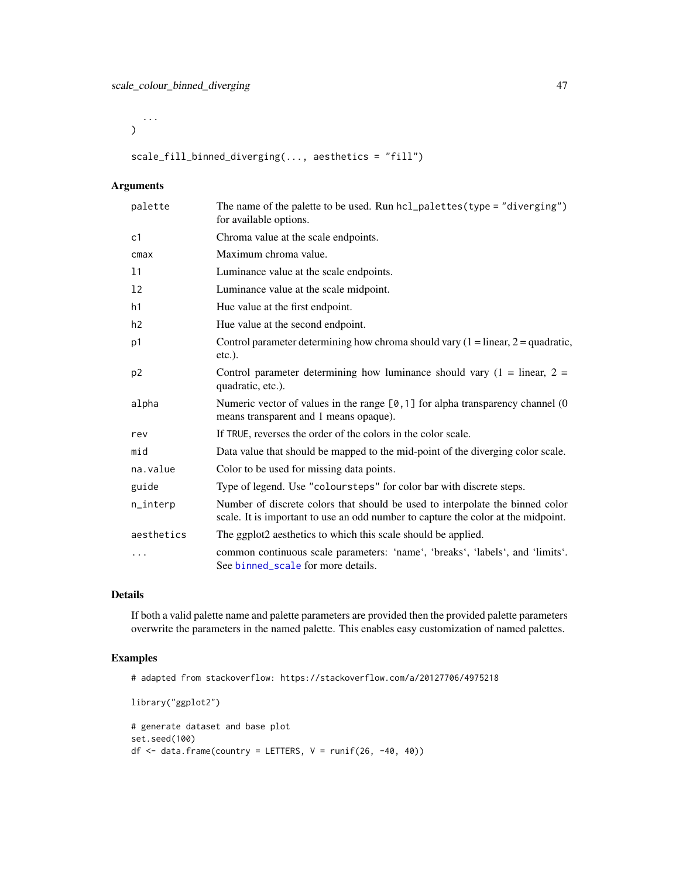```
  ...
)

scale_fill_binned_diverging(..., aesthetics = "fill")
```

## Arguments

| | |
|---|---|
| palette | The name of the palette to be used. Run `hcl_palettes(type = "diverging")` for available options. |
| c1 | Chroma value at the scale endpoints. |
| cmax | Maximum chroma value. |
| l1 | Luminance value at the scale endpoints. |
| l2 | Luminance value at the scale midpoint. |
| h1 | Hue value at the first endpoint. |
| h2 | Hue value at the second endpoint. |
| p1 | Control parameter determining how chroma should vary (1 = linear, 2 = quadratic, etc.). |
| p2 | Control parameter determining how luminance should vary (1 = linear, 2 = quadratic, etc.). |
| alpha | Numeric vector of values in the range `[0,1]` for alpha transparency channel (0 means transparent and 1 means opaque). |
| rev | If `TRUE`, reverses the order of the colors in the color scale. |
| mid | Data value that should be mapped to the mid-point of the diverging color scale. |
| na.value | Color to be used for missing data points. |
| guide | Type of legend. Use `"coloursteps"` for color bar with discrete steps. |
| n_interp | Number of discrete colors that should be used to interpolate the binned color scale. It is important to use an odd number to capture the color at the midpoint. |
| aesthetics | The ggplot2 aesthetics to which this scale should be applied. |
| ... | common continuous scale parameters: 'name', 'breaks', 'labels', and 'limits'. See binned_scale for more details. |

## Details

If both a valid palette name and palette parameters are provided then the provided palette parameters overwrite the parameters in the named palette. This enables easy customization of named palettes.

## Examples

```
# adapted from stackoverflow: https://stackoverflow.com/a/20127706/4975218

library("ggplot2")

# generate dataset and base plot
set.seed(100)
df <- data.frame(country = LETTERS, V = runif(26, -40, 40))
```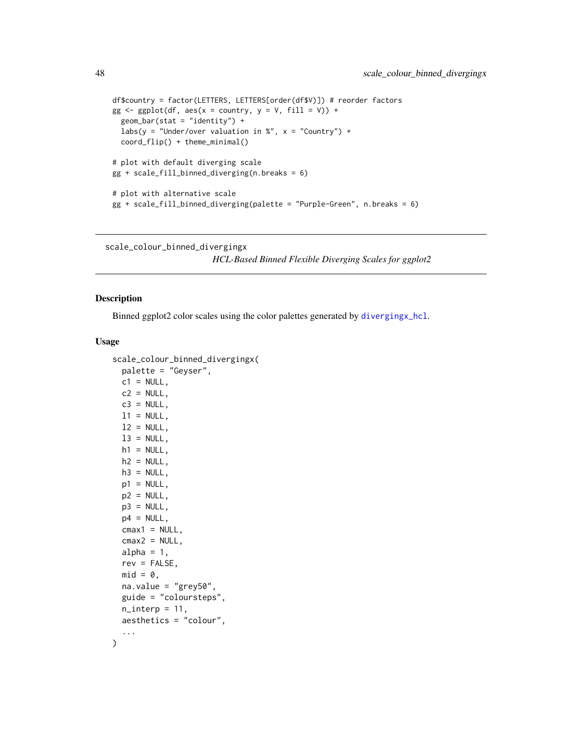```
df$country = factor(LETTERS, LETTERS[order(df$V)]) # reorder factors
gg <- ggplot(df, aes(x = country, y = V, fill = V)) +
  geom_bar(stat = "identity") +
  labs(y = "Under/over valuation in %", x = "Country") +
  coord_flip() + theme_minimal()

# plot with default diverging scale
gg + scale_fill_binned_diverging(n.breaks = 6)

# plot with alternative scale
gg + scale_fill_binned_diverging(palette = "Purple-Green", n.breaks = 6)
```

---

## scale_colour_binned_divergingx

*HCL-Based Binned Flexible Diverging Scales for ggplot2*

---

### Description

Binned ggplot2 color scales using the color palettes generated by divergingx_hcl.

### Usage

```
scale_colour_binned_divergingx(
  palette = "Geyser",
  c1 = NULL,
  c2 = NULL,
  c3 = NULL,
  l1 = NULL,
  l2 = NULL,
  l3 = NULL,
  h1 = NULL,
  h2 = NULL,
  h3 = NULL,
  p1 = NULL,
  p2 = NULL,
  p3 = NULL,
  p4 = NULL,
  cmax1 = NULL,
  cmax2 = NULL,
  alpha = 1,
  rev = FALSE,
  mid = 0,
  na.value = "grey50",
  guide = "coloursteps",
  n_interp = 11,
  aesthetics = "colour",
  ...
)
```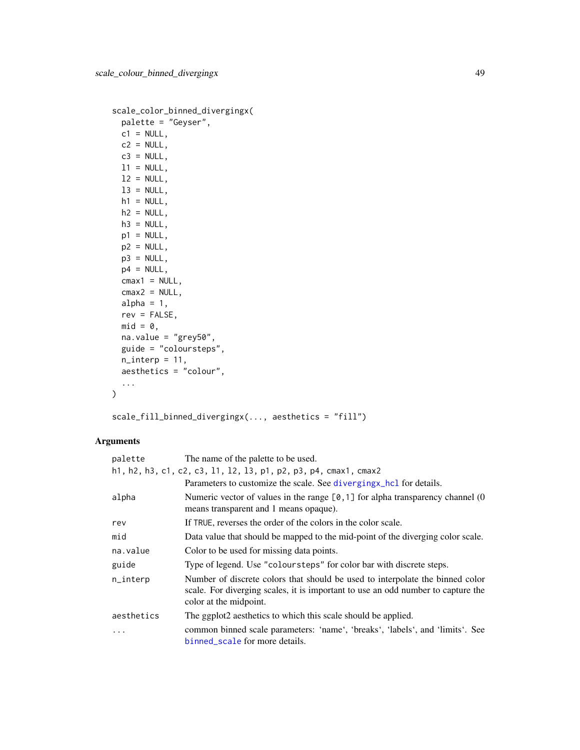```
scale_color_binned_divergingx(
  palette = "Geyser",
  c1 = NULL,
  c2 = NULL,
  c3 = NULL,
  l1 = NULL,
  l2 = NULL,
  l3 = NULL,
  h1 = NULL,
  h2 = NULL,
  h3 = NULL,
  p1 = NULL,
  p2 = NULL,
  p3 = NULL,
  p4 = NULL,
  cmax1 = NULL,
  cmax2 = NULL,
  alpha = 1,
  rev = FALSE,
  mid = 0,
  na.value = "grey50",
  guide = "coloursteps",
  n_interp = 11,
  aesthetics = "colour",
  ...
)

scale_fill_binned_divergingx(..., aesthetics = "fill")
```

## Arguments

`palette` The name of the palette to be used.

`h1, h2, h3, c1, c2, c3, l1, l2, l3, p1, p2, p3, p4, cmax1, cmax2`
Parameters to customize the scale. See `divergingx_hcl` for details.

`alpha` Numeric vector of values in the range `[0,1]` for alpha transparency channel (0 means transparent and 1 means opaque).

`rev` If `TRUE`, reverses the order of the colors in the color scale.

`mid` Data value that should be mapped to the mid-point of the diverging color scale.

`na.value` Color to be used for missing data points.

`guide` Type of legend. Use `"coloursteps"` for color bar with discrete steps.

`n_interp` Number of discrete colors that should be used to interpolate the binned color scale. For diverging scales, it is important to use an odd number to capture the color at the midpoint.

`aesthetics` The ggplot2 aesthetics to which this scale should be applied.

`...` common binned scale parameters: 'name', 'breaks', 'labels', and 'limits'. See `binned_scale` for more details.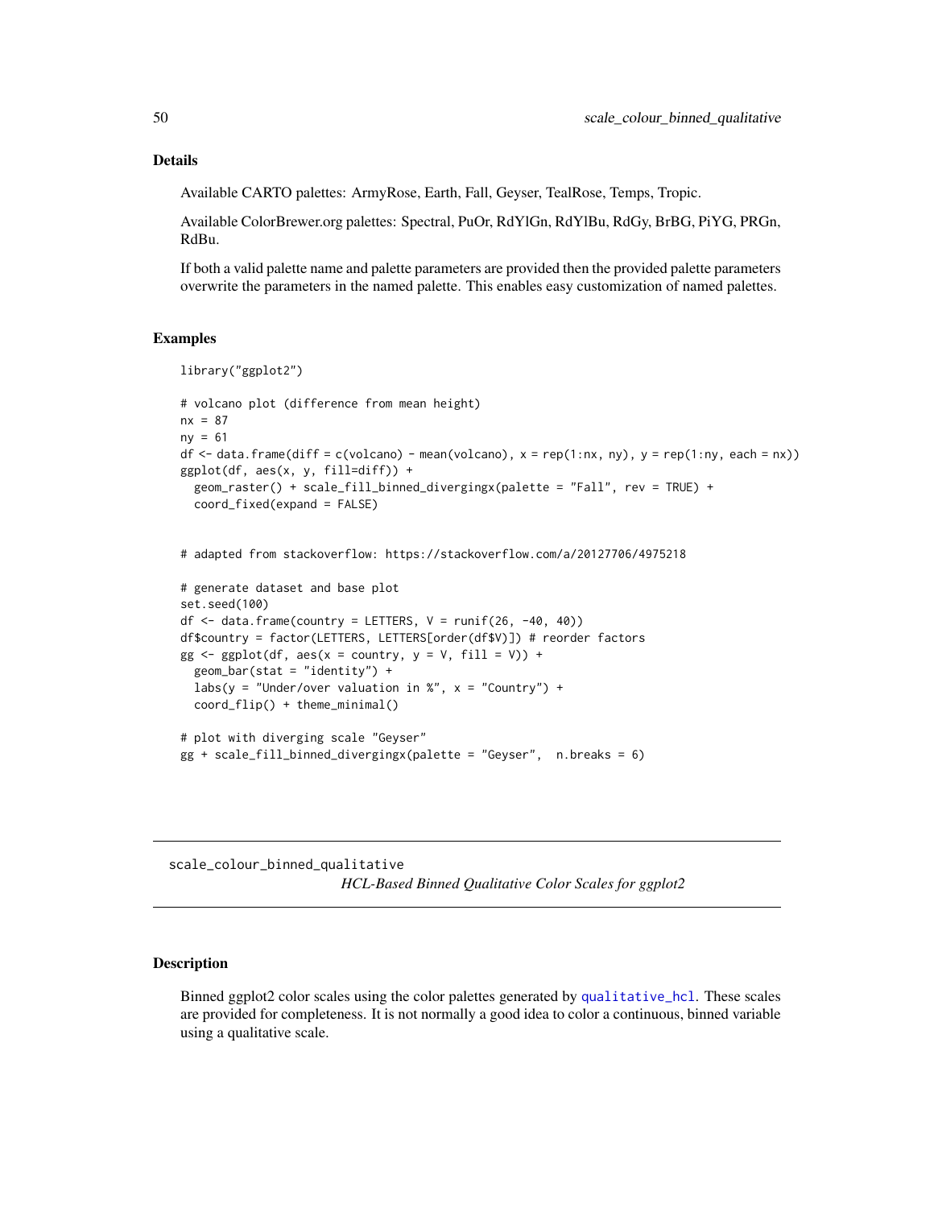### Details

Available CARTO palettes: ArmyRose, Earth, Fall, Geyser, TealRose, Temps, Tropic.

Available ColorBrewer.org palettes: Spectral, PuOr, RdYlGn, RdYlBu, RdGy, BrBG, PiYG, PRGn, RdBu.

If both a valid palette name and palette parameters are provided then the provided palette parameters overwrite the parameters in the named palette. This enables easy customization of named palettes.

### Examples

```
library("ggplot2")

# volcano plot (difference from mean height)
nx = 87
ny = 61
df <- data.frame(diff = c(volcano) - mean(volcano), x = rep(1:nx, ny), y = rep(1:ny, each = nx))
ggplot(df, aes(x, y, fill=diff)) +
  geom_raster() + scale_fill_binned_divergingx(palette = "Fall", rev = TRUE) +
  coord_fixed(expand = FALSE)


# adapted from stackoverflow: https://stackoverflow.com/a/20127706/4975218

# generate dataset and base plot
set.seed(100)
df <- data.frame(country = LETTERS, V = runif(26, -40, 40))
df$country = factor(LETTERS, LETTERS[order(df$V)]) # reorder factors
gg <- ggplot(df, aes(x = country, y = V, fill = V)) +
  geom_bar(stat = "identity") +
  labs(y = "Under/over valuation in %", x = "Country") +
  coord_flip() + theme_minimal()

# plot with diverging scale "Geyser"
gg + scale_fill_binned_divergingx(palette = "Geyser",  n.breaks = 6)
```

---

## scale_colour_binned_qualitative

*HCL-Based Binned Qualitative Color Scales for ggplot2*

---

### Description

Binned ggplot2 color scales using the color palettes generated by `qualitative_hcl`. These scales are provided for completeness. It is not normally a good idea to color a continuous, binned variable using a qualitative scale.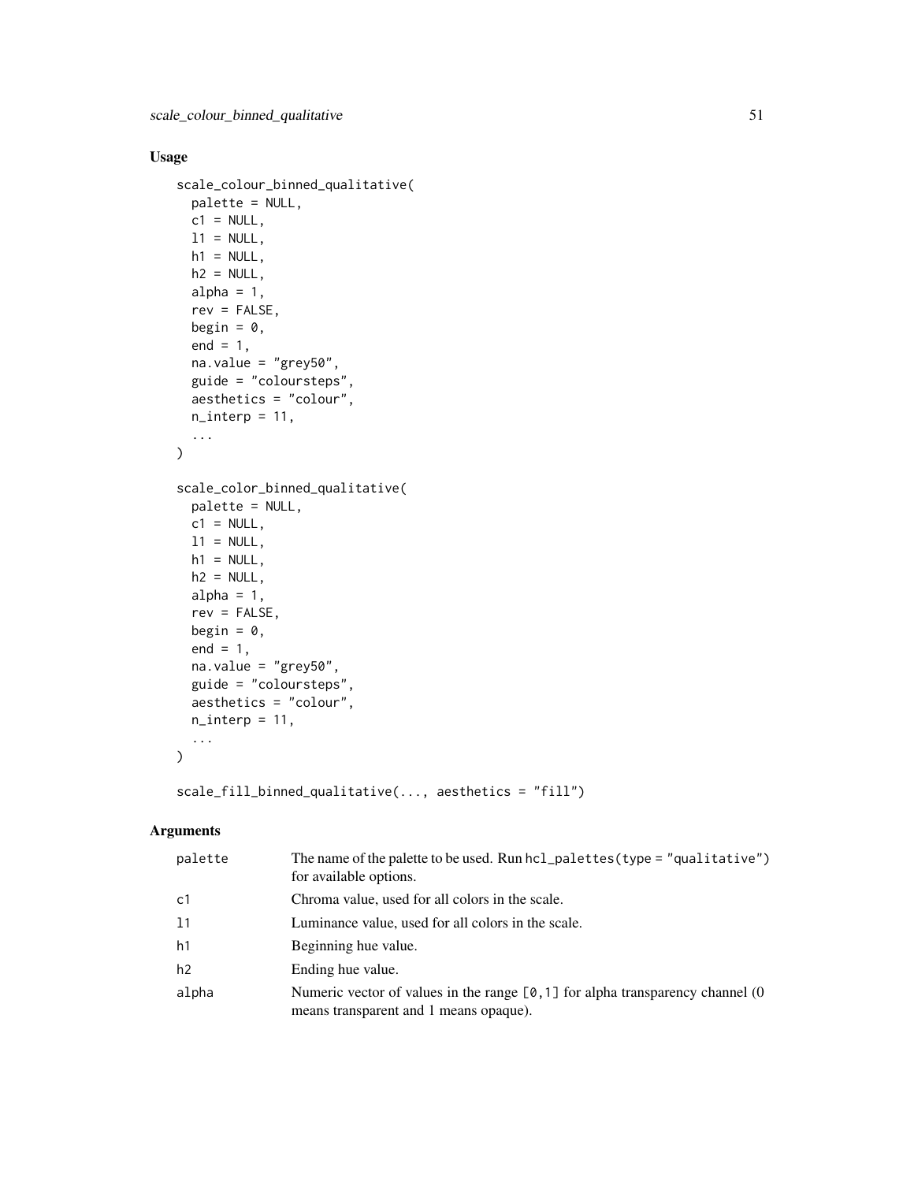## Usage

```
scale_colour_binned_qualitative(
  palette = NULL,
  c1 = NULL,
  l1 = NULL,
  h1 = NULL,
  h2 = NULL,
  alpha = 1,
  rev = FALSE,
  begin = 0,
  end = 1,
  na.value = "grey50",
  guide = "coloursteps",
  aesthetics = "colour",
  n_interp = 11,
  ...
)

scale_color_binned_qualitative(
  palette = NULL,
  c1 = NULL,
  l1 = NULL,
  h1 = NULL,
  h2 = NULL,
  alpha = 1,
  rev = FALSE,
  begin = 0,
  end = 1,
  na.value = "grey50",
  guide = "coloursteps",
  aesthetics = "colour",
  n_interp = 11,
  ...
)

scale_fill_binned_qualitative(..., aesthetics = "fill")
```

## Arguments

| | |
|---|---|
| palette | The name of the palette to be used. Run `hcl_palettes(type = "qualitative")` for available options. |
| c1 | Chroma value, used for all colors in the scale. |
| l1 | Luminance value, used for all colors in the scale. |
| h1 | Beginning hue value. |
| h2 | Ending hue value. |
| alpha | Numeric vector of values in the range `[0,1]` for alpha transparency channel (0 means transparent and 1 means opaque). |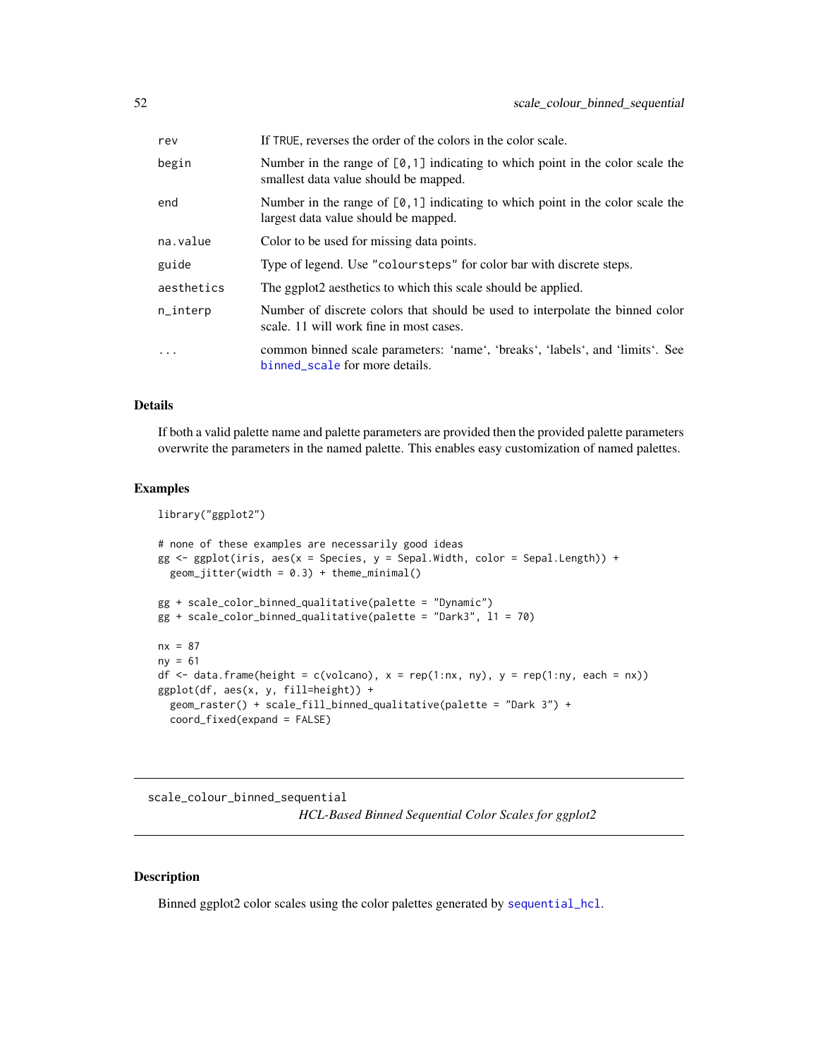| | |
|---|---|
| rev | If TRUE, reverses the order of the colors in the color scale. |
| begin | Number in the range of [0,1] indicating to which point in the color scale the smallest data value should be mapped. |
| end | Number in the range of [0,1] indicating to which point in the color scale the largest data value should be mapped. |
| na.value | Color to be used for missing data points. |
| guide | Type of legend. Use "coloursteps" for color bar with discrete steps. |
| aesthetics | The ggplot2 aesthetics to which this scale should be applied. |
| n_interp | Number of discrete colors that should be used to interpolate the binned color scale. 11 will work fine in most cases. |
| ... | common binned scale parameters: 'name', 'breaks', 'labels', and 'limits'. See binned_scale for more details. |

## Details

If both a valid palette name and palette parameters are provided then the provided palette parameters overwrite the parameters in the named palette. This enables easy customization of named palettes.

## Examples

```
library("ggplot2")

# none of these examples are necessarily good ideas
gg <- ggplot(iris, aes(x = Species, y = Sepal.Width, color = Sepal.Length)) +
  geom_jitter(width = 0.3) + theme_minimal()

gg + scale_color_binned_qualitative(palette = "Dynamic")
gg + scale_color_binned_qualitative(palette = "Dark3", l1 = 70)

nx = 87
ny = 61
df <- data.frame(height = c(volcano), x = rep(1:nx, ny), y = rep(1:ny, each = nx))
ggplot(df, aes(x, y, fill=height)) +
  geom_raster() + scale_fill_binned_qualitative(palette = "Dark 3") +
  coord_fixed(expand = FALSE)
```

---

# scale_colour_binned_sequential

*HCL-Based Binned Sequential Color Scales for ggplot2*

## Description

Binned ggplot2 color scales using the color palettes generated by sequential_hcl.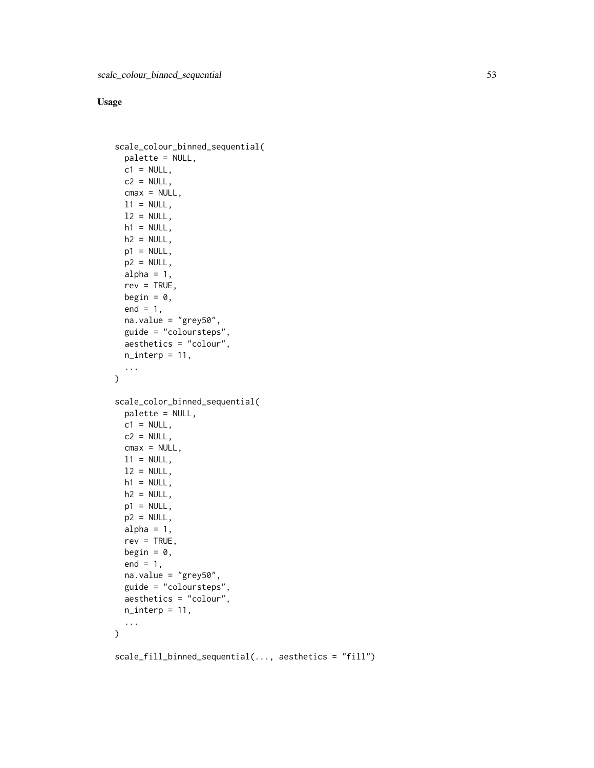## Usage

```
scale_colour_binned_sequential(
  palette = NULL,
  c1 = NULL,
  c2 = NULL,
  cmax = NULL,
  l1 = NULL,
  l2 = NULL,
  h1 = NULL,
  h2 = NULL,
  p1 = NULL,
  p2 = NULL,
  alpha = 1,
  rev = TRUE,
  begin = 0,
  end = 1,
  na.value = "grey50",
  guide = "coloursteps",
  aesthetics = "colour",
  n_interp = 11,
  ...
)

scale_color_binned_sequential(
  palette = NULL,
  c1 = NULL,
  c2 = NULL,
  cmax = NULL,
  l1 = NULL,
  l2 = NULL,
  h1 = NULL,
  h2 = NULL,
  p1 = NULL,
  p2 = NULL,
  alpha = 1,
  rev = TRUE,
  begin = 0,
  end = 1,
  na.value = "grey50",
  guide = "coloursteps",
  aesthetics = "colour",
  n_interp = 11,
  ...
)

scale_fill_binned_sequential(..., aesthetics = "fill")
```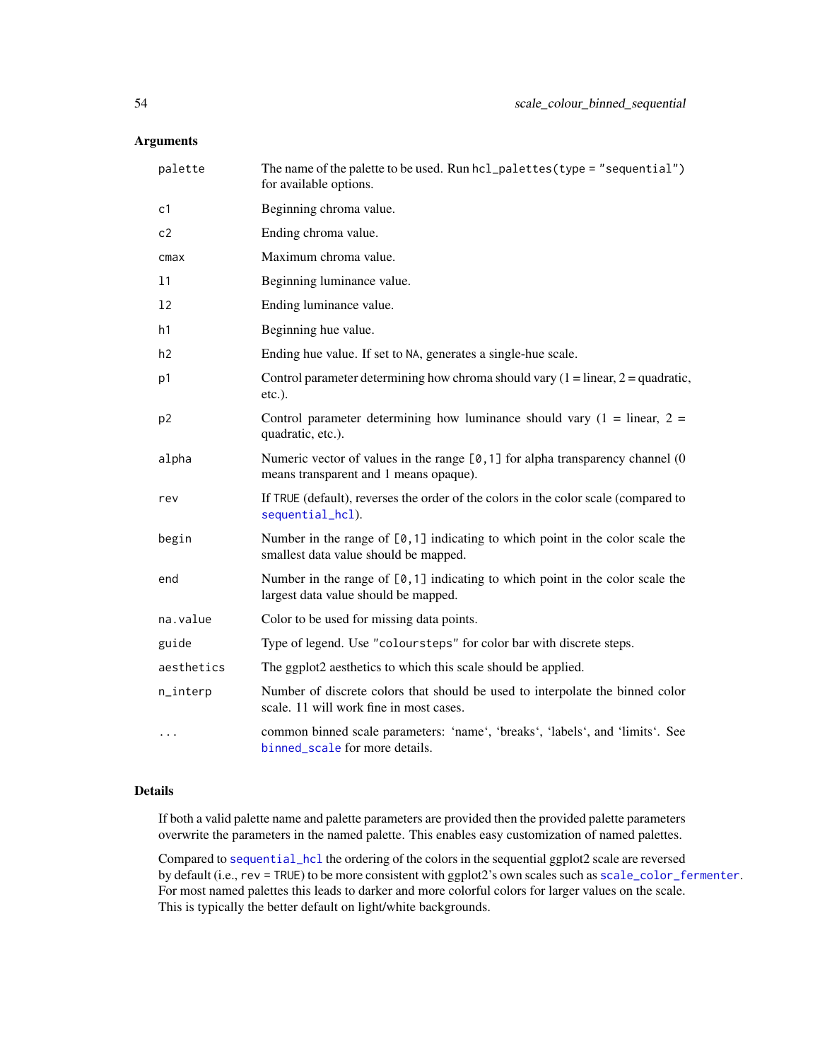## Arguments

| | |
|---|---|
| `palette` | The name of the palette to be used. Run `hcl_palettes(type = "sequential")` for available options. |
| `c1` | Beginning chroma value. |
| `c2` | Ending chroma value. |
| `cmax` | Maximum chroma value. |
| `l1` | Beginning luminance value. |
| `l2` | Ending luminance value. |
| `h1` | Beginning hue value. |
| `h2` | Ending hue value. If set to `NA`, generates a single-hue scale. |
| `p1` | Control parameter determining how chroma should vary (1 = linear, 2 = quadratic, etc.). |
| `p2` | Control parameter determining how luminance should vary (1 = linear, 2 = quadratic, etc.). |
| `alpha` | Numeric vector of values in the range `[0,1]` for alpha transparency channel (0 means transparent and 1 means opaque). |
| `rev` | If `TRUE` (default), reverses the order of the colors in the color scale (compared to `sequential_hcl`). |
| `begin` | Number in the range of `[0,1]` indicating to which point in the color scale the smallest data value should be mapped. |
| `end` | Number in the range of `[0,1]` indicating to which point in the color scale the largest data value should be mapped. |
| `na.value` | Color to be used for missing data points. |
| `guide` | Type of legend. Use `"coloursteps"` for color bar with discrete steps. |
| `aesthetics` | The ggplot2 aesthetics to which this scale should be applied. |
| `n_interp` | Number of discrete colors that should be used to interpolate the binned color scale. 11 will work fine in most cases. |
| `...` | common binned scale parameters: 'name', 'breaks', 'labels', and 'limits'. See `binned_scale` for more details. |

## Details

If both a valid palette name and palette parameters are provided then the provided palette parameters overwrite the parameters in the named palette. This enables easy customization of named palettes.

Compared to `sequential_hcl` the ordering of the colors in the sequential ggplot2 scale are reversed by default (i.e., `rev = TRUE`) to be more consistent with ggplot2's own scales such as `scale_color_fermenter`. For most named palettes this leads to darker and more colorful colors for larger values on the scale. This is typically the better default on light/white backgrounds.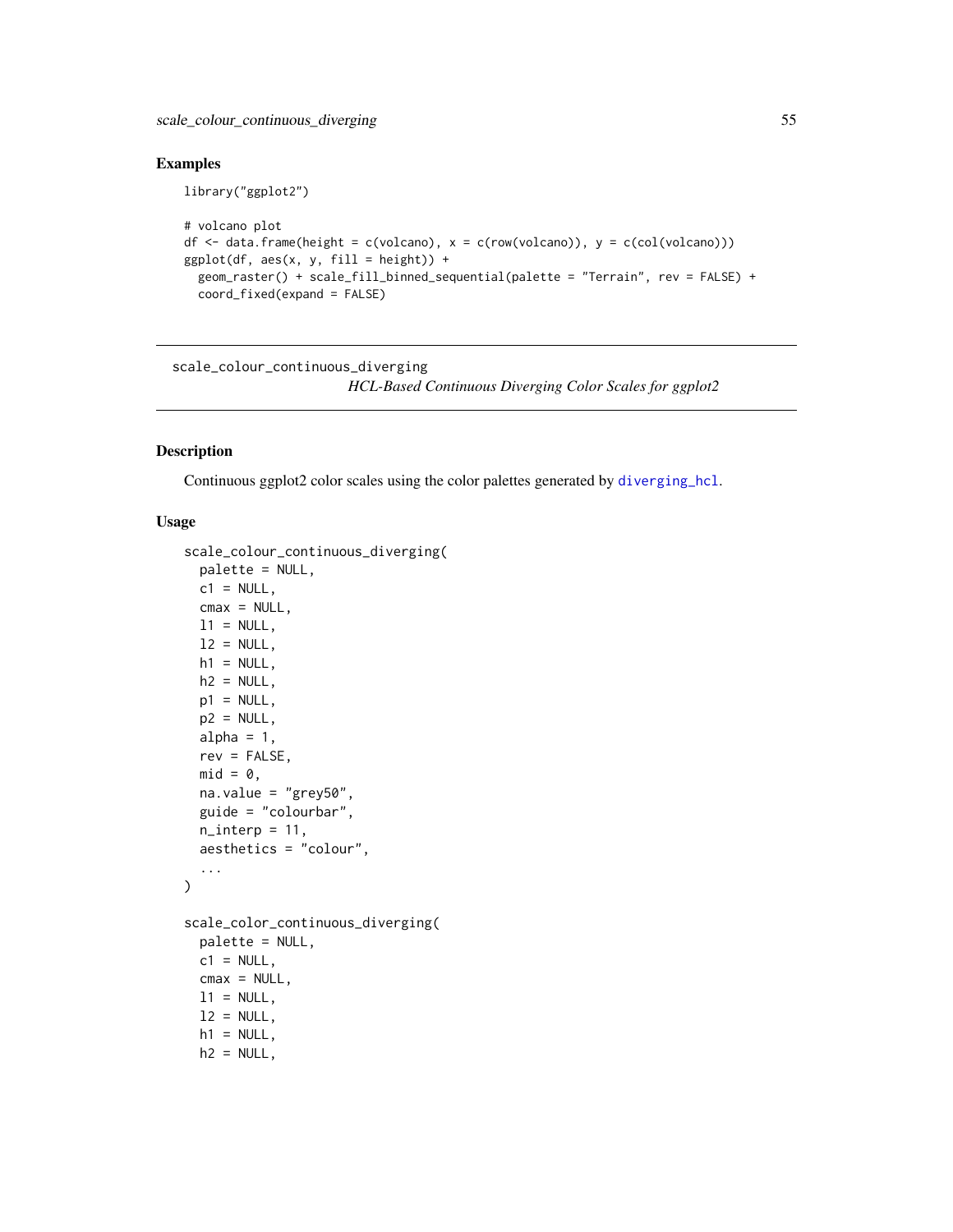## Examples

```
library("ggplot2")

# volcano plot
df <- data.frame(height = c(volcano), x = c(row(volcano)), y = c(col(volcano)))
ggplot(df, aes(x, y, fill = height)) +
  geom_raster() + scale_fill_binned_sequential(palette = "Terrain", rev = FALSE) +
  coord_fixed(expand = FALSE)
```

---

# scale_colour_continuous_diverging

*HCL-Based Continuous Diverging Color Scales for ggplot2*

---

## Description

Continuous ggplot2 color scales using the color palettes generated by `diverging_hcl`.

## Usage

```
scale_colour_continuous_diverging(
  palette = NULL,
  c1 = NULL,
  cmax = NULL,
  l1 = NULL,
  l2 = NULL,
  h1 = NULL,
  h2 = NULL,
  p1 = NULL,
  p2 = NULL,
  alpha = 1,
  rev = FALSE,
  mid = 0,
  na.value = "grey50",
  guide = "colourbar",
  n_interp = 11,
  aesthetics = "colour",
  ...
)

scale_color_continuous_diverging(
  palette = NULL,
  c1 = NULL,
  cmax = NULL,
  l1 = NULL,
  l2 = NULL,
  h1 = NULL,
  h2 = NULL,
```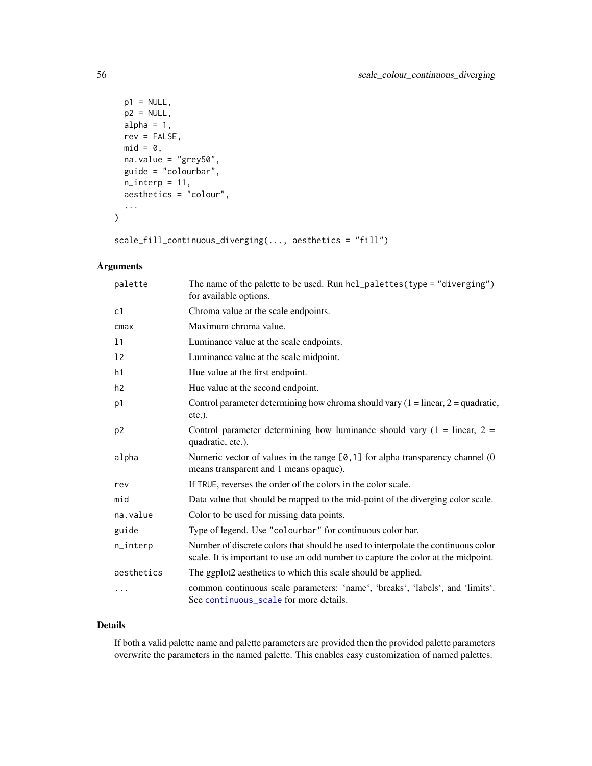```
  p1 = NULL,
  p2 = NULL,
  alpha = 1,
  rev = FALSE,
  mid = 0,
  na.value = "grey50",
  guide = "colourbar",
  n_interp = 11,
  aesthetics = "colour",
  ...
)

scale_fill_continuous_diverging(..., aesthetics = "fill")
```

## Arguments

| | |
|---|---|
| `palette` | The name of the palette to be used. Run `hcl_palettes(type = "diverging")` for available options. |
| `c1` | Chroma value at the scale endpoints. |
| `cmax` | Maximum chroma value. |
| `l1` | Luminance value at the scale endpoints. |
| `l2` | Luminance value at the scale midpoint. |
| `h1` | Hue value at the first endpoint. |
| `h2` | Hue value at the second endpoint. |
| `p1` | Control parameter determining how chroma should vary (1 = linear, 2 = quadratic, etc.). |
| `p2` | Control parameter determining how luminance should vary (1 = linear, 2 = quadratic, etc.). |
| `alpha` | Numeric vector of values in the range `[0,1]` for alpha transparency channel (0 means transparent and 1 means opaque). |
| `rev` | If `TRUE`, reverses the order of the colors in the color scale. |
| `mid` | Data value that should be mapped to the mid-point of the diverging color scale. |
| `na.value` | Color to be used for missing data points. |
| `guide` | Type of legend. Use `"colourbar"` for continuous color bar. |
| `n_interp` | Number of discrete colors that should be used to interpolate the continuous color scale. It is important to use an odd number to capture the color at the midpoint. |
| `aesthetics` | The ggplot2 aesthetics to which this scale should be applied. |
| `...` | common continuous scale parameters: 'name', 'breaks', 'labels', and 'limits'. See `continuous_scale` for more details. |

## Details

If both a valid palette name and palette parameters are provided then the provided palette parameters overwrite the parameters in the named palette. This enables easy customization of named palettes.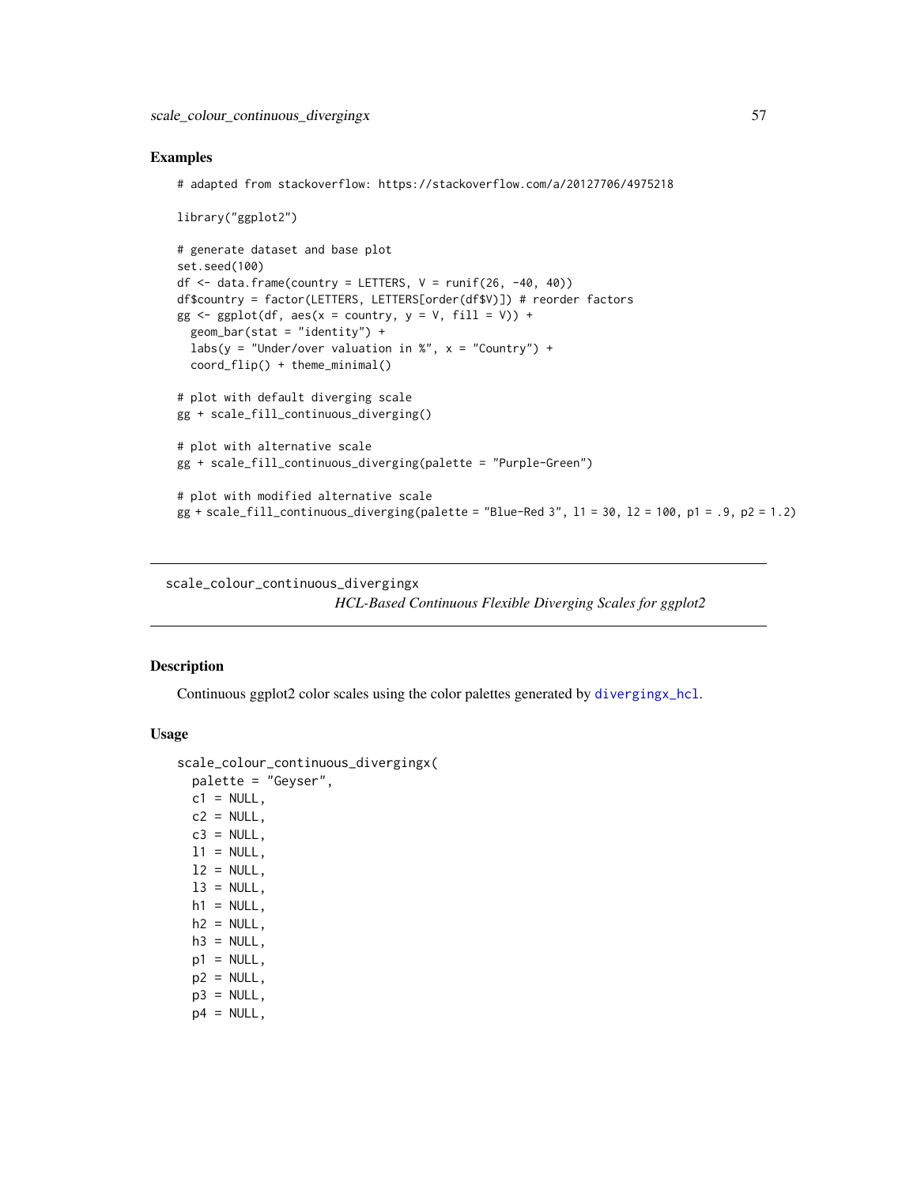## Examples

```
# adapted from stackoverflow: https://stackoverflow.com/a/20127706/4975218

library("ggplot2")

# generate dataset and base plot
set.seed(100)
df <- data.frame(country = LETTERS, V = runif(26, -40, 40))
df$country = factor(LETTERS, LETTERS[order(df$V)]) # reorder factors
gg <- ggplot(df, aes(x = country, y = V, fill = V)) +
  geom_bar(stat = "identity") +
  labs(y = "Under/over valuation in %", x = "Country") +
  coord_flip() + theme_minimal()

# plot with default diverging scale
gg + scale_fill_continuous_diverging()

# plot with alternative scale
gg + scale_fill_continuous_diverging(palette = "Purple-Green")

# plot with modified alternative scale
gg + scale_fill_continuous_diverging(palette = "Blue-Red 3", l1 = 30, l2 = 100, p1 = .9, p2 = 1.2)
```

---

`scale_colour_continuous_divergingx` — *HCL-Based Continuous Flexible Diverging Scales for ggplot2*

---

## Description

Continuous ggplot2 color scales using the color palettes generated by `divergingx_hcl`.

## Usage

```
scale_colour_continuous_divergingx(
  palette = "Geyser",
  c1 = NULL,
  c2 = NULL,
  c3 = NULL,
  l1 = NULL,
  l2 = NULL,
  l3 = NULL,
  h1 = NULL,
  h2 = NULL,
  h3 = NULL,
  p1 = NULL,
  p2 = NULL,
  p3 = NULL,
  p4 = NULL,
```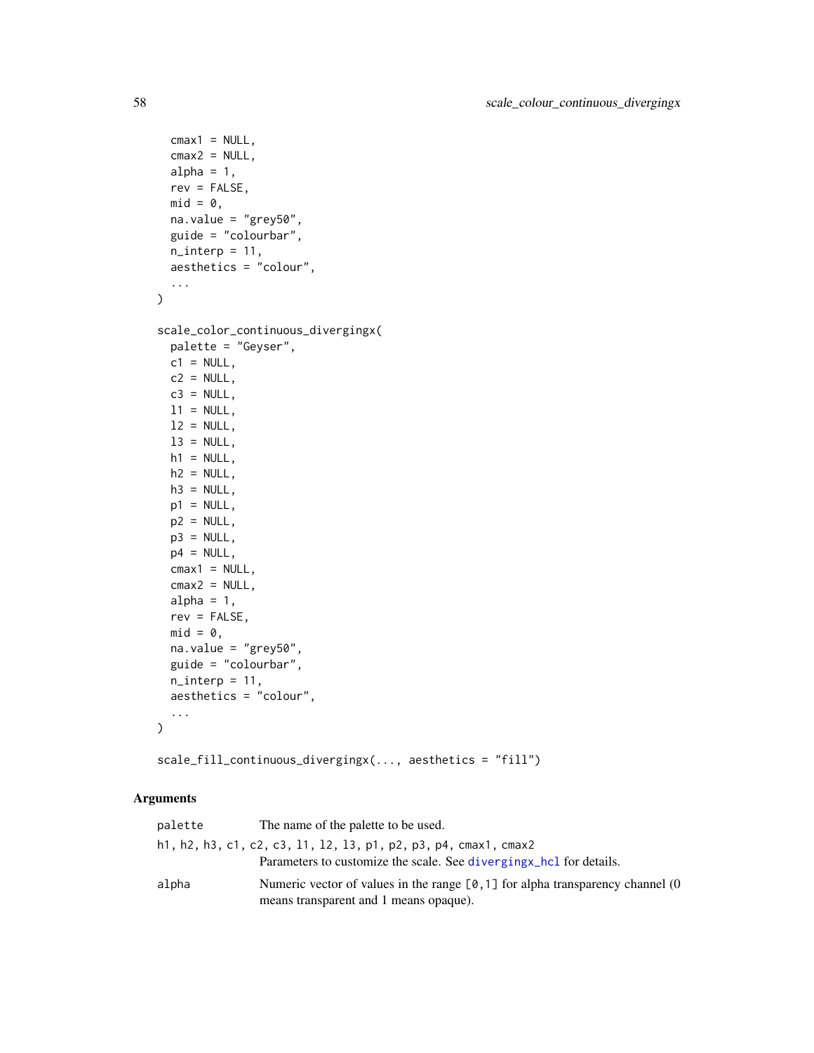```
  cmax1 = NULL,
  cmax2 = NULL,
  alpha = 1,
  rev = FALSE,
  mid = 0,
  na.value = "grey50",
  guide = "colourbar",
  n_interp = 11,
  aesthetics = "colour",
  ...
)

scale_color_continuous_divergingx(
  palette = "Geyser",
  c1 = NULL,
  c2 = NULL,
  c3 = NULL,
  l1 = NULL,
  l2 = NULL,
  l3 = NULL,
  h1 = NULL,
  h2 = NULL,
  h3 = NULL,
  p1 = NULL,
  p2 = NULL,
  p3 = NULL,
  p4 = NULL,
  cmax1 = NULL,
  cmax2 = NULL,
  alpha = 1,
  rev = FALSE,
  mid = 0,
  na.value = "grey50",
  guide = "colourbar",
  n_interp = 11,
  aesthetics = "colour",
  ...
)

scale_fill_continuous_divergingx(..., aesthetics = "fill")
```

## Arguments

`palette`
: The name of the palette to be used.

`h1, h2, h3, c1, c2, c3, l1, l2, l3, p1, p2, p3, p4, cmax1, cmax2`
: Parameters to customize the scale. See `divergingx_hcl` for details.

`alpha`
: Numeric vector of values in the range `[0,1]` for alpha transparency channel (0 means transparent and 1 means opaque).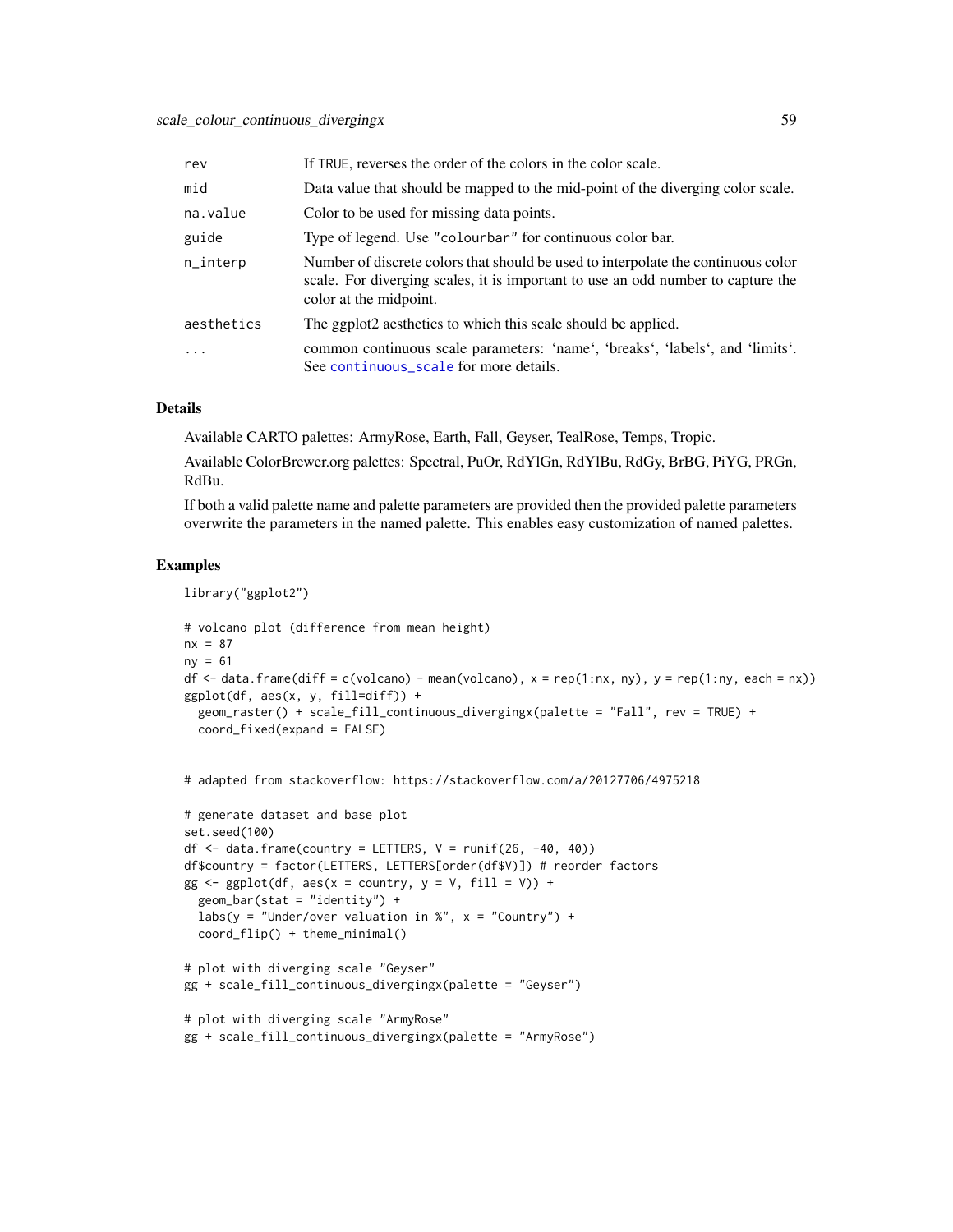| | |
|---|---|
| rev | If TRUE, reverses the order of the colors in the color scale. |
| mid | Data value that should be mapped to the mid-point of the diverging color scale. |
| na.value | Color to be used for missing data points. |
| guide | Type of legend. Use "colourbar" for continuous color bar. |
| n_interp | Number of discrete colors that should be used to interpolate the continuous color scale. For diverging scales, it is important to use an odd number to capture the color at the midpoint. |
| aesthetics | The ggplot2 aesthetics to which this scale should be applied. |
| ... | common continuous scale parameters: 'name', 'breaks', 'labels', and 'limits'. See continuous_scale for more details. |

## Details

Available CARTO palettes: ArmyRose, Earth, Fall, Geyser, TealRose, Temps, Tropic.

Available ColorBrewer.org palettes: Spectral, PuOr, RdYlGn, RdYlBu, RdGy, BrBG, PiYG, PRGn, RdBu.

If both a valid palette name and palette parameters are provided then the provided palette parameters overwrite the parameters in the named palette. This enables easy customization of named palettes.

## Examples

```
library("ggplot2")

# volcano plot (difference from mean height)
nx = 87
ny = 61
df <- data.frame(diff = c(volcano) - mean(volcano), x = rep(1:nx, ny), y = rep(1:ny, each = nx))
ggplot(df, aes(x, y, fill=diff)) +
  geom_raster() + scale_fill_continuous_divergingx(palette = "Fall", rev = TRUE) +
  coord_fixed(expand = FALSE)


# adapted from stackoverflow: https://stackoverflow.com/a/20127706/4975218

# generate dataset and base plot
set.seed(100)
df <- data.frame(country = LETTERS, V = runif(26, -40, 40))
df$country = factor(LETTERS, LETTERS[order(df$V)]) # reorder factors
gg <- ggplot(df, aes(x = country, y = V, fill = V)) +
  geom_bar(stat = "identity") +
  labs(y = "Under/over valuation in %", x = "Country") +
  coord_flip() + theme_minimal()

# plot with diverging scale "Geyser"
gg + scale_fill_continuous_divergingx(palette = "Geyser")

# plot with diverging scale "ArmyRose"
gg + scale_fill_continuous_divergingx(palette = "ArmyRose")
```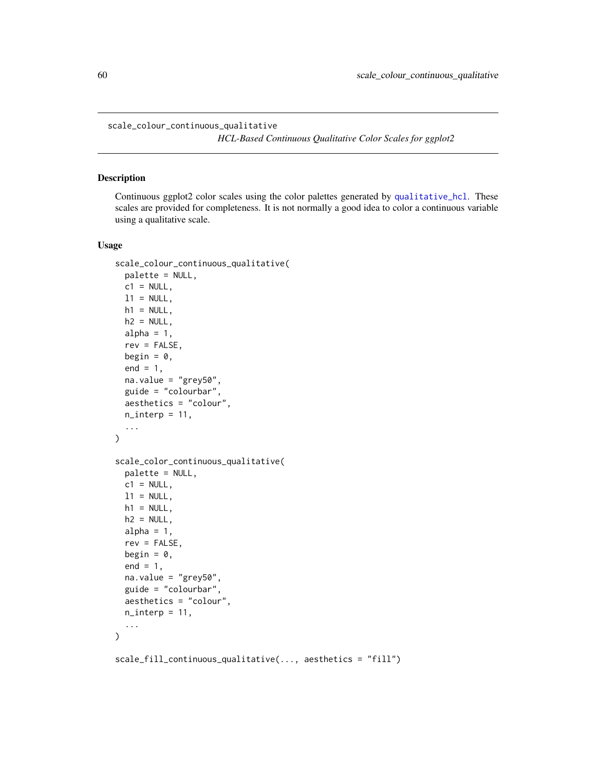# scale_colour_continuous_qualitative

*HCL-Based Continuous Qualitative Color Scales for ggplot2*

## Description

Continuous ggplot2 color scales using the color palettes generated by qualitative_hcl. These scales are provided for completeness. It is not normally a good idea to color a continuous variable using a qualitative scale.

## Usage

```
scale_colour_continuous_qualitative(
  palette = NULL,
  c1 = NULL,
  l1 = NULL,
  h1 = NULL,
  h2 = NULL,
  alpha = 1,
  rev = FALSE,
  begin = 0,
  end = 1,
  na.value = "grey50",
  guide = "colourbar",
  aesthetics = "colour",
  n_interp = 11,
  ...
)

scale_color_continuous_qualitative(
  palette = NULL,
  c1 = NULL,
  l1 = NULL,
  h1 = NULL,
  h2 = NULL,
  alpha = 1,
  rev = FALSE,
  begin = 0,
  end = 1,
  na.value = "grey50",
  guide = "colourbar",
  aesthetics = "colour",
  n_interp = 11,
  ...
)

scale_fill_continuous_qualitative(..., aesthetics = "fill")
```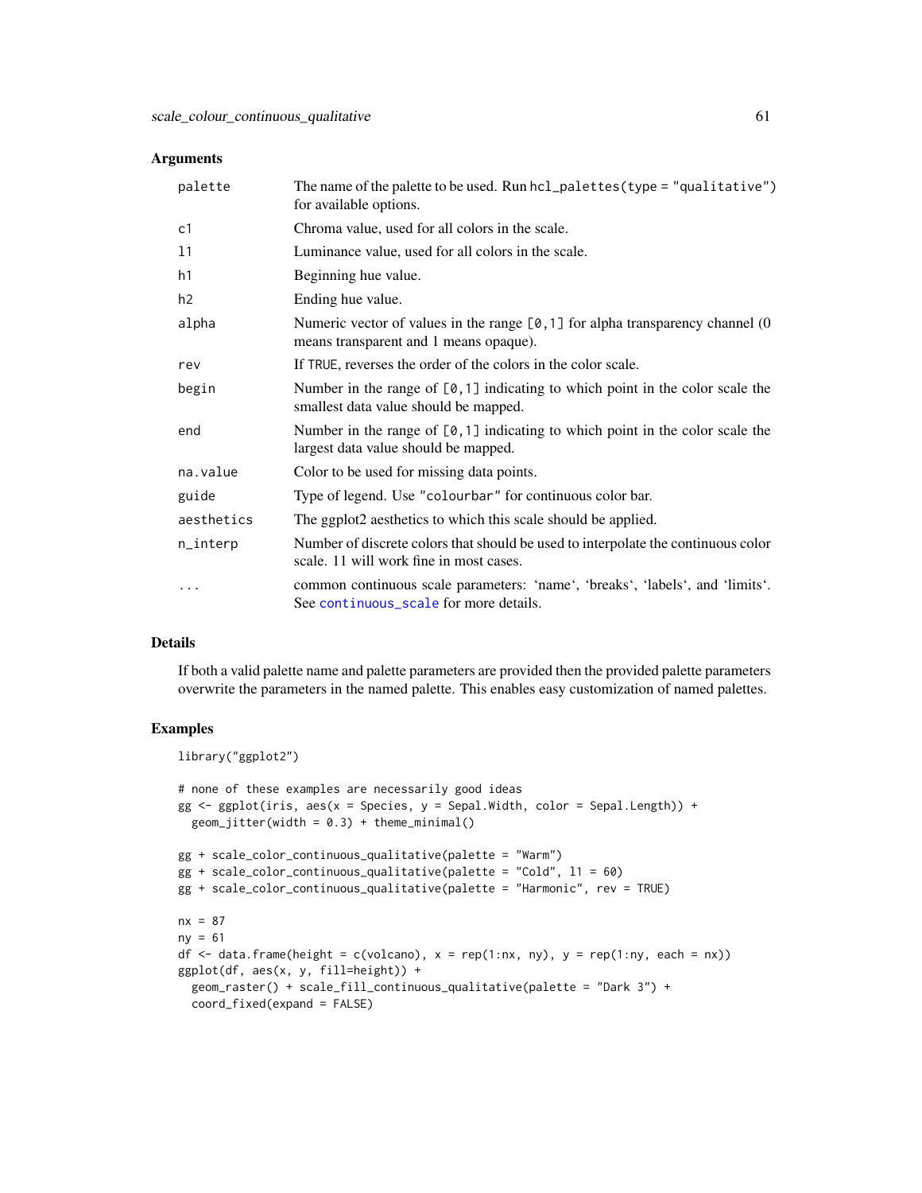### Arguments

| | |
|---|---|
| palette | The name of the palette to be used. Run `hcl_palettes(type = "qualitative")` for available options. |
| c1 | Chroma value, used for all colors in the scale. |
| l1 | Luminance value, used for all colors in the scale. |
| h1 | Beginning hue value. |
| h2 | Ending hue value. |
| alpha | Numeric vector of values in the range `[0,1]` for alpha transparency channel (0 means transparent and 1 means opaque). |
| rev | If `TRUE`, reverses the order of the colors in the color scale. |
| begin | Number in the range of `[0,1]` indicating to which point in the color scale the smallest data value should be mapped. |
| end | Number in the range of `[0,1]` indicating to which point in the color scale the largest data value should be mapped. |
| na.value | Color to be used for missing data points. |
| guide | Type of legend. Use `"colourbar"` for continuous color bar. |
| aesthetics | The ggplot2 aesthetics to which this scale should be applied. |
| n_interp | Number of discrete colors that should be used to interpolate the continuous color scale. 11 will work fine in most cases. |
| ... | common continuous scale parameters: 'name', 'breaks', 'labels', and 'limits'. See `continuous_scale` for more details. |

### Details

If both a valid palette name and palette parameters are provided then the provided palette parameters overwrite the parameters in the named palette. This enables easy customization of named palettes.

### Examples

```
library("ggplot2")

# none of these examples are necessarily good ideas
gg <- ggplot(iris, aes(x = Species, y = Sepal.Width, color = Sepal.Length)) +
  geom_jitter(width = 0.3) + theme_minimal()

gg + scale_color_continuous_qualitative(palette = "Warm")
gg + scale_color_continuous_qualitative(palette = "Cold", l1 = 60)
gg + scale_color_continuous_qualitative(palette = "Harmonic", rev = TRUE)

nx = 87
ny = 61
df <- data.frame(height = c(volcano), x = rep(1:nx, ny), y = rep(1:ny, each = nx))
ggplot(df, aes(x, y, fill=height)) +
  geom_raster() + scale_fill_continuous_qualitative(palette = "Dark 3") +
  coord_fixed(expand = FALSE)
```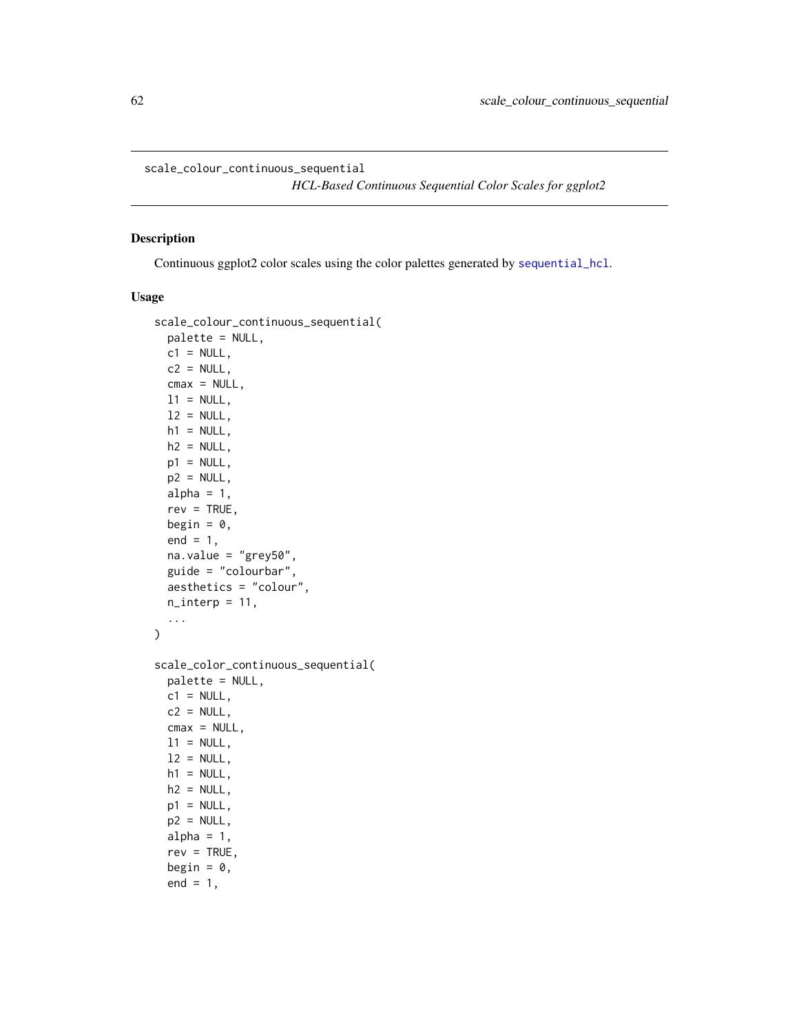scale_colour_continuous_sequential

*HCL-Based Continuous Sequential Color Scales for ggplot2*

## Description

Continuous ggplot2 color scales using the color palettes generated by sequential_hcl.

## Usage

```
scale_colour_continuous_sequential(
  palette = NULL,
  c1 = NULL,
  c2 = NULL,
  cmax = NULL,
  l1 = NULL,
  l2 = NULL,
  h1 = NULL,
  h2 = NULL,
  p1 = NULL,
  p2 = NULL,
  alpha = 1,
  rev = TRUE,
  begin = 0,
  end = 1,
  na.value = "grey50",
  guide = "colourbar",
  aesthetics = "colour",
  n_interp = 11,
  ...
)

scale_color_continuous_sequential(
  palette = NULL,
  c1 = NULL,
  c2 = NULL,
  cmax = NULL,
  l1 = NULL,
  l2 = NULL,
  h1 = NULL,
  h2 = NULL,
  p1 = NULL,
  p2 = NULL,
  alpha = 1,
  rev = TRUE,
  begin = 0,
  end = 1,
```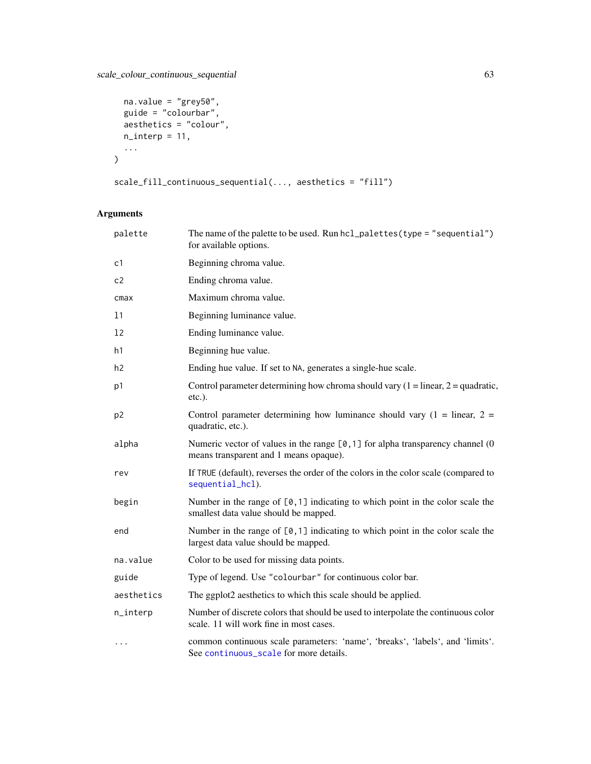```
  na.value = "grey50",
  guide = "colourbar",
  aesthetics = "colour",
  n_interp = 11,
  ...
)

scale_fill_continuous_sequential(..., aesthetics = "fill")
```

### Arguments

| | |
|---|---|
| palette | The name of the palette to be used. Run `hcl_palettes(type = "sequential")` for available options. |
| c1 | Beginning chroma value. |
| c2 | Ending chroma value. |
| cmax | Maximum chroma value. |
| l1 | Beginning luminance value. |
| l2 | Ending luminance value. |
| h1 | Beginning hue value. |
| h2 | Ending hue value. If set to `NA`, generates a single-hue scale. |
| p1 | Control parameter determining how chroma should vary (1 = linear, 2 = quadratic, etc.). |
| p2 | Control parameter determining how luminance should vary (1 = linear, 2 = quadratic, etc.). |
| alpha | Numeric vector of values in the range `[0,1]` for alpha transparency channel (0 means transparent and 1 means opaque). |
| rev | If `TRUE` (default), reverses the order of the colors in the color scale (compared to `sequential_hcl`). |
| begin | Number in the range of `[0,1]` indicating to which point in the color scale the smallest data value should be mapped. |
| end | Number in the range of `[0,1]` indicating to which point in the color scale the largest data value should be mapped. |
| na.value | Color to be used for missing data points. |
| guide | Type of legend. Use `"colourbar"` for continuous color bar. |
| aesthetics | The ggplot2 aesthetics to which this scale should be applied. |
| n_interp | Number of discrete colors that should be used to interpolate the continuous color scale. 11 will work fine in most cases. |
| ... | common continuous scale parameters: 'name', 'breaks', 'labels', and 'limits'. See `continuous_scale` for more details. |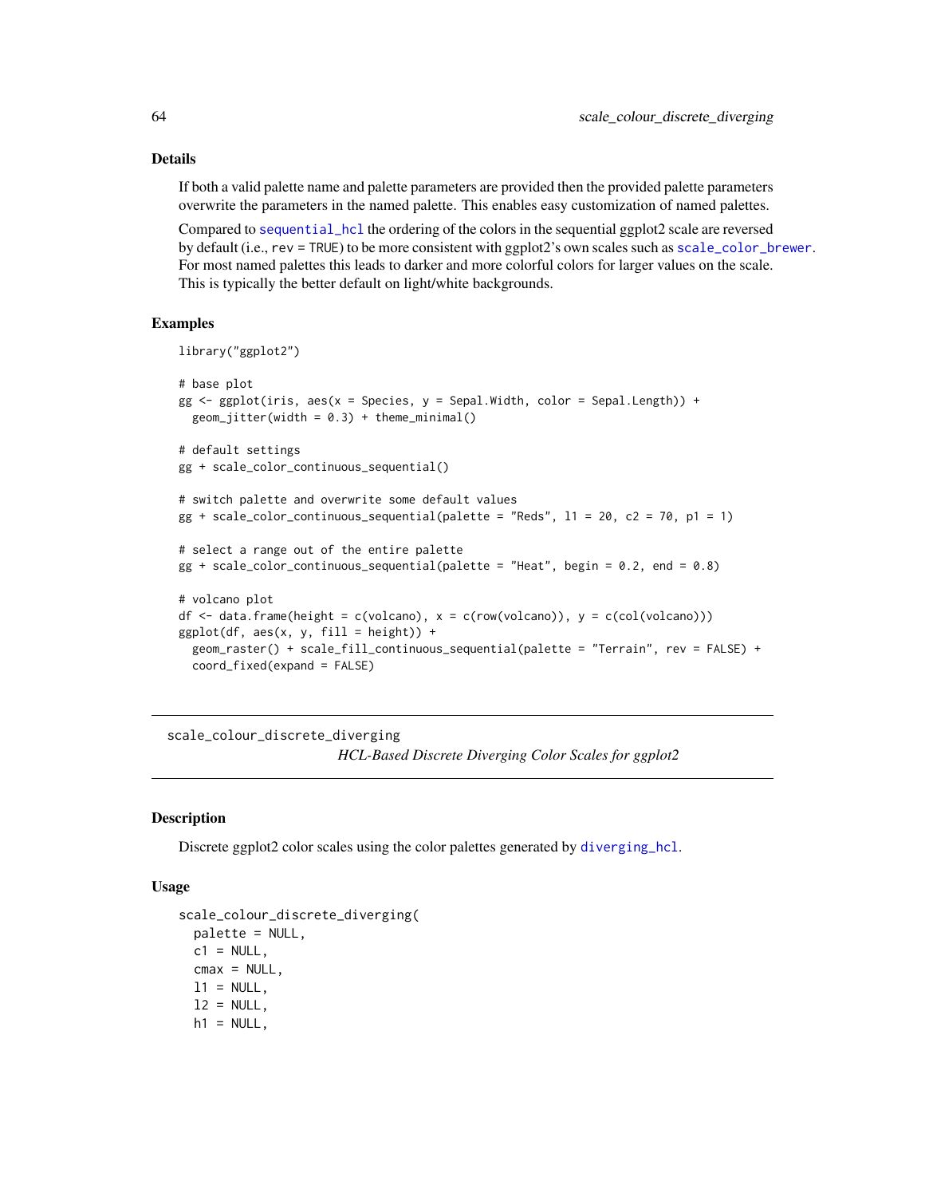### Details

If both a valid palette name and palette parameters are provided then the provided palette parameters overwrite the parameters in the named palette. This enables easy customization of named palettes.

Compared to `sequential_hcl` the ordering of the colors in the sequential ggplot2 scale are reversed by default (i.e., `rev = TRUE`) to be more consistent with ggplot2's own scales such as `scale_color_brewer`. For most named palettes this leads to darker and more colorful colors for larger values on the scale. This is typically the better default on light/white backgrounds.

### Examples

```
library("ggplot2")

# base plot
gg <- ggplot(iris, aes(x = Species, y = Sepal.Width, color = Sepal.Length)) +
  geom_jitter(width = 0.3) + theme_minimal()

# default settings
gg + scale_color_continuous_sequential()

# switch palette and overwrite some default values
gg + scale_color_continuous_sequential(palette = "Reds", l1 = 20, c2 = 70, p1 = 1)

# select a range out of the entire palette
gg + scale_color_continuous_sequential(palette = "Heat", begin = 0.2, end = 0.8)

# volcano plot
df <- data.frame(height = c(volcano), x = c(row(volcano)), y = c(col(volcano)))
ggplot(df, aes(x, y, fill = height)) +
  geom_raster() + scale_fill_continuous_sequential(palette = "Terrain", rev = FALSE) +
  coord_fixed(expand = FALSE)
```

---

## scale_colour_discrete_diverging

*HCL-Based Discrete Diverging Color Scales for ggplot2*

---

### Description

Discrete ggplot2 color scales using the color palettes generated by `diverging_hcl`.

### Usage

```
scale_colour_discrete_diverging(
  palette = NULL,
  c1 = NULL,
  cmax = NULL,
  l1 = NULL,
  l2 = NULL,
  h1 = NULL,
```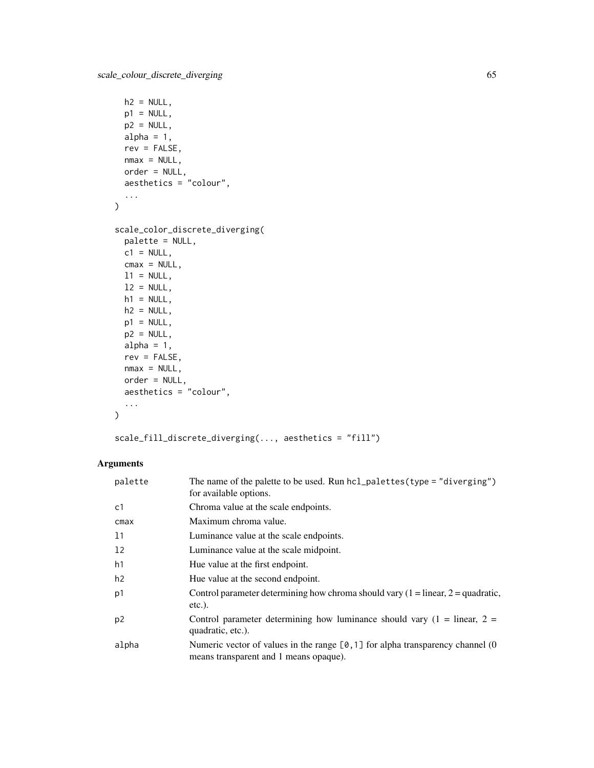```
  h2 = NULL,
  p1 = NULL,
  p2 = NULL,
  alpha = 1,
  rev = FALSE,
  nmax = NULL,
  order = NULL,
  aesthetics = "colour",
  ...
)

scale_color_discrete_diverging(
  palette = NULL,
  c1 = NULL,
  cmax = NULL,
  l1 = NULL,
  l2 = NULL,
  h1 = NULL,
  h2 = NULL,
  p1 = NULL,
  p2 = NULL,
  alpha = 1,
  rev = FALSE,
  nmax = NULL,
  order = NULL,
  aesthetics = "colour",
  ...
)

scale_fill_discrete_diverging(..., aesthetics = "fill")
```

## Arguments

| Argument | Description |
|---|---|
| `palette` | The name of the palette to be used. Run `hcl_palettes(type = "diverging")` for available options. |
| `c1` | Chroma value at the scale endpoints. |
| `cmax` | Maximum chroma value. |
| `l1` | Luminance value at the scale endpoints. |
| `l2` | Luminance value at the scale midpoint. |
| `h1` | Hue value at the first endpoint. |
| `h2` | Hue value at the second endpoint. |
| `p1` | Control parameter determining how chroma should vary (1 = linear, 2 = quadratic, etc.). |
| `p2` | Control parameter determining how luminance should vary (1 = linear, 2 = quadratic, etc.). |
| `alpha` | Numeric vector of values in the range `[0,1]` for alpha transparency channel (0 means transparent and 1 means opaque). |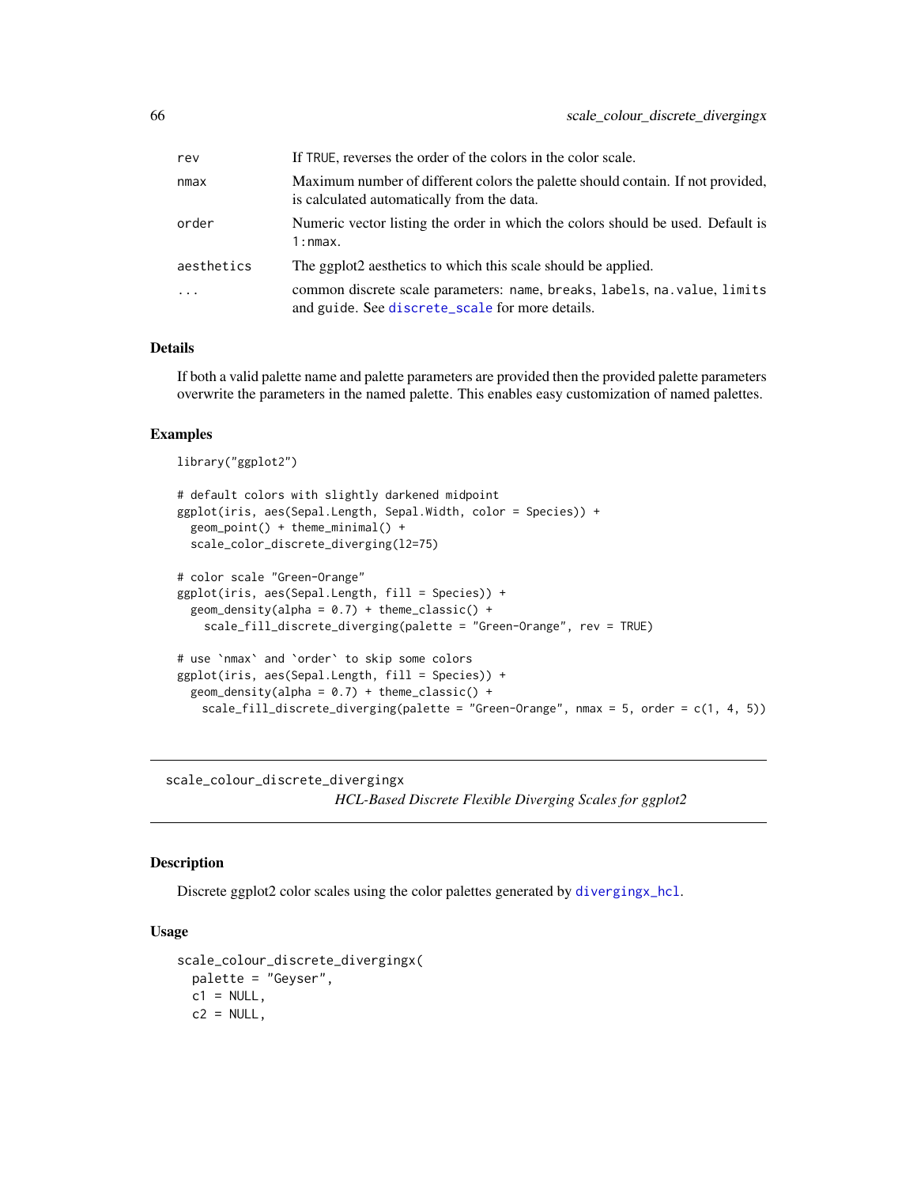| | |
|---|---|
| rev | If TRUE, reverses the order of the colors in the color scale. |
| nmax | Maximum number of different colors the palette should contain. If not provided, is calculated automatically from the data. |
| order | Numeric vector listing the order in which the colors should be used. Default is 1:nmax. |
| aesthetics | The ggplot2 aesthetics to which this scale should be applied. |
| ... | common discrete scale parameters: name, breaks, labels, na.value, limits and guide. See discrete_scale for more details. |

### Details

If both a valid palette name and palette parameters are provided then the provided palette parameters overwrite the parameters in the named palette. This enables easy customization of named palettes.

### Examples

```
library("ggplot2")

# default colors with slightly darkened midpoint
ggplot(iris, aes(Sepal.Length, Sepal.Width, color = Species)) +
  geom_point() + theme_minimal() +
  scale_color_discrete_diverging(l2=75)

# color scale "Green-Orange"
ggplot(iris, aes(Sepal.Length, fill = Species)) +
  geom_density(alpha = 0.7) + theme_classic() +
    scale_fill_discrete_diverging(palette = "Green-Orange", rev = TRUE)

# use `nmax` and `order` to skip some colors
ggplot(iris, aes(Sepal.Length, fill = Species)) +
  geom_density(alpha = 0.7) + theme_classic() +
    scale_fill_discrete_diverging(palette = "Green-Orange", nmax = 5, order = c(1, 4, 5))
```

## scale_colour_discrete_divergingx

*HCL-Based Discrete Flexible Diverging Scales for ggplot2*

### Description

Discrete ggplot2 color scales using the color palettes generated by divergingx_hcl.

### Usage

```
scale_colour_discrete_divergingx(
  palette = "Geyser",
  c1 = NULL,
  c2 = NULL,
```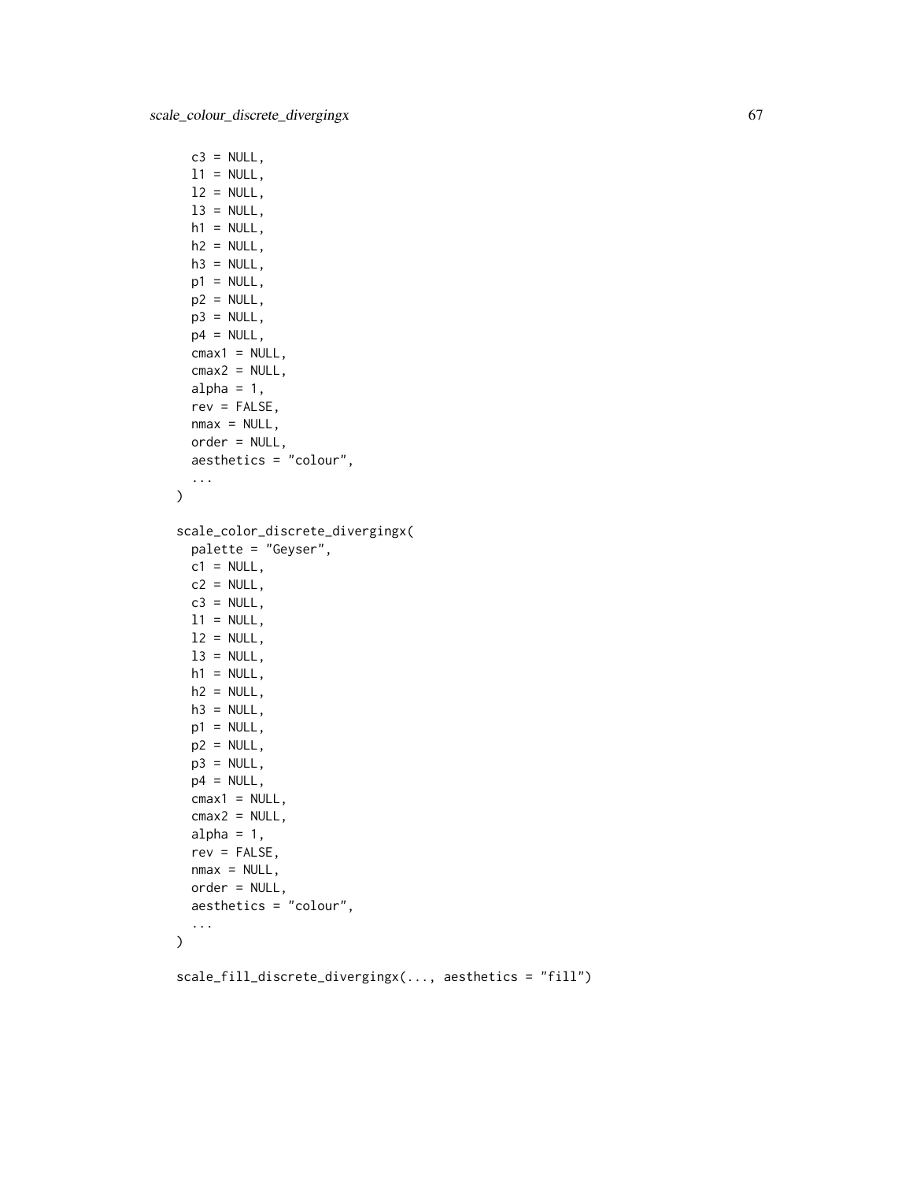```
  c3 = NULL,
  l1 = NULL,
  l2 = NULL,
  l3 = NULL,
  h1 = NULL,
  h2 = NULL,
  h3 = NULL,
  p1 = NULL,
  p2 = NULL,
  p3 = NULL,
  p4 = NULL,
  cmax1 = NULL,
  cmax2 = NULL,
  alpha = 1,
  rev = FALSE,
  nmax = NULL,
  order = NULL,
  aesthetics = "colour",
  ...
)

scale_color_discrete_divergingx(
  palette = "Geyser",
  c1 = NULL,
  c2 = NULL,
  c3 = NULL,
  l1 = NULL,
  l2 = NULL,
  l3 = NULL,
  h1 = NULL,
  h2 = NULL,
  h3 = NULL,
  p1 = NULL,
  p2 = NULL,
  p3 = NULL,
  p4 = NULL,
  cmax1 = NULL,
  cmax2 = NULL,
  alpha = 1,
  rev = FALSE,
  nmax = NULL,
  order = NULL,
  aesthetics = "colour",
  ...
)

scale_fill_discrete_divergingx(..., aesthetics = "fill")
```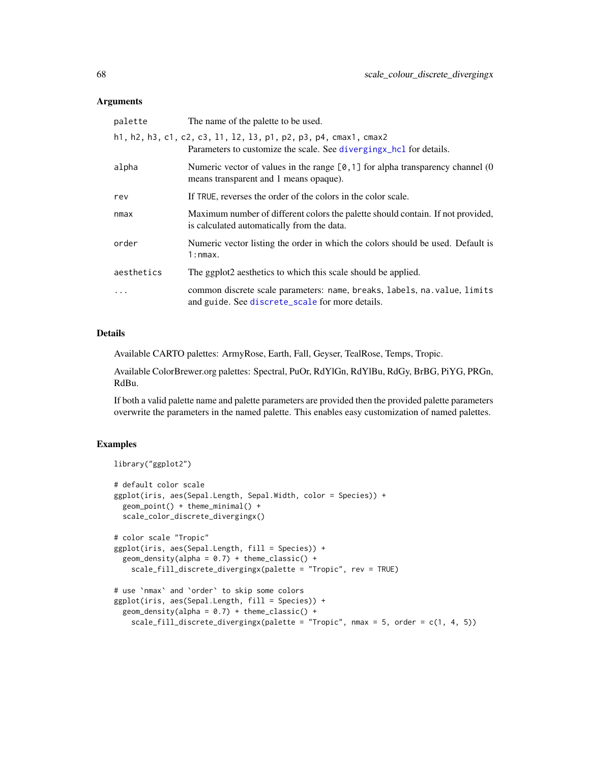### Arguments

| | |
|---|---|
| palette | The name of the palette to be used. |
| h1, h2, h3, c1, c2, c3, l1, l2, l3, p1, p2, p3, p4, cmax1, cmax2 | Parameters to customize the scale. See divergingx_hcl for details. |
| alpha | Numeric vector of values in the range [0,1] for alpha transparency channel (0 means transparent and 1 means opaque). |
| rev | If TRUE, reverses the order of the colors in the color scale. |
| nmax | Maximum number of different colors the palette should contain. If not provided, is calculated automatically from the data. |
| order | Numeric vector listing the order in which the colors should be used. Default is 1:nmax. |
| aesthetics | The ggplot2 aesthetics to which this scale should be applied. |
| ... | common discrete scale parameters: name, breaks, labels, na.value, limits and guide. See discrete_scale for more details. |

### Details

Available CARTO palettes: ArmyRose, Earth, Fall, Geyser, TealRose, Temps, Tropic.

Available ColorBrewer.org palettes: Spectral, PuOr, RdYlGn, RdYlBu, RdGy, BrBG, PiYG, PRGn, RdBu.

If both a valid palette name and palette parameters are provided then the provided palette parameters overwrite the parameters in the named palette. This enables easy customization of named palettes.

### Examples

```
library("ggplot2")

# default color scale
ggplot(iris, aes(Sepal.Length, Sepal.Width, color = Species)) +
  geom_point() + theme_minimal() +
  scale_color_discrete_divergingx()

# color scale "Tropic"
ggplot(iris, aes(Sepal.Length, fill = Species)) +
  geom_density(alpha = 0.7) + theme_classic() +
    scale_fill_discrete_divergingx(palette = "Tropic", rev = TRUE)

# use `nmax` and `order` to skip some colors
ggplot(iris, aes(Sepal.Length, fill = Species)) +
  geom_density(alpha = 0.7) + theme_classic() +
    scale_fill_discrete_divergingx(palette = "Tropic", nmax = 5, order = c(1, 4, 5))
```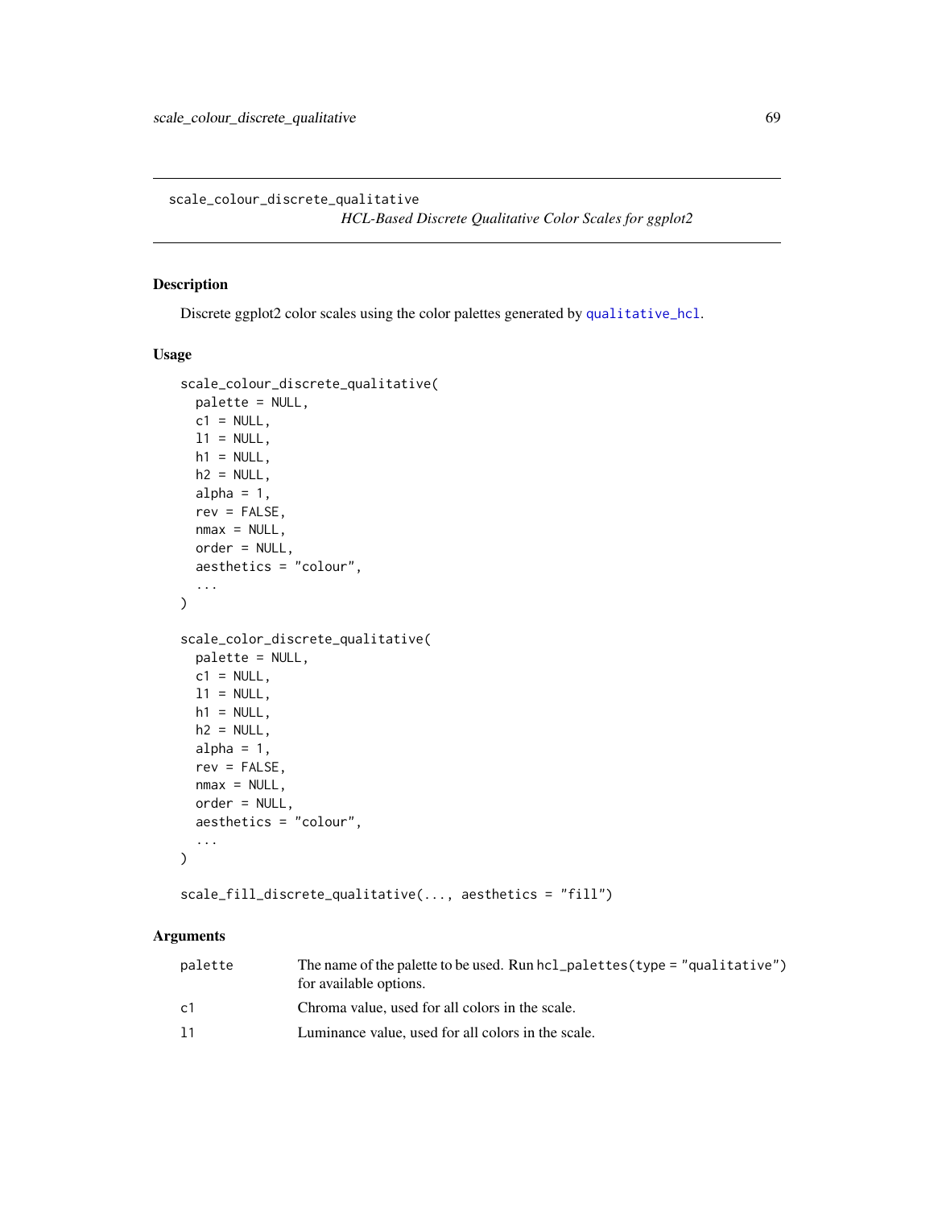scale_colour_discrete_qualitative

## *HCL-Based Discrete Qualitative Color Scales for ggplot2*

### Description

Discrete ggplot2 color scales using the color palettes generated by qualitative_hcl.

### Usage

```
scale_colour_discrete_qualitative(
  palette = NULL,
  c1 = NULL,
  l1 = NULL,
  h1 = NULL,
  h2 = NULL,
  alpha = 1,
  rev = FALSE,
  nmax = NULL,
  order = NULL,
  aesthetics = "colour",
  ...
)

scale_color_discrete_qualitative(
  palette = NULL,
  c1 = NULL,
  l1 = NULL,
  h1 = NULL,
  h2 = NULL,
  alpha = 1,
  rev = FALSE,
  nmax = NULL,
  order = NULL,
  aesthetics = "colour",
  ...
)

scale_fill_discrete_qualitative(..., aesthetics = "fill")
```

### Arguments

| | |
|---|---|
| palette | The name of the palette to be used. Run `hcl_palettes(type = "qualitative")` for available options. |
| c1 | Chroma value, used for all colors in the scale. |
| l1 | Luminance value, used for all colors in the scale. |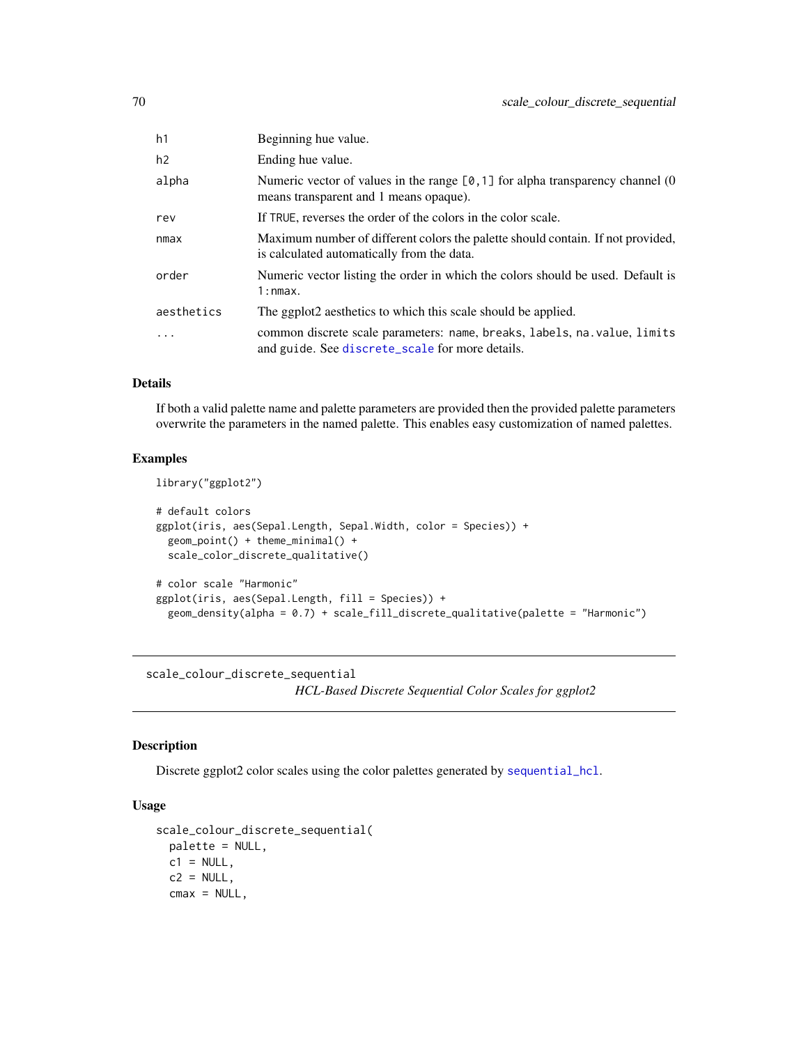| | |
|---|---|
| h1 | Beginning hue value. |
| h2 | Ending hue value. |
| alpha | Numeric vector of values in the range [0,1] for alpha transparency channel (0 means transparent and 1 means opaque). |
| rev | If TRUE, reverses the order of the colors in the color scale. |
| nmax | Maximum number of different colors the palette should contain. If not provided, is calculated automatically from the data. |
| order | Numeric vector listing the order in which the colors should be used. Default is 1:nmax. |
| aesthetics | The ggplot2 aesthetics to which this scale should be applied. |
| ... | common discrete scale parameters: name, breaks, labels, na.value, limits and guide. See discrete_scale for more details. |

### Details

If both a valid palette name and palette parameters are provided then the provided palette parameters overwrite the parameters in the named palette. This enables easy customization of named palettes.

### Examples

```
library("ggplot2")

# default colors
ggplot(iris, aes(Sepal.Length, Sepal.Width, color = Species)) +
  geom_point() + theme_minimal() +
  scale_color_discrete_qualitative()

# color scale "Harmonic"
ggplot(iris, aes(Sepal.Length, fill = Species)) +
  geom_density(alpha = 0.7) + scale_fill_discrete_qualitative(palette = "Harmonic")
```

---

## scale_colour_discrete_sequential

*HCL-Based Discrete Sequential Color Scales for ggplot2*

---

### Description

Discrete ggplot2 color scales using the color palettes generated by sequential_hcl.

### Usage

```
scale_colour_discrete_sequential(
  palette = NULL,
  c1 = NULL,
  c2 = NULL,
  cmax = NULL,
```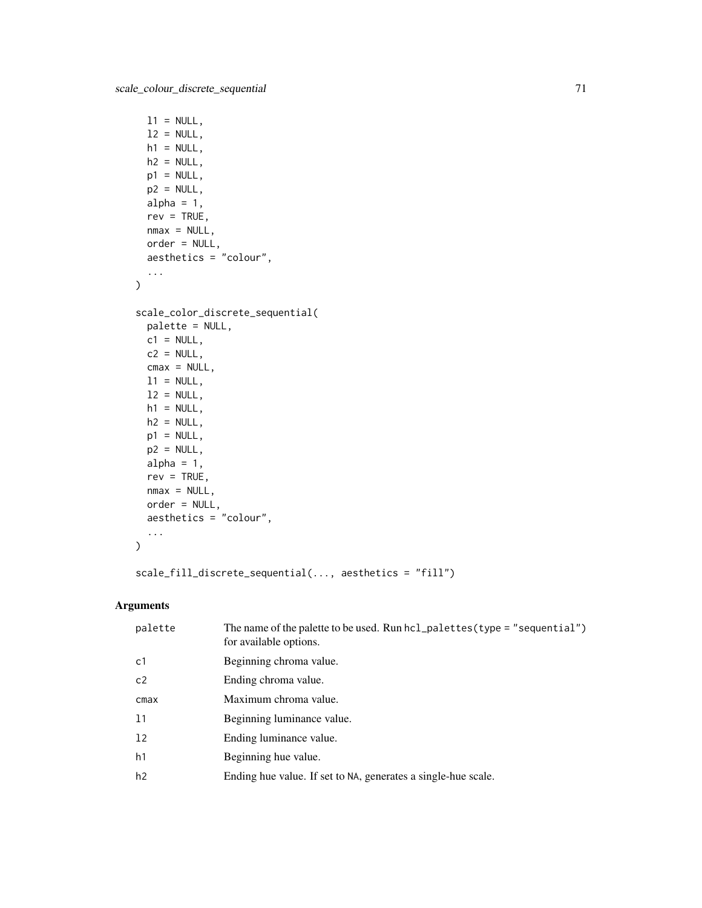```
  l1 = NULL,
  l2 = NULL,
  h1 = NULL,
  h2 = NULL,
  p1 = NULL,
  p2 = NULL,
  alpha = 1,
  rev = TRUE,
  nmax = NULL,
  order = NULL,
  aesthetics = "colour",
  ...
)

scale_color_discrete_sequential(
  palette = NULL,
  c1 = NULL,
  c2 = NULL,
  cmax = NULL,
  l1 = NULL,
  l2 = NULL,
  h1 = NULL,
  h2 = NULL,
  p1 = NULL,
  p2 = NULL,
  alpha = 1,
  rev = TRUE,
  nmax = NULL,
  order = NULL,
  aesthetics = "colour",
  ...
)

scale_fill_discrete_sequential(..., aesthetics = "fill")
```

## Arguments

| | |
|---|---|
| palette | The name of the palette to be used. Run `hcl_palettes(type = "sequential")` for available options. |
| c1 | Beginning chroma value. |
| c2 | Ending chroma value. |
| cmax | Maximum chroma value. |
| l1 | Beginning luminance value. |
| l2 | Ending luminance value. |
| h1 | Beginning hue value. |
| h2 | Ending hue value. If set to `NA`, generates a single-hue scale. |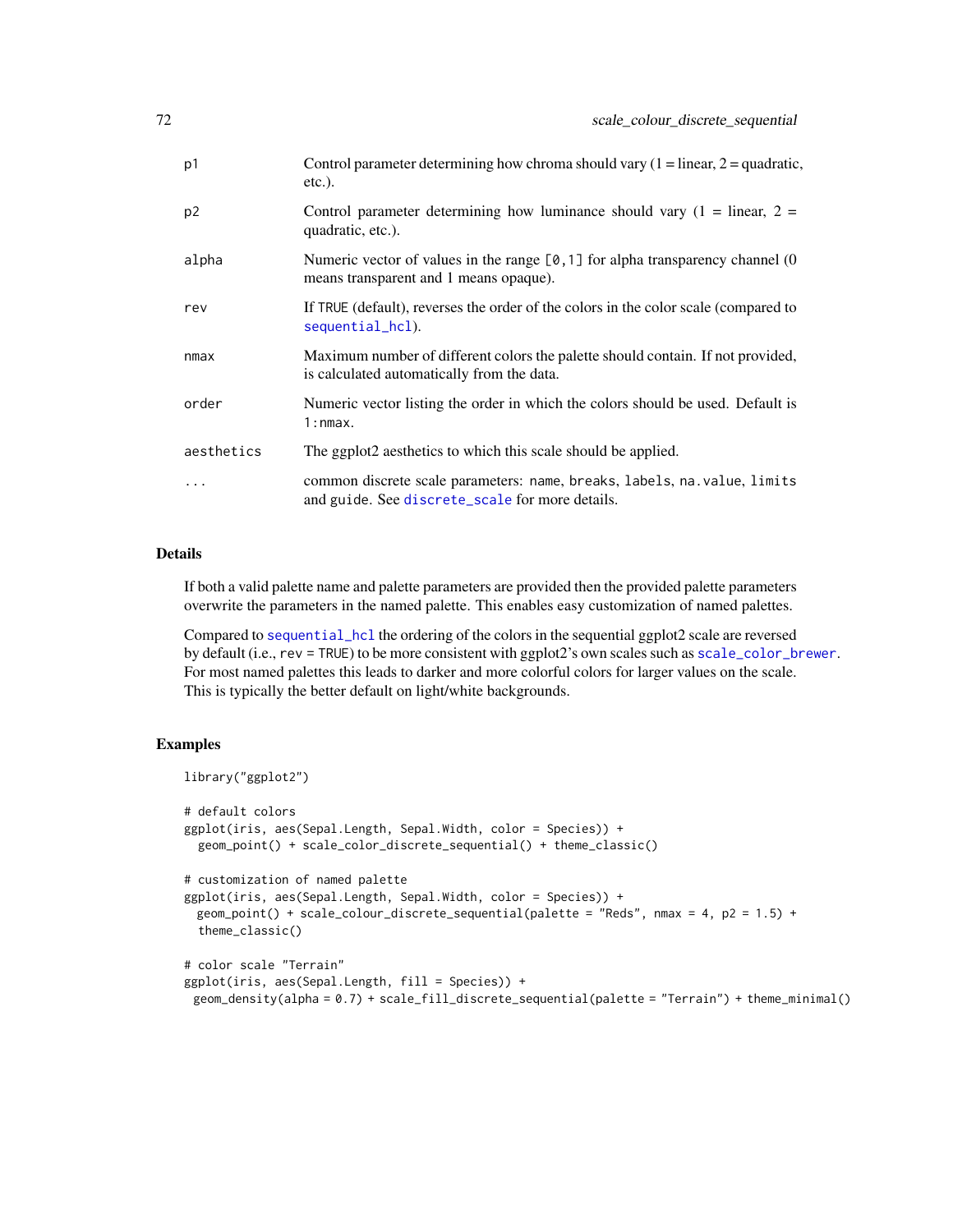| | |
|---|---|
| `p1` | Control parameter determining how chroma should vary (1 = linear, 2 = quadratic, etc.). |
| `p2` | Control parameter determining how luminance should vary (1 = linear, 2 = quadratic, etc.). |
| `alpha` | Numeric vector of values in the range `[0,1]` for alpha transparency channel (0 means transparent and 1 means opaque). |
| `rev` | If `TRUE` (default), reverses the order of the colors in the color scale (compared to `sequential_hcl`). |
| `nmax` | Maximum number of different colors the palette should contain. If not provided, is calculated automatically from the data. |
| `order` | Numeric vector listing the order in which the colors should be used. Default is `1:nmax`. |
| `aesthetics` | The ggplot2 aesthetics to which this scale should be applied. |
| `...` | common discrete scale parameters: `name`, `breaks`, `labels`, `na.value`, `limits` and `guide`. See `discrete_scale` for more details. |

## Details

If both a valid palette name and palette parameters are provided then the provided palette parameters overwrite the parameters in the named palette. This enables easy customization of named palettes.

Compared to `sequential_hcl` the ordering of the colors in the sequential ggplot2 scale are reversed by default (i.e., `rev = TRUE`) to be more consistent with ggplot2's own scales such as `scale_color_brewer`. For most named palettes this leads to darker and more colorful colors for larger values on the scale. This is typically the better default on light/white backgrounds.

## Examples

```
library("ggplot2")

# default colors
ggplot(iris, aes(Sepal.Length, Sepal.Width, color = Species)) +
  geom_point() + scale_color_discrete_sequential() + theme_classic()

# customization of named palette
ggplot(iris, aes(Sepal.Length, Sepal.Width, color = Species)) +
  geom_point() + scale_colour_discrete_sequential(palette = "Reds", nmax = 4, p2 = 1.5) +
  theme_classic()

# color scale "Terrain"
ggplot(iris, aes(Sepal.Length, fill = Species)) +
 geom_density(alpha = 0.7) + scale_fill_discrete_sequential(palette = "Terrain") + theme_minimal()
```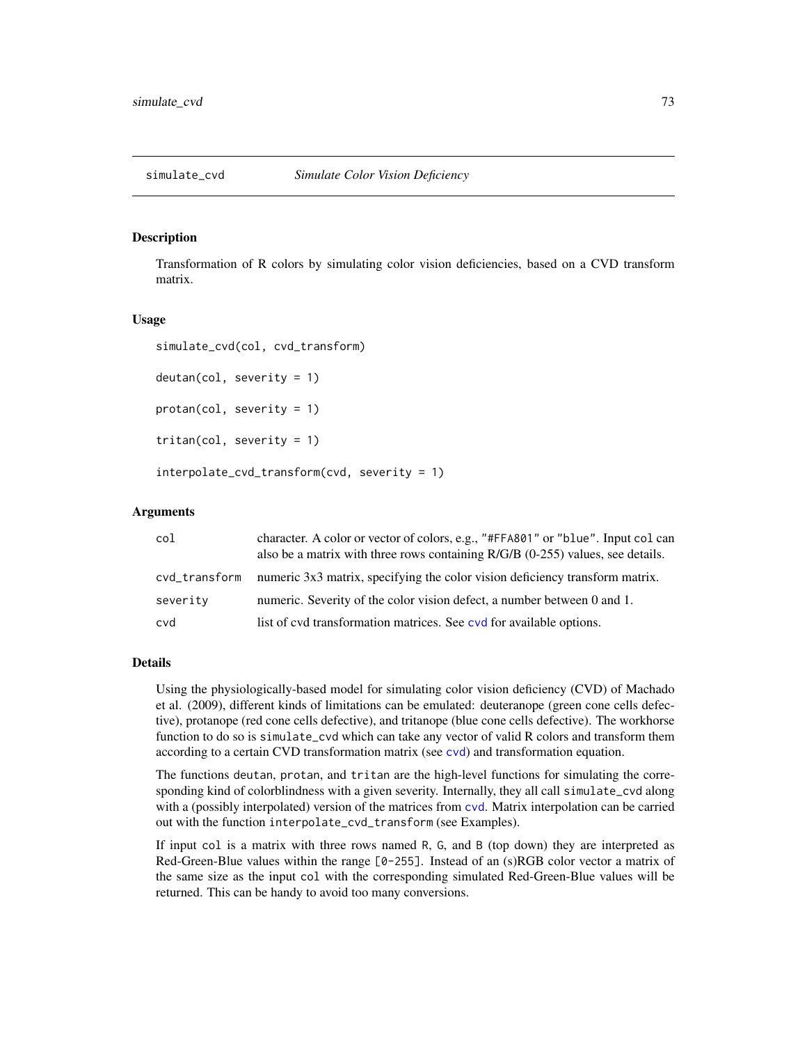# simulate_cvd    *Simulate Color Vision Deficiency*

## Description

Transformation of R colors by simulating color vision deficiencies, based on a CVD transform matrix.

## Usage

```
simulate_cvd(col, cvd_transform)

deutan(col, severity = 1)

protan(col, severity = 1)

tritan(col, severity = 1)

interpolate_cvd_transform(cvd, severity = 1)
```

## Arguments

| | |
|---|---|
| `col` | character. A color or vector of colors, e.g., `"#FFA801"` or `"blue"`. Input `col` can also be a matrix with three rows containing R/G/B (0-255) values, see details. |
| `cvd_transform` | numeric 3x3 matrix, specifying the color vision deficiency transform matrix. |
| `severity` | numeric. Severity of the color vision defect, a number between 0 and 1. |
| `cvd` | list of cvd transformation matrices. See `cvd` for available options. |

## Details

Using the physiologically-based model for simulating color vision deficiency (CVD) of Machado et al. (2009), different kinds of limitations can be emulated: deuteranope (green cone cells defective), protanope (red cone cells defective), and tritanope (blue cone cells defective). The workhorse function to do so is `simulate_cvd` which can take any vector of valid R colors and transform them according to a certain CVD transformation matrix (see `cvd`) and transformation equation.

The functions `deutan`, `protan`, and `tritan` are the high-level functions for simulating the corresponding kind of colorblindness with a given severity. Internally, they all call `simulate_cvd` along with a (possibly interpolated) version of the matrices from `cvd`. Matrix interpolation can be carried out with the function `interpolate_cvd_transform` (see Examples).

If input `col` is a matrix with three rows named `R`, `G`, and `B` (top down) they are interpreted as Red-Green-Blue values within the range `[0-255]`. Instead of an (s)RGB color vector a matrix of the same size as the input `col` with the corresponding simulated Red-Green-Blue values will be returned. This can be handy to avoid too many conversions.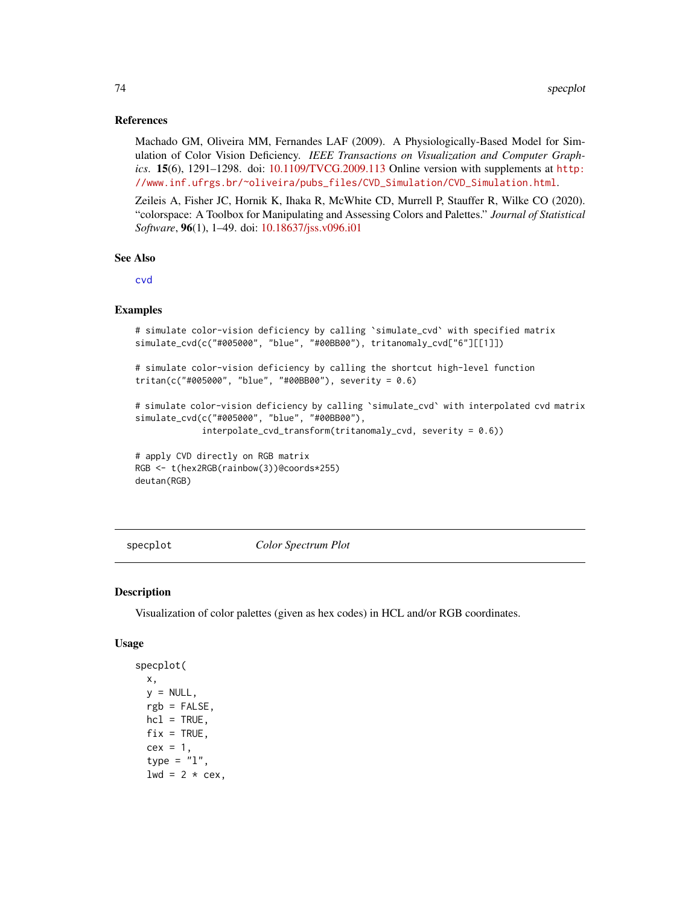### References

Machado GM, Oliveira MM, Fernandes LAF (2009). A Physiologically-Based Model for Simulation of Color Vision Deficiency. *IEEE Transactions on Visualization and Computer Graphics*. **15**(6), 1291–1298. doi: 10.1109/TVCG.2009.113 Online version with supplements at http://www.inf.ufrgs.br/~oliveira/pubs_files/CVD_Simulation/CVD_Simulation.html.

Zeileis A, Fisher JC, Hornik K, Ihaka R, McWhite CD, Murrell P, Stauffer R, Wilke CO (2020). "colorspace: A Toolbox for Manipulating and Assessing Colors and Palettes." *Journal of Statistical Software*, **96**(1), 1–49. doi: 10.18637/jss.v096.i01

### See Also

cvd

### Examples

```
# simulate color-vision deficiency by calling `simulate_cvd` with specified matrix
simulate_cvd(c("#005000", "blue", "#00BB00"), tritanomaly_cvd["6"][[1]])

# simulate color-vision deficiency by calling the shortcut high-level function
tritan(c("#005000", "blue", "#00BB00"), severity = 0.6)

# simulate color-vision deficiency by calling `simulate_cvd` with interpolated cvd matrix
simulate_cvd(c("#005000", "blue", "#00BB00"),
             interpolate_cvd_transform(tritanomaly_cvd, severity = 0.6))

# apply CVD directly on RGB matrix
RGB <- t(hex2RGB(rainbow(3))@coords*255)
deutan(RGB)
```

---

## specplot — *Color Spectrum Plot*

---

### Description

Visualization of color palettes (given as hex codes) in HCL and/or RGB coordinates.

### Usage

```
specplot(
  x,
  y = NULL,
  rgb = FALSE,
  hcl = TRUE,
  fix = TRUE,
  cex = 1,
  type = "l",
  lwd = 2 * cex,
```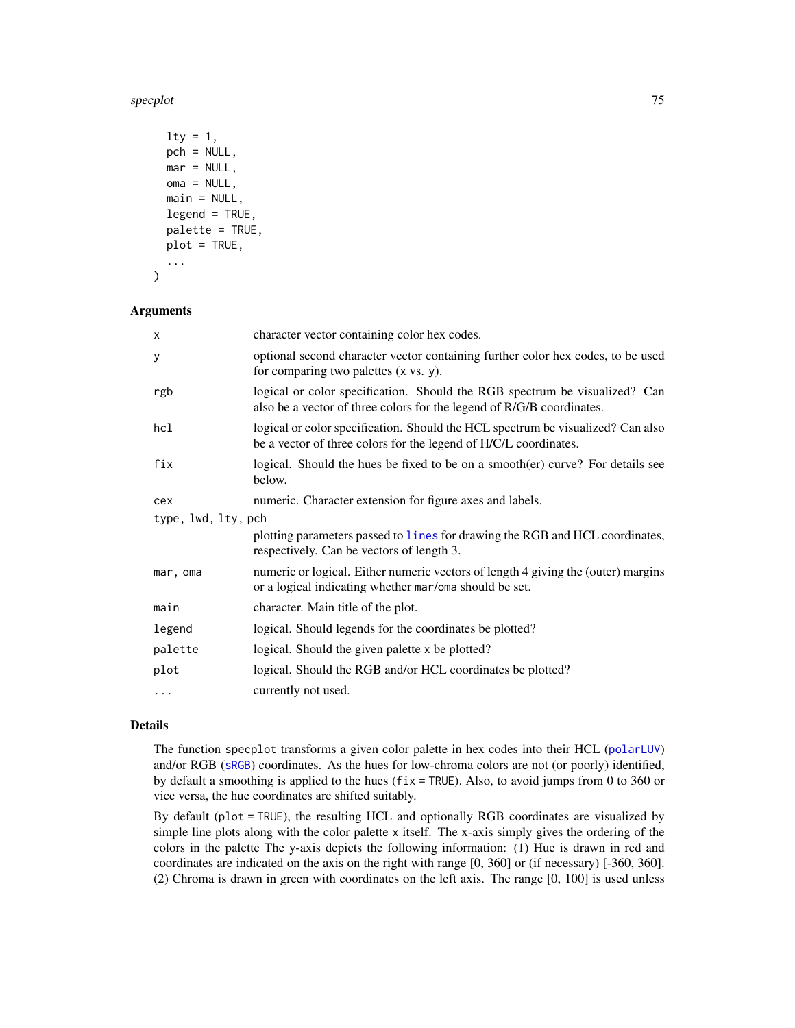```
  lty = 1,
  pch = NULL,
  mar = NULL,
  oma = NULL,
  main = NULL,
  legend = TRUE,
  palette = TRUE,
  plot = TRUE,
  ...
)
```

## Arguments

| | |
|---|---|
| `x` | character vector containing color hex codes. |
| `y` | optional second character vector containing further color hex codes, to be used for comparing two palettes (`x` vs. `y`). |
| `rgb` | logical or color specification. Should the RGB spectrum be visualized? Can also be a vector of three colors for the legend of R/G/B coordinates. |
| `hcl` | logical or color specification. Should the HCL spectrum be visualized? Can also be a vector of three colors for the legend of H/C/L coordinates. |
| `fix` | logical. Should the hues be fixed to be on a smooth(er) curve? For details see below. |
| `cex` | numeric. Character extension for figure axes and labels. |
| `type, lwd, lty, pch` | plotting parameters passed to `lines` for drawing the RGB and HCL coordinates, respectively. Can be vectors of length 3. |
| `mar, oma` | numeric or logical. Either numeric vectors of length 4 giving the (outer) margins or a logical indicating whether `mar`/`oma` should be set. |
| `main` | character. Main title of the plot. |
| `legend` | logical. Should legends for the coordinates be plotted? |
| `palette` | logical. Should the given palette `x` be plotted? |
| `plot` | logical. Should the RGB and/or HCL coordinates be plotted? |
| `...` | currently not used. |

## Details

The function `specplot` transforms a given color palette in hex codes into their HCL (`polarLUV`) and/or RGB (`sRGB`) coordinates. As the hues for low-chroma colors are not (or poorly) identified, by default a smoothing is applied to the hues (`fix = TRUE`). Also, to avoid jumps from 0 to 360 or vice versa, the hue coordinates are shifted suitably.

By default (`plot = TRUE`), the resulting HCL and optionally RGB coordinates are visualized by simple line plots along with the color palette `x` itself. The x-axis simply gives the ordering of the colors in the palette The y-axis depicts the following information: (1) Hue is drawn in red and coordinates are indicated on the axis on the right with range [0, 360] or (if necessary) [-360, 360]. (2) Chroma is drawn in green with coordinates on the left axis. The range [0, 100] is used unless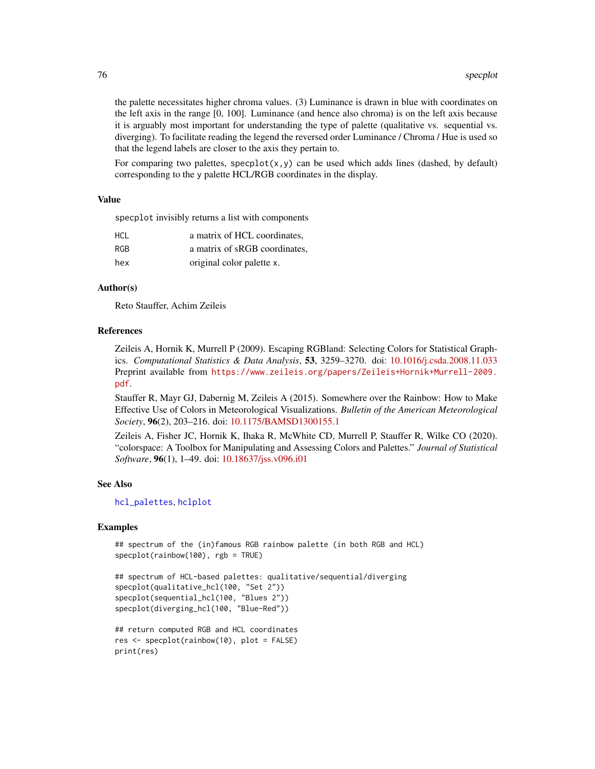the palette necessitates higher chroma values. (3) Luminance is drawn in blue with coordinates on the left axis in the range [0, 100]. Luminance (and hence also chroma) is on the left axis because it is arguably most important for understanding the type of palette (qualitative vs. sequential vs. diverging). To facilitate reading the legend the reversed order Luminance / Chroma / Hue is used so that the legend labels are closer to the axis they pertain to.

For comparing two palettes, `specplot(x,y)` can be used which adds lines (dashed, by default) corresponding to the `y` palette HCL/RGB coordinates in the display.

### Value

`specplot` invisibly returns a list with components

| | |
|---|---|
| `HCL` | a matrix of HCL coordinates, |
| `RGB` | a matrix of sRGB coordinates, |
| `hex` | original color palette `x`. |

### Author(s)

Reto Stauffer, Achim Zeileis

### References

Zeileis A, Hornik K, Murrell P (2009). Escaping RGBland: Selecting Colors for Statistical Graphics. *Computational Statistics & Data Analysis*, **53**, 3259–3270. doi: 10.1016/j.csda.2008.11.033 Preprint available from https://www.zeileis.org/papers/Zeileis+Hornik+Murrell-2009.pdf.

Stauffer R, Mayr GJ, Dabernig M, Zeileis A (2015). Somewhere over the Rainbow: How to Make Effective Use of Colors in Meteorological Visualizations. *Bulletin of the American Meteorological Society*, **96**(2), 203–216. doi: 10.1175/BAMSD1300155.1

Zeileis A, Fisher JC, Hornik K, Ihaka R, McWhite CD, Murrell P, Stauffer R, Wilke CO (2020). "colorspace: A Toolbox for Manipulating and Assessing Colors and Palettes." *Journal of Statistical Software*, **96**(1), 1–49. doi: 10.18637/jss.v096.i01

### See Also

`hcl_palettes`, `hclplot`

### Examples

```
## spectrum of the (in)famous RGB rainbow palette (in both RGB and HCL)
specplot(rainbow(100), rgb = TRUE)

## spectrum of HCL-based palettes: qualitative/sequential/diverging
specplot(qualitative_hcl(100, "Set 2"))
specplot(sequential_hcl(100, "Blues 2"))
specplot(diverging_hcl(100, "Blue-Red"))

## return computed RGB and HCL coordinates
res <- specplot(rainbow(10), plot = FALSE)
print(res)
```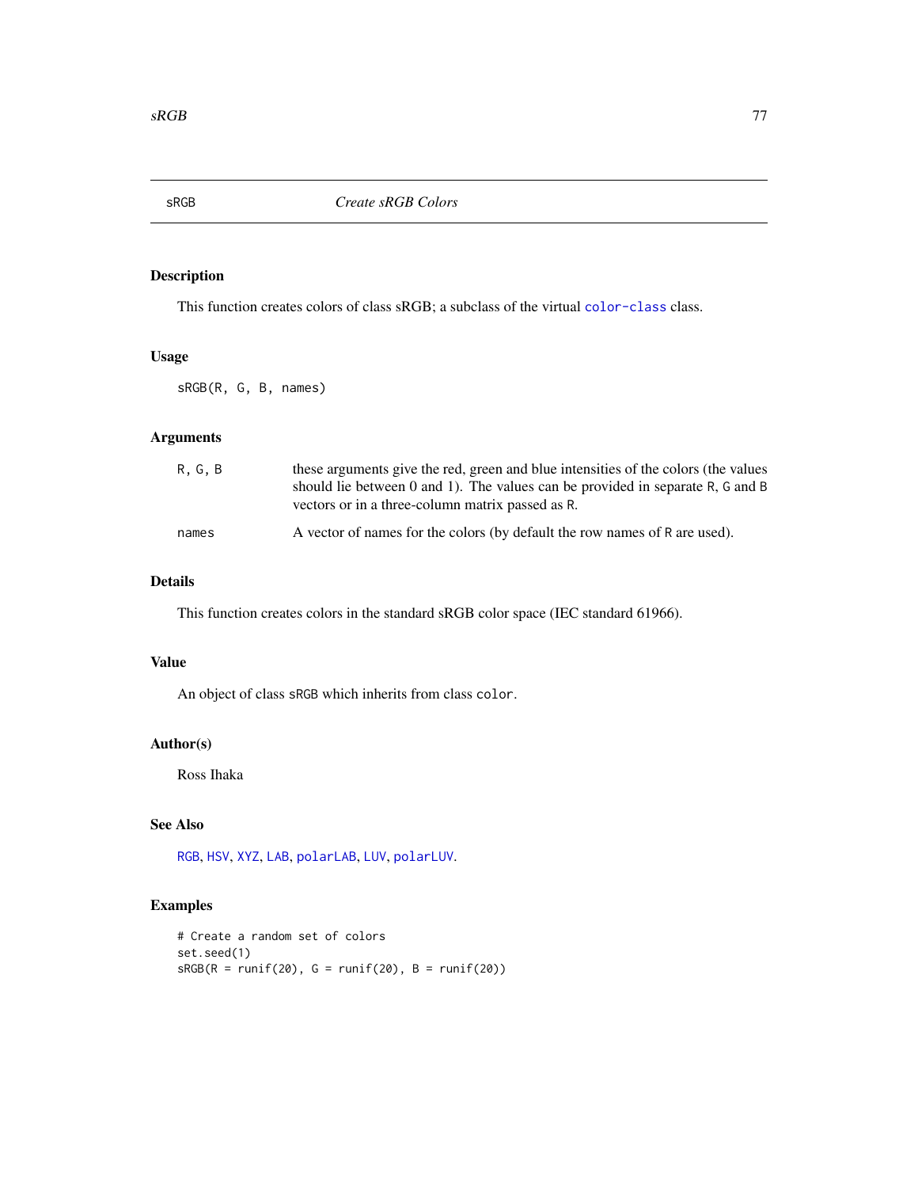## sRGB — *Create sRGB Colors*

### Description

This function creates colors of class sRGB; a subclass of the virtual `color-class` class.

### Usage

```
sRGB(R, G, B, names)
```

### Arguments

| | |
|---|---|
| `R, G, B` | these arguments give the red, green and blue intensities of the colors (the values should lie between 0 and 1). The values can be provided in separate `R`, `G` and `B` vectors or in a three-column matrix passed as `R`. |
| `names` | A vector of names for the colors (by default the row names of `R` are used). |

### Details

This function creates colors in the standard sRGB color space (IEC standard 61966).

### Value

An object of class `sRGB` which inherits from class `color`.

### Author(s)

Ross Ihaka

### See Also

`RGB`, `HSV`, `XYZ`, `LAB`, `polarLAB`, `LUV`, `polarLUV`.

### Examples

```
# Create a random set of colors
set.seed(1)
sRGB(R = runif(20), G = runif(20), B = runif(20))
```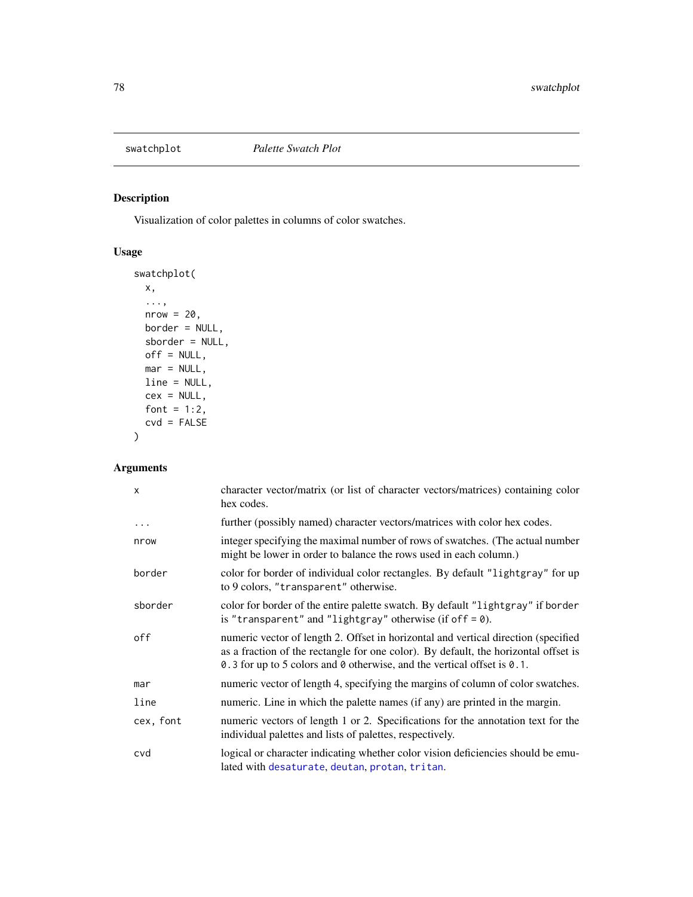swatchplot *Palette Swatch Plot*

## Description

Visualization of color palettes in columns of color swatches.

## Usage

```
swatchplot(
  x,
  ...,
  nrow = 20,
  border = NULL,
  sborder = NULL,
  off = NULL,
  mar = NULL,
  line = NULL,
  cex = NULL,
  font = 1:2,
  cvd = FALSE
)
```

## Arguments

| | |
|---|---|
| `x` | character vector/matrix (or list of character vectors/matrices) containing color hex codes. |
| `...` | further (possibly named) character vectors/matrices with color hex codes. |
| `nrow` | integer specifying the maximal number of rows of swatches. (The actual number might be lower in order to balance the rows used in each column.) |
| `border` | color for border of individual color rectangles. By default `"lightgray"` for up to 9 colors, `"transparent"` otherwise. |
| `sborder` | color for border of the entire palette swatch. By default `"lightgray"` if `border` is `"transparent"` and `"lightgray"` otherwise (if `off = 0`). |
| `off` | numeric vector of length 2. Offset in horizontal and vertical direction (specified as a fraction of the rectangle for one color). By default, the horizontal offset is `0.3` for up to 5 colors and `0` otherwise, and the vertical offset is `0.1`. |
| `mar` | numeric vector of length 4, specifying the margins of column of color swatches. |
| `line` | numeric. Line in which the palette names (if any) are printed in the margin. |
| `cex, font` | numeric vectors of length 1 or 2. Specifications for the annotation text for the individual palettes and lists of palettes, respectively. |
| `cvd` | logical or character indicating whether color vision deficiencies should be emulated with `desaturate`, `deutan`, `protan`, `tritan`. |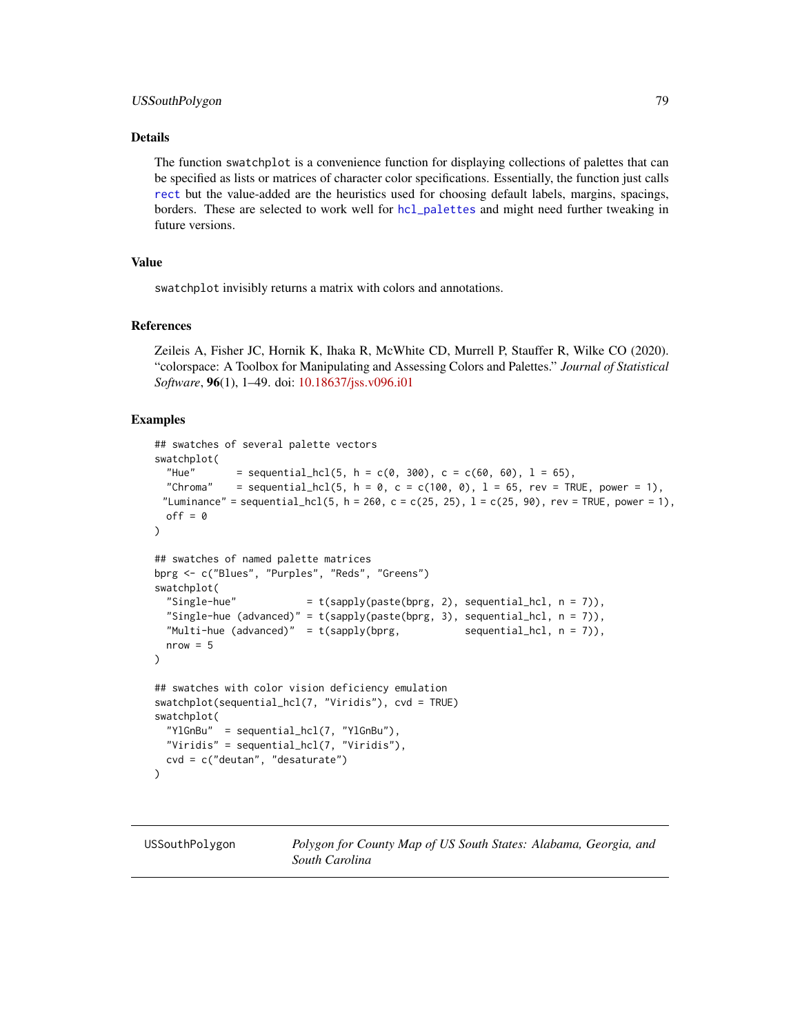### Details

The function swatchplot is a convenience function for displaying collections of palettes that can be specified as lists or matrices of character color specifications. Essentially, the function just calls rect but the value-added are the heuristics used for choosing default labels, margins, spacings, borders. These are selected to work well for hcl_palettes and might need further tweaking in future versions.

### Value

swatchplot invisibly returns a matrix with colors and annotations.

### References

Zeileis A, Fisher JC, Hornik K, Ihaka R, McWhite CD, Murrell P, Stauffer R, Wilke CO (2020). "colorspace: A Toolbox for Manipulating and Assessing Colors and Palettes." *Journal of Statistical Software*, **96**(1), 1–49. doi: 10.18637/jss.v096.i01

### Examples

```
## swatches of several palette vectors
swatchplot(
  "Hue"       = sequential_hcl(5, h = c(0, 300), c = c(60, 60), l = 65),
  "Chroma"    = sequential_hcl(5, h = 0, c = c(100, 0), l = 65, rev = TRUE, power = 1),
 "Luminance" = sequential_hcl(5, h = 260, c = c(25, 25), l = c(25, 90), rev = TRUE, power = 1),
  off = 0
)

## swatches of named palette matrices
bprg <- c("Blues", "Purples", "Reds", "Greens")
swatchplot(
  "Single-hue"            = t(sapply(paste(bprg, 2), sequential_hcl, n = 7)),
  "Single-hue (advanced)" = t(sapply(paste(bprg, 3), sequential_hcl, n = 7)),
  "Multi-hue (advanced)"  = t(sapply(bprg,           sequential_hcl, n = 7)),
  nrow = 5
)

## swatches with color vision deficiency emulation
swatchplot(sequential_hcl(7, "Viridis"), cvd = TRUE)
swatchplot(
  "YlGnBu"  = sequential_hcl(7, "YlGnBu"),
  "Viridis" = sequential_hcl(7, "Viridis"),
  cvd = c("deutan", "desaturate")
)
```

---

## USSouthPolygon — *Polygon for County Map of US South States: Alabama, Georgia, and South Carolina*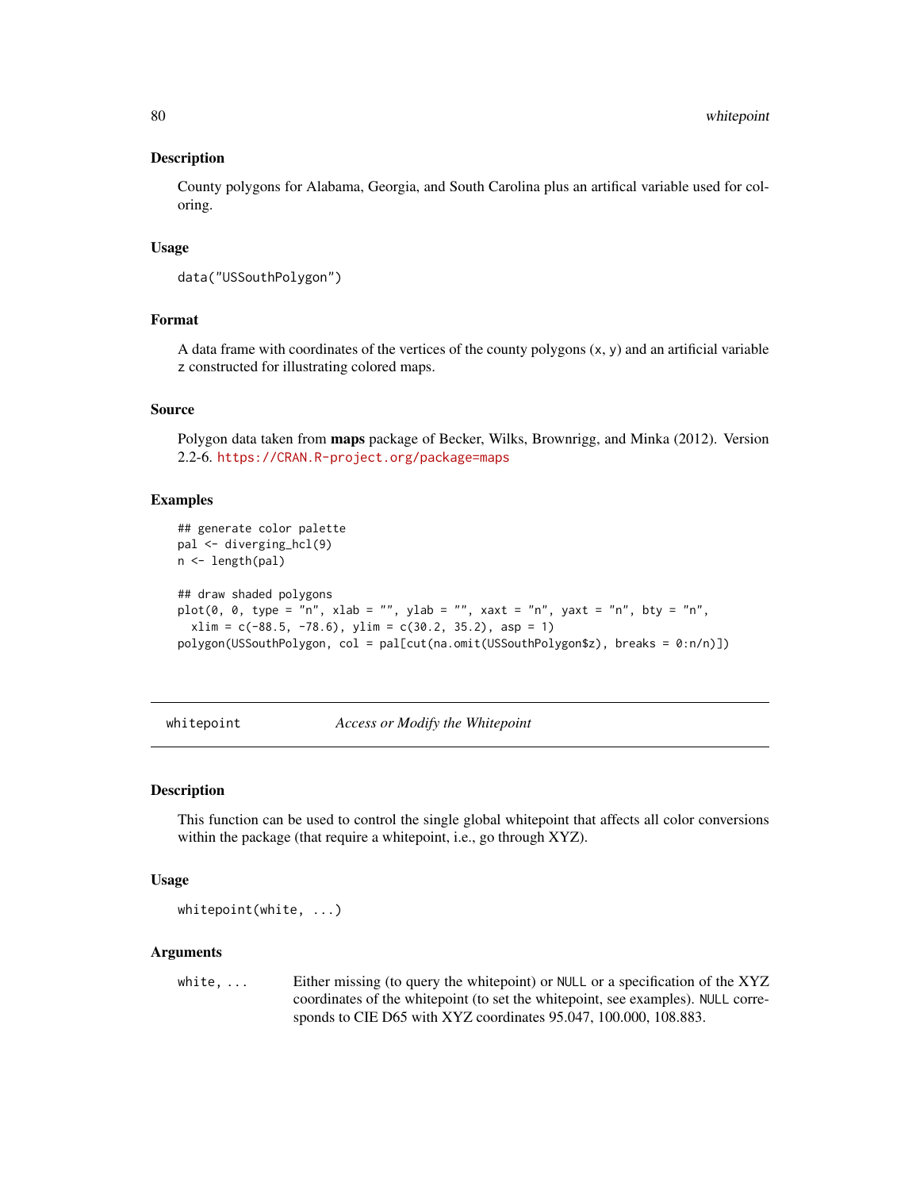### Description

County polygons for Alabama, Georgia, and South Carolina plus an artifical variable used for coloring.

### Usage

```
data("USSouthPolygon")
```

### Format

A data frame with coordinates of the vertices of the county polygons (x, y) and an artificial variable z constructed for illustrating colored maps.

### Source

Polygon data taken from **maps** package of Becker, Wilks, Brownrigg, and Minka (2012). Version 2.2-6. https://CRAN.R-project.org/package=maps

### Examples

```
## generate color palette
pal <- diverging_hcl(9)
n <- length(pal)

## draw shaded polygons
plot(0, 0, type = "n", xlab = "", ylab = "", xaxt = "n", yaxt = "n", bty = "n",
  xlim = c(-88.5, -78.6), ylim = c(30.2, 35.2), asp = 1)
polygon(USSouthPolygon, col = pal[cut(na.omit(USSouthPolygon$z), breaks = 0:n/n)])
```

---

## whitepoint &nbsp;&nbsp;&nbsp; *Access or Modify the Whitepoint*

---

### Description

This function can be used to control the single global whitepoint that affects all color conversions within the package (that require a whitepoint, i.e., go through XYZ).

### Usage

```
whitepoint(white, ...)
```

### Arguments

| | |
|---|---|
| `white, ...` | Either missing (to query the whitepoint) or `NULL` or a specification of the XYZ coordinates of the whitepoint (to set the whitepoint, see examples). `NULL` corresponds to CIE D65 with XYZ coordinates 95.047, 100.000, 108.883. |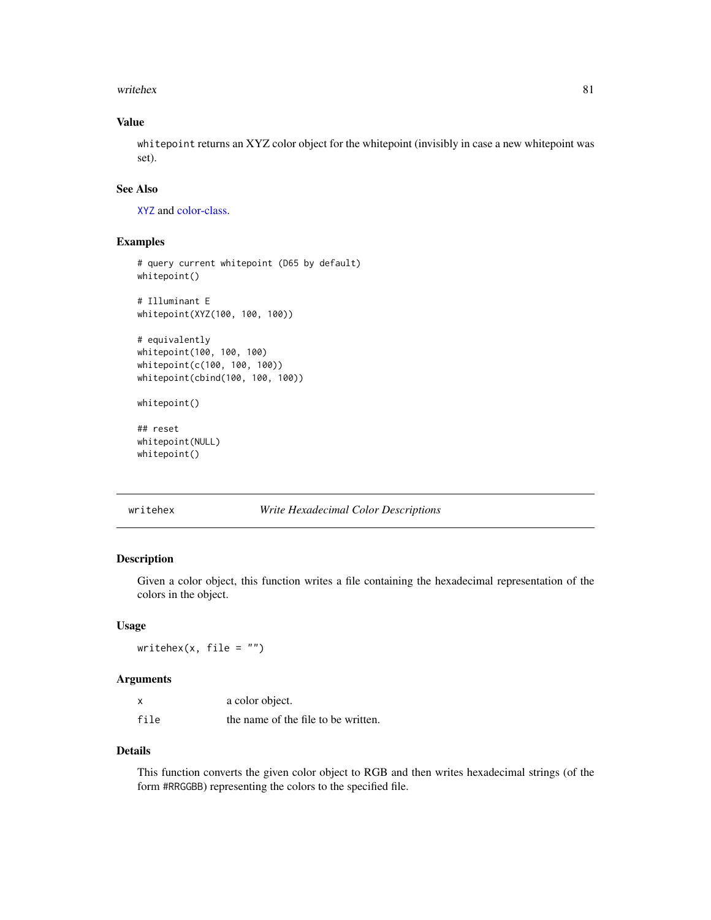## Value

`whitepoint` returns an XYZ color object for the whitepoint (invisibly in case a new whitepoint was set).

## See Also

`XYZ` and color-class.

## Examples

```
# query current whitepoint (D65 by default)
whitepoint()

# Illuminant E
whitepoint(XYZ(100, 100, 100))

# equivalently
whitepoint(100, 100, 100)
whitepoint(c(100, 100, 100))
whitepoint(cbind(100, 100, 100))

whitepoint()

## reset
whitepoint(NULL)
whitepoint()
```

---

# writehex — *Write Hexadecimal Color Descriptions*

## Description

Given a color object, this function writes a file containing the hexadecimal representation of the colors in the object.

## Usage

```
writehex(x, file = "")
```

## Arguments

| | |
|---|---|
| `x` | a color object. |
| `file` | the name of the file to be written. |

## Details

This function converts the given color object to RGB and then writes hexadecimal strings (of the form `#RRGGBB`) representing the colors to the specified file.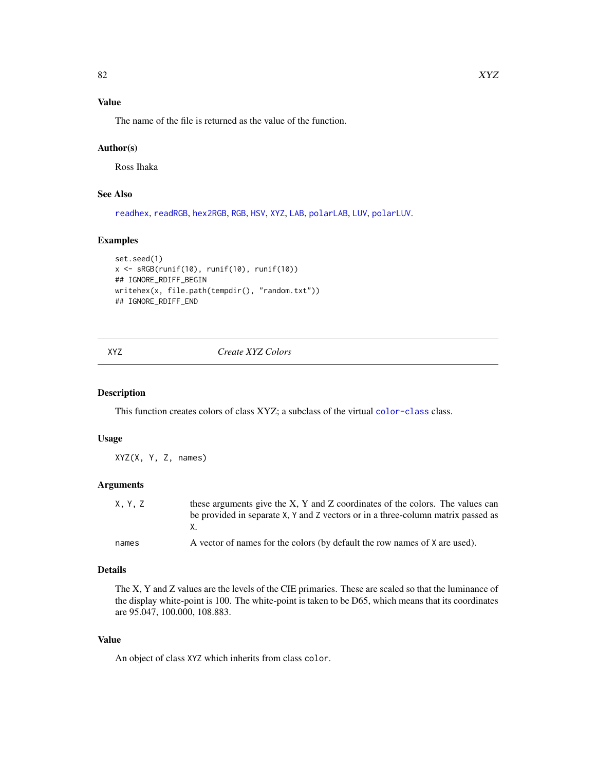### Value

The name of the file is returned as the value of the function.

### Author(s)

Ross Ihaka

### See Also

readhex, readRGB, hex2RGB, RGB, HSV, XYZ, LAB, polarLAB, LUV, polarLUV.

### Examples

```
set.seed(1)
x <- sRGB(runif(10), runif(10), runif(10))
## IGNORE_RDIFF_BEGIN
writehex(x, file.path(tempdir(), "random.txt"))
## IGNORE_RDIFF_END
```

---

## XYZ — *Create XYZ Colors*

---

### Description

This function creates colors of class XYZ; a subclass of the virtual color-class class.

### Usage

```
XYZ(X, Y, Z, names)
```

### Arguments

| | |
|---|---|
| X, Y, Z | these arguments give the X, Y and Z coordinates of the colors. The values can be provided in separate X, Y and Z vectors or in a three-column matrix passed as X. |
| names | A vector of names for the colors (by default the row names of X are used). |

### Details

The X, Y and Z values are the levels of the CIE primaries. These are scaled so that the luminance of the display white-point is 100. The white-point is taken to be D65, which means that its coordinates are 95.047, 100.000, 108.883.

### Value

An object of class XYZ which inherits from class color.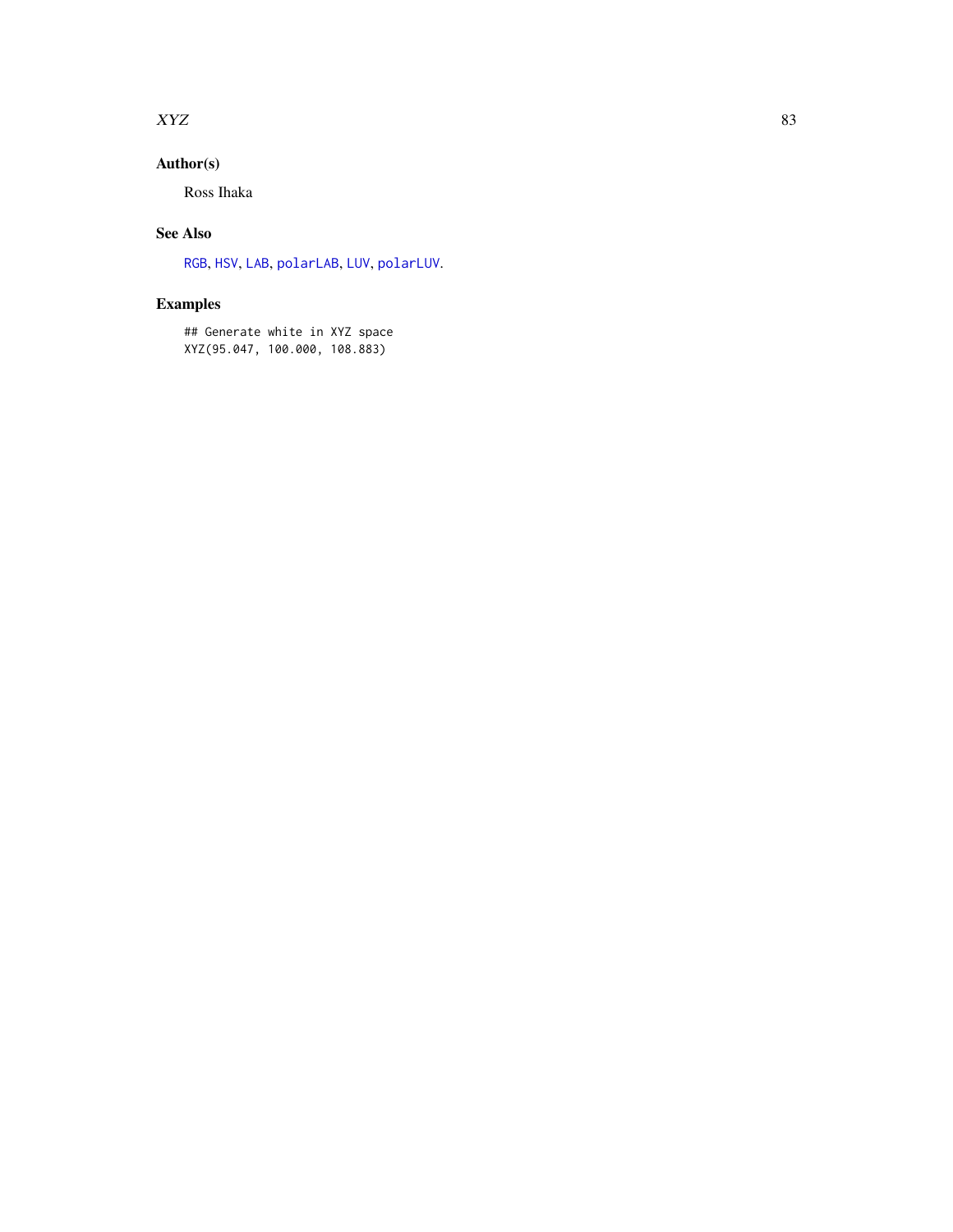## Author(s)

Ross Ihaka

## See Also

RGB, HSV, LAB, polarLAB, LUV, polarLUV.

## Examples

```
## Generate white in XYZ space
XYZ(95.047, 100.000, 108.883)
```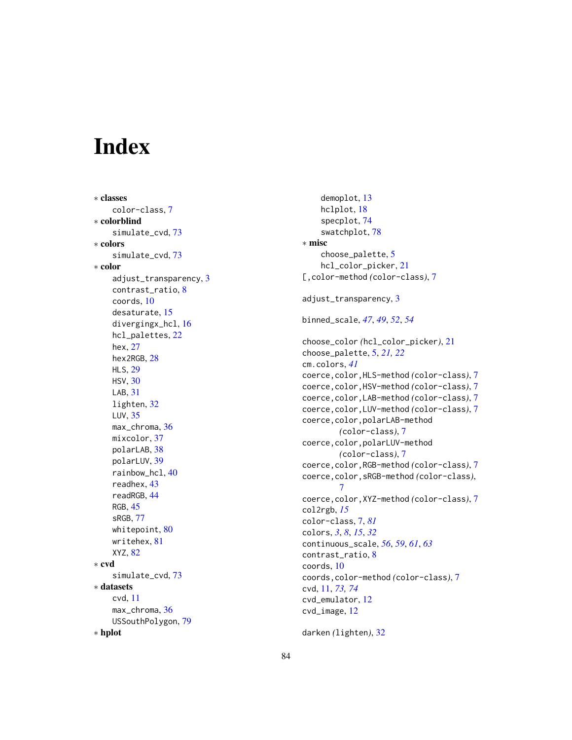# Index

∗ **classes**
  color-class, 7

∗ **colorblind**
  simulate_cvd, 73

∗ **colors**
  simulate_cvd, 73

∗ **color**
  adjust_transparency, 3
  contrast_ratio, 8
  coords, 10
  desaturate, 15
  divergingx_hcl, 16
  hcl_palettes, 22
  hex, 27
  hex2RGB, 28
  HLS, 29
  HSV, 30
  LAB, 31
  lighten, 32
  LUV, 35
  max_chroma, 36
  mixcolor, 37
  polarLAB, 38
  polarLUV, 39
  rainbow_hcl, 40
  readhex, 43
  readRGB, 44
  RGB, 45
  sRGB, 77
  whitepoint, 80
  writehex, 81
  XYZ, 82

∗ **cvd**
  simulate_cvd, 73

∗ **datasets**
  cvd, 11
  max_chroma, 36
  USSouthPolygon, 79

∗ **hplot**
  demoplot, 13
  hclplot, 18
  specplot, 74
  swatchplot, 78

∗ **misc**
  choose_palette, 5
  hcl_color_picker, 21

[,color-method *(color-class)*, 7

adjust_transparency, 3

binned_scale, *47*, *49*, *52*, *54*

choose_color *(hcl_color_picker)*, 21
choose_palette, 5, *21, 22*
cm.colors, *41*
coerce,color,HLS-method *(color-class)*, 7
coerce,color,HSV-method *(color-class)*, 7
coerce,color,LAB-method *(color-class)*, 7
coerce,color,LUV-method *(color-class)*, 7
coerce,color,polarLAB-method *(color-class)*, 7
coerce,color,polarLUV-method *(color-class)*, 7
coerce,color,RGB-method *(color-class)*, 7
coerce,color,sRGB-method *(color-class)*, 7
coerce,color,XYZ-method *(color-class)*, 7
col2rgb, *15*
color-class, 7, *81*
colors, *3*, *8*, *15*, *32*
continuous_scale, *56*, *59*, *61*, *63*
contrast_ratio, 8
coords, 10
coords,color-method *(color-class)*, 7
cvd, 11, *73, 74*
cvd_emulator, 12
cvd_image, 12

darken *(lighten)*, 32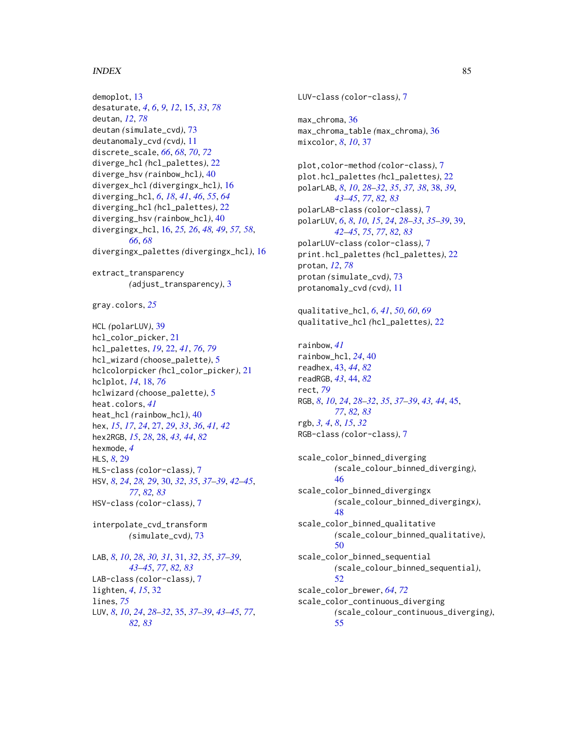demoplot, 13
desaturate, *4*, *6*, *9*, *12*, 15, *33*, *78*
deutan, *12*, *78*
deutan *(simulate_cvd)*, 73
deutanomaly_cvd *(cvd)*, 11
discrete_scale, *66*, *68*, *70*, *72*
diverge_hcl *(hcl_palettes)*, 22
diverge_hsv *(rainbow_hcl)*, 40
divergex_hcl *(divergingx_hcl)*, 16
diverging_hcl, *6*, *18*, *41*, *46*, *55*, *64*
diverging_hcl *(hcl_palettes)*, 22
diverging_hsv *(rainbow_hcl)*, 40
divergingx_hcl, 16, *25, 26*, *48, 49*, *57, 58*, *66*, *68*
divergingx_palettes *(divergingx_hcl)*, 16

extract_transparency *(adjust_transparency)*, 3

gray.colors, *25*

HCL *(polarLUV)*, 39
hcl_color_picker, 21
hcl_palettes, *19*, 22, *41*, *76*, *79*
hcl_wizard *(choose_palette)*, 5
hclcolorpicker *(hcl_color_picker)*, 21
hclplot, *14*, 18, *76*
hclwizard *(choose_palette)*, 5
heat.colors, *41*
heat_hcl *(rainbow_hcl)*, 40
hex, *15*, *17*, *24*, 27, *29*, *33*, *36*, *41, 42*
hex2RGB, *15*, *28*, 28, *43, 44*, *82*
hexmode, *4*
HLS, *8*, 29
HLS-class *(color-class)*, 7
HSV, *8*, *24*, *28, 29*, 30, *32*, *35*, *37–39*, *42–45*, *77*, *82, 83*
HSV-class *(color-class)*, 7

interpolate_cvd_transform *(simulate_cvd)*, 73

LAB, *8*, *10*, *28*, *30, 31*, 31, *32*, *35*, *37–39*, *43–45*, *77*, *82, 83*
LAB-class *(color-class)*, 7
lighten, *4*, *15*, 32
lines, *75*
LUV, *8*, *10*, *24*, *28–32*, 35, *37–39*, *43–45*, *77*, *82, 83*
LUV-class *(color-class)*, 7

max_chroma, 36
max_chroma_table *(max_chroma)*, 36
mixcolor, *8*, *10*, 37

plot,color-method *(color-class)*, 7
plot.hcl_palettes *(hcl_palettes)*, 22
polarLAB, *8*, *10*, *28–32*, *35*, *37, 38*, 38, *39*, *43–45*, *77*, *82, 83*
polarLAB-class *(color-class)*, 7
polarLUV, *6*, *8*, *10*, *15*, *24*, *28–33*, *35–39*, 39, *42–45*, *75*, *77*, *82, 83*
polarLUV-class *(color-class)*, 7
print.hcl_palettes *(hcl_palettes)*, 22
protan, *12*, *78*
protan *(simulate_cvd)*, 73
protanomaly_cvd *(cvd)*, 11

qualitative_hcl, *6*, *41*, *50*, *60*, *69*
qualitative_hcl *(hcl_palettes)*, 22

rainbow, *41*
rainbow_hcl, *24*, 40
readhex, 43, *44*, *82*
readRGB, *43*, 44, *82*
rect, *79*
RGB, *8*, *10*, *24*, *28–32*, *35*, *37–39*, *43, 44*, 45, *77*, *82, 83*
rgb, *3, 4*, *8*, *15*, *32*
RGB-class *(color-class)*, 7

scale_color_binned_diverging *(scale_colour_binned_diverging)*, 46
scale_color_binned_divergingx *(scale_colour_binned_divergingx)*, 48
scale_color_binned_qualitative *(scale_colour_binned_qualitative)*, 50
scale_color_binned_sequential *(scale_colour_binned_sequential)*, 52
scale_color_brewer, *64*, *72*
scale_color_continuous_diverging *(scale_colour_continuous_diverging)*, 55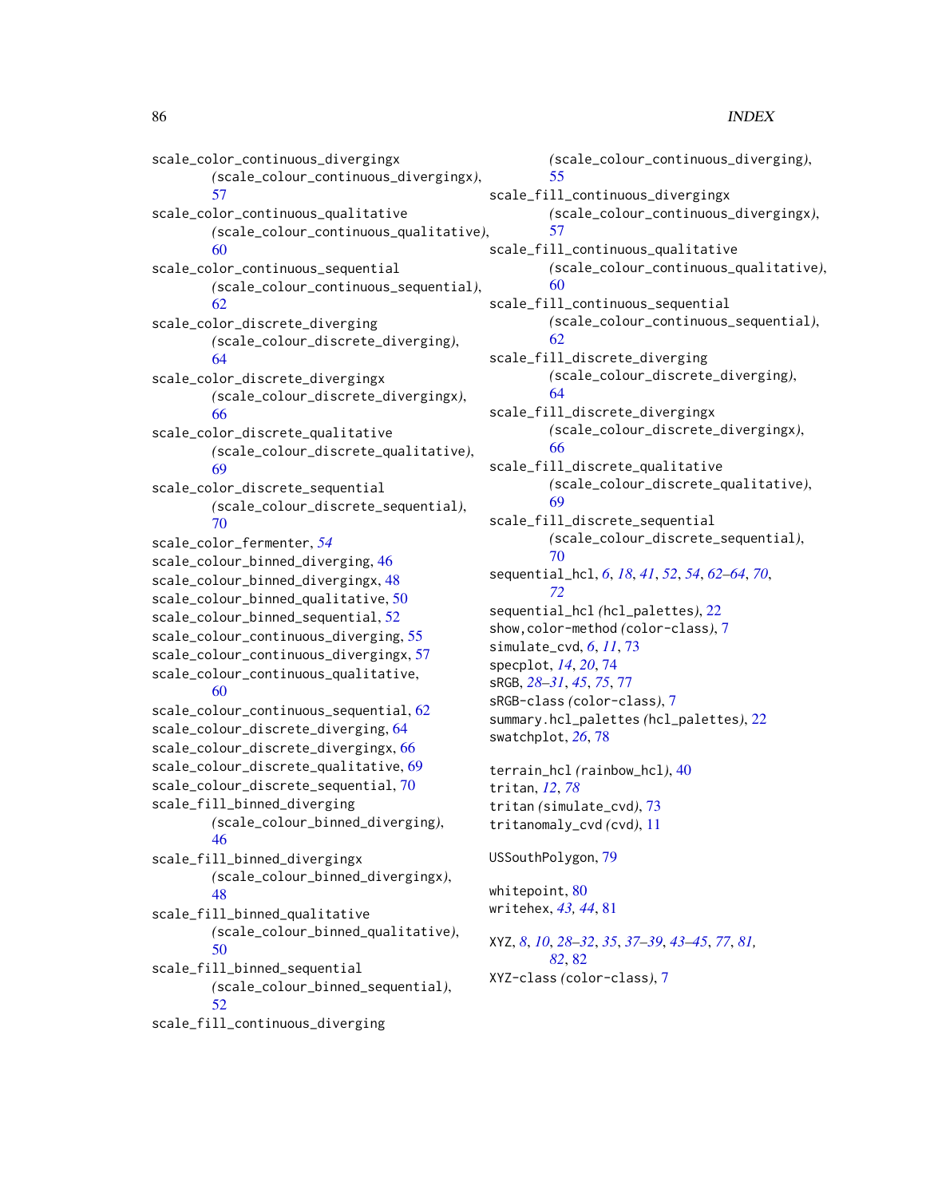scale_color_continuous_divergingx (scale_colour_continuous_divergingx), 57
scale_color_continuous_qualitative (scale_colour_continuous_qualitative), 60
scale_color_continuous_sequential (scale_colour_continuous_sequential), 62
scale_color_discrete_diverging (scale_colour_discrete_diverging), 64
scale_color_discrete_divergingx (scale_colour_discrete_divergingx), 66
scale_color_discrete_qualitative (scale_colour_discrete_qualitative), 69
scale_color_discrete_sequential (scale_colour_discrete_sequential), 70
scale_color_fermenter, *54*
scale_colour_binned_diverging, 46
scale_colour_binned_divergingx, 48
scale_colour_binned_qualitative, 50
scale_colour_binned_sequential, 52
scale_colour_continuous_diverging, 55
scale_colour_continuous_divergingx, 57
scale_colour_continuous_qualitative, 60
scale_colour_continuous_sequential, 62
scale_colour_discrete_diverging, 64
scale_colour_discrete_divergingx, 66
scale_colour_discrete_qualitative, 69
scale_colour_discrete_sequential, 70
scale_fill_binned_diverging (scale_colour_binned_diverging), 46
scale_fill_binned_divergingx (scale_colour_binned_divergingx), 48
scale_fill_binned_qualitative (scale_colour_binned_qualitative), 50
scale_fill_binned_sequential (scale_colour_binned_sequential), 52
scale_fill_continuous_diverging (scale_colour_continuous_diverging), 55
scale_fill_continuous_divergingx (scale_colour_continuous_divergingx), 57
scale_fill_continuous_qualitative (scale_colour_continuous_qualitative), 60
scale_fill_continuous_sequential (scale_colour_continuous_sequential), 62
scale_fill_discrete_diverging (scale_colour_discrete_diverging), 64
scale_fill_discrete_divergingx (scale_colour_discrete_divergingx), 66
scale_fill_discrete_qualitative (scale_colour_discrete_qualitative), 69
scale_fill_discrete_sequential (scale_colour_discrete_sequential), 70
sequential_hcl, *6*, *18*, *41*, *52*, *54*, *62–64*, *70*, *72*
sequential_hcl (hcl_palettes), 22
show,color-method (color-class), 7
simulate_cvd, *6*, *11*, 73
specplot, *14*, *20*, 74
sRGB, *28–31*, *45*, *75*, 77
sRGB-class (color-class), 7
summary.hcl_palettes (hcl_palettes), 22
swatchplot, *26*, 78

terrain_hcl (rainbow_hcl), 40
tritan, *12*, *78*
tritan (simulate_cvd), 73
tritanomaly_cvd (cvd), 11

USSouthPolygon, 79

whitepoint, 80
writehex, *43, 44*, 81

XYZ, *8*, *10*, *28–32*, *35*, *37–39*, *43–45*, *77*, *81, 82*, 82
XYZ-class (color-class), 7